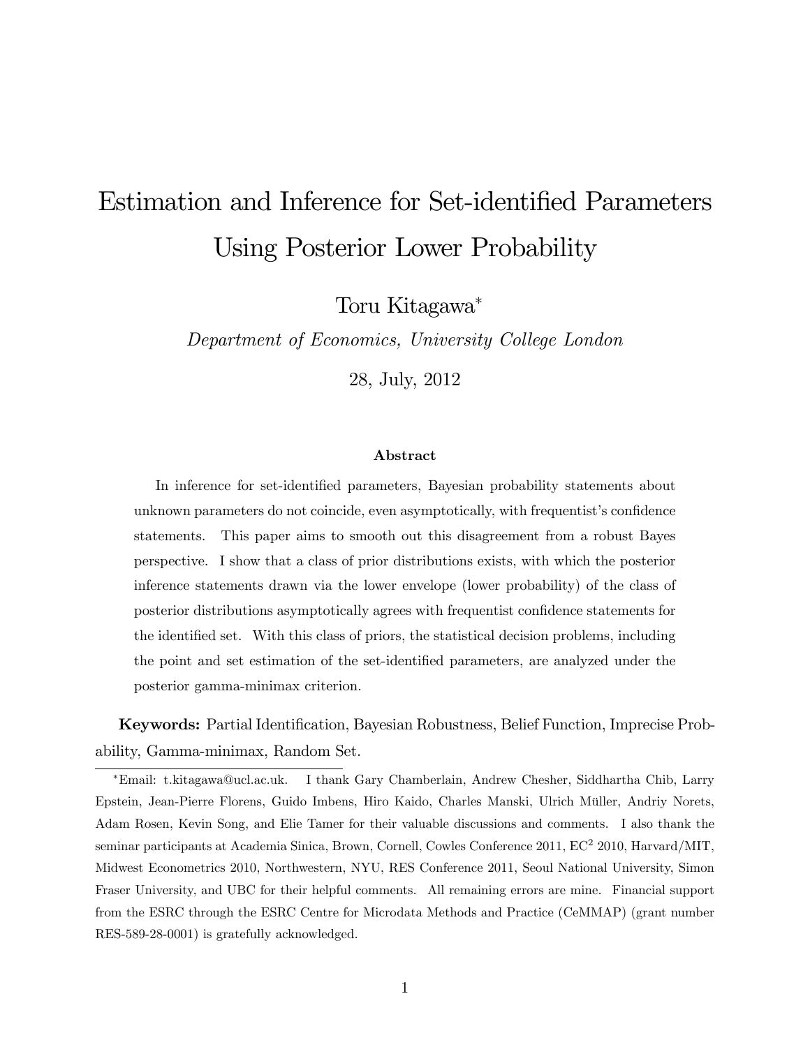# Estimation and Inference for Set-identified Parameters Using Posterior Lower Probability

Toru Kitagawa*

*Department of Economics, University College London*

28, July, 2012

### Abstract

In inference for set-identified parameters, Bayesian probability statements about unknown parameters do not coincide, even asymptotically, with frequentist's confidence statements. This paper aims to smooth out this disagreement from a robust Bayes perspective. I show that a class of prior distributions exists, with which the posterior inference statements drawn via the lower envelope (lower probability) of the class of posterior distributions asymptotically agrees with frequentist confidence statements for the identified set. With this class of priors, the statistical decision problems, including the point and set estimation of the set-identified parameters, are analyzed under the posterior gamma-minimax criterion.

**Keywords:** Partial Identification, Bayesian Robustness, Belief Function, Imprecise Probability, Gamma-minimax, Random Set.

---

*Email: t.kitagawa@ucl.ac.uk. I thank Gary Chamberlain, Andrew Chesher, Siddhartha Chib, Larry Epstein, Jean-Pierre Florens, Guido Imbens, Hiro Kaido, Charles Manski, Ulrich Müller, Andriy Norets, Adam Rosen, Kevin Song, and Elie Tamer for their valuable discussions and comments. I also thank the seminar participants at Academia Sinica, Brown, Cornell, Cowles Conference 2011, $EC^2$ 2010, Harvard/MIT, Midwest Econometrics 2010, Northwestern, NYU, RES Conference 2011, Seoul National University, Simon Fraser University, and UBC for their helpful comments. All remaining errors are mine. Financial support from the ESRC through the ESRC Centre for Microdata Methods and Practice (CeMMAP) (grant number RES-589-28-0001) is gratefully acknowledged.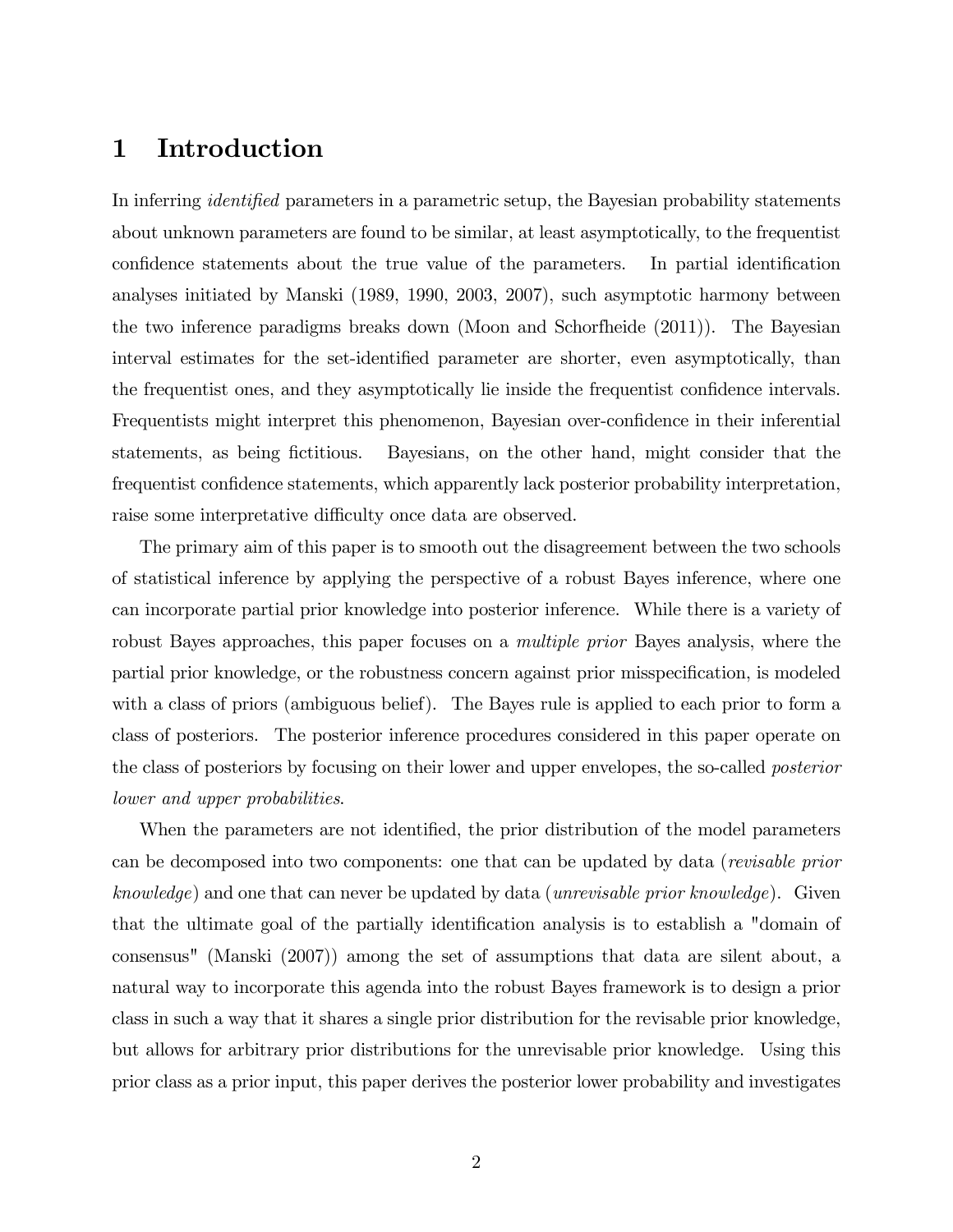# 1 Introduction

In inferring *identified* parameters in a parametric setup, the Bayesian probability statements about unknown parameters are found to be similar, at least asymptotically, to the frequentist confidence statements about the true value of the parameters. In partial identification analyses initiated by Manski (1989, 1990, 2003, 2007), such asymptotic harmony between the two inference paradigms breaks down (Moon and Schorfheide (2011)). The Bayesian interval estimates for the set-identified parameter are shorter, even asymptotically, than the frequentist ones, and they asymptotically lie inside the frequentist confidence intervals. Frequentists might interpret this phenomenon, Bayesian over-confidence in their inferential statements, as being fictitious. Bayesians, on the other hand, might consider that the frequentist confidence statements, which apparently lack posterior probability interpretation, raise some interpretative difficulty once data are observed.

The primary aim of this paper is to smooth out the disagreement between the two schools of statistical inference by applying the perspective of a robust Bayes inference, where one can incorporate partial prior knowledge into posterior inference. While there is a variety of robust Bayes approaches, this paper focuses on a *multiple prior* Bayes analysis, where the partial prior knowledge, or the robustness concern against prior misspecification, is modeled with a class of priors (ambiguous belief). The Bayes rule is applied to each prior to form a class of posteriors. The posterior inference procedures considered in this paper operate on the class of posteriors by focusing on their lower and upper envelopes, the so-called *posterior lower and upper probabilities*.

When the parameters are not identified, the prior distribution of the model parameters can be decomposed into two components: one that can be updated by data (*revisable prior knowledge*) and one that can never be updated by data (*unrevisable prior knowledge*). Given that the ultimate goal of the partially identification analysis is to establish a "domain of consensus" (Manski (2007)) among the set of assumptions that data are silent about, a natural way to incorporate this agenda into the robust Bayes framework is to design a prior class in such a way that it shares a single prior distribution for the revisable prior knowledge, but allows for arbitrary prior distributions for the unrevisable prior knowledge. Using this prior class as a prior input, this paper derives the posterior lower probability and investigates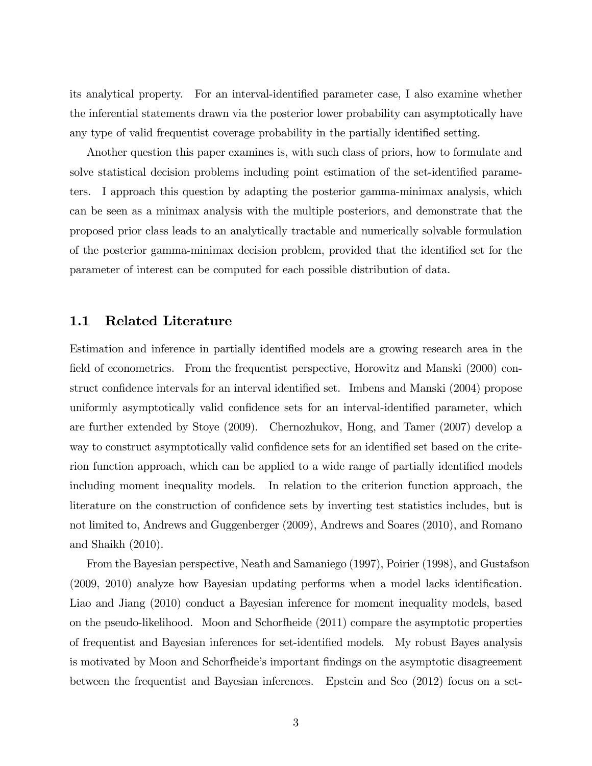its analytical property. For an interval-identified parameter case, I also examine whether the inferential statements drawn via the posterior lower probability can asymptotically have any type of valid frequentist coverage probability in the partially identified setting.

Another question this paper examines is, with such class of priors, how to formulate and solve statistical decision problems including point estimation of the set-identified parameters. I approach this question by adapting the posterior gamma-minimax analysis, which can be seen as a minimax analysis with the multiple posteriors, and demonstrate that the proposed prior class leads to an analytically tractable and numerically solvable formulation of the posterior gamma-minimax decision problem, provided that the identified set for the parameter of interest can be computed for each possible distribution of data.

## 1.1 Related Literature

Estimation and inference in partially identified models are a growing research area in the field of econometrics. From the frequentist perspective, Horowitz and Manski (2000) construct confidence intervals for an interval identified set. Imbens and Manski (2004) propose uniformly asymptotically valid confidence sets for an interval-identified parameter, which are further extended by Stoye (2009). Chernozhukov, Hong, and Tamer (2007) develop a way to construct asymptotically valid confidence sets for an identified set based on the criterion function approach, which can be applied to a wide range of partially identified models including moment inequality models. In relation to the criterion function approach, the literature on the construction of confidence sets by inverting test statistics includes, but is not limited to, Andrews and Guggenberger (2009), Andrews and Soares (2010), and Romano and Shaikh (2010).

From the Bayesian perspective, Neath and Samaniego (1997), Poirier (1998), and Gustafson (2009, 2010) analyze how Bayesian updating performs when a model lacks identification. Liao and Jiang (2010) conduct a Bayesian inference for moment inequality models, based on the pseudo-likelihood. Moon and Schorfheide (2011) compare the asymptotic properties of frequentist and Bayesian inferences for set-identified models. My robust Bayes analysis is motivated by Moon and Schorfheide's important findings on the asymptotic disagreement between the frequentist and Bayesian inferences. Epstein and Seo (2012) focus on a set-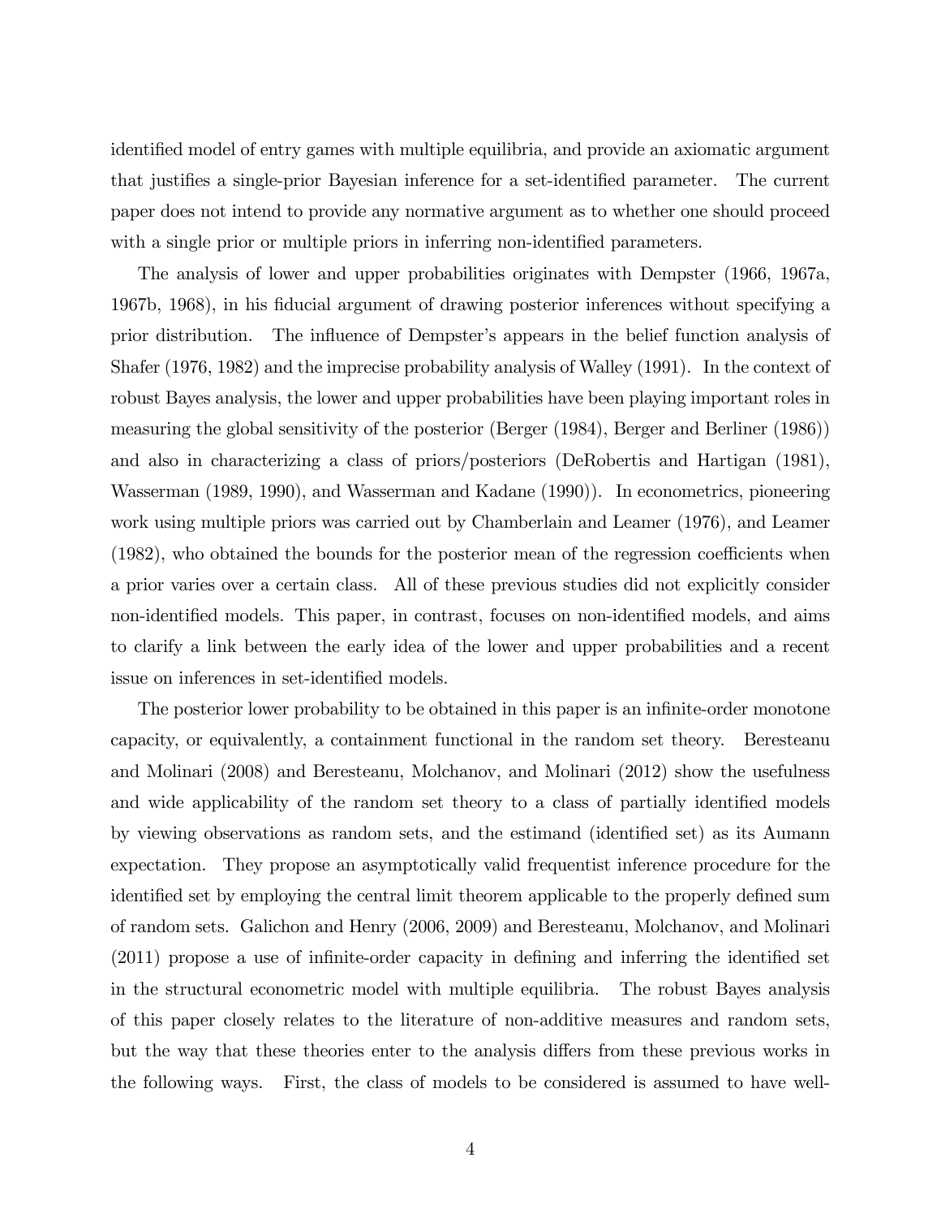identified model of entry games with multiple equilibria, and provide an axiomatic argument that justifies a single-prior Bayesian inference for a set-identified parameter. The current paper does not intend to provide any normative argument as to whether one should proceed with a single prior or multiple priors in inferring non-identified parameters.

The analysis of lower and upper probabilities originates with Dempster (1966, 1967a, 1967b, 1968), in his fiducial argument of drawing posterior inferences without specifying a prior distribution. The influence of Dempster's appears in the belief function analysis of Shafer (1976, 1982) and the imprecise probability analysis of Walley (1991). In the context of robust Bayes analysis, the lower and upper probabilities have been playing important roles in measuring the global sensitivity of the posterior (Berger (1984), Berger and Berliner (1986)) and also in characterizing a class of priors/posteriors (DeRobertis and Hartigan (1981), Wasserman (1989, 1990), and Wasserman and Kadane (1990)). In econometrics, pioneering work using multiple priors was carried out by Chamberlain and Leamer (1976), and Leamer (1982), who obtained the bounds for the posterior mean of the regression coefficients when a prior varies over a certain class. All of these previous studies did not explicitly consider non-identified models. This paper, in contrast, focuses on non-identified models, and aims to clarify a link between the early idea of the lower and upper probabilities and a recent issue on inferences in set-identified models.

The posterior lower probability to be obtained in this paper is an infinite-order monotone capacity, or equivalently, a containment functional in the random set theory. Beresteanu and Molinari (2008) and Beresteanu, Molchanov, and Molinari (2012) show the usefulness and wide applicability of the random set theory to a class of partially identified models by viewing observations as random sets, and the estimand (identified set) as its Aumann expectation. They propose an asymptotically valid frequentist inference procedure for the identified set by employing the central limit theorem applicable to the properly defined sum of random sets. Galichon and Henry (2006, 2009) and Beresteanu, Molchanov, and Molinari (2011) propose a use of infinite-order capacity in defining and inferring the identified set in the structural econometric model with multiple equilibria. The robust Bayes analysis of this paper closely relates to the literature of non-additive measures and random sets, but the way that these theories enter to the analysis differs from these previous works in the following ways. First, the class of models to be considered is assumed to have well-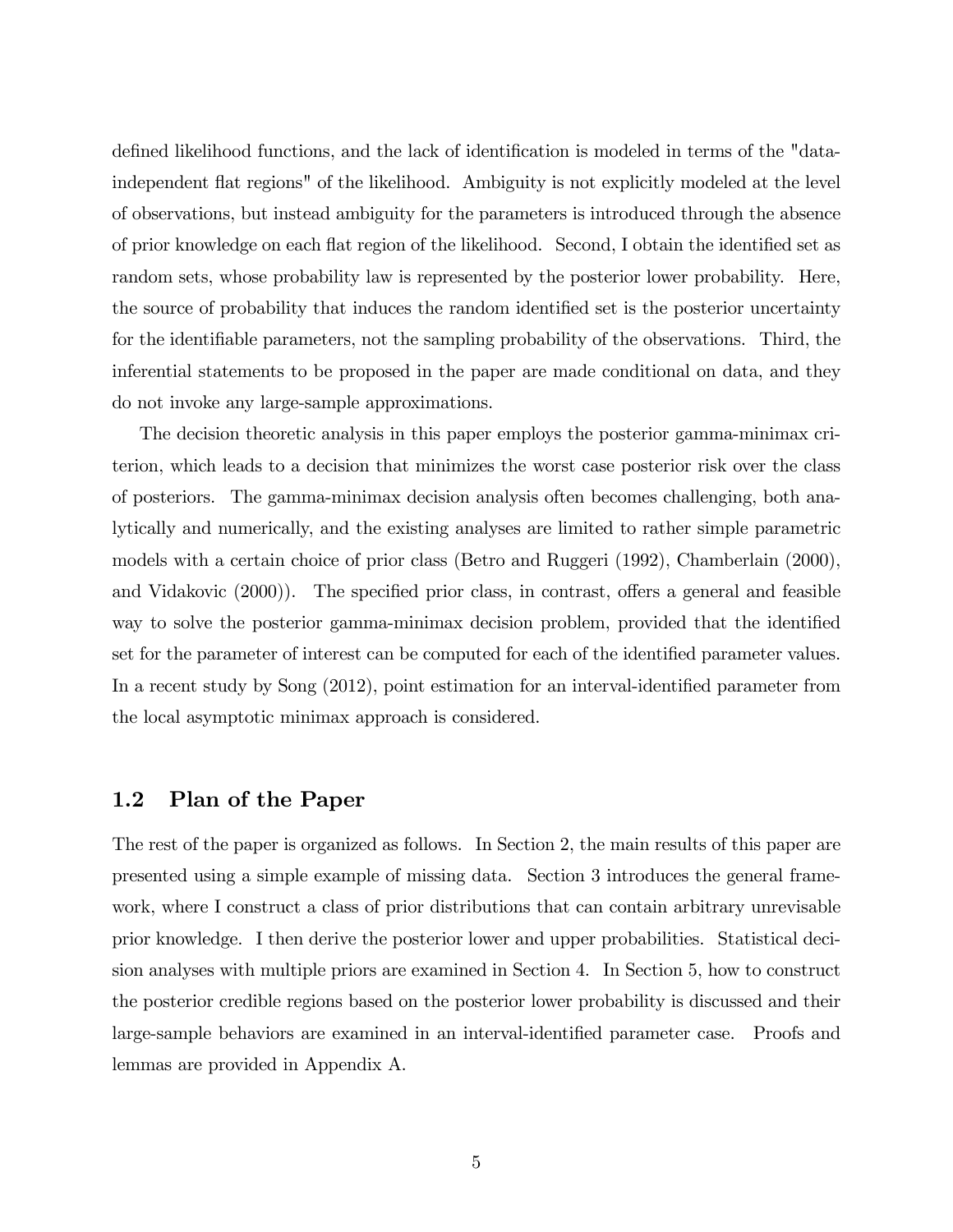defined likelihood functions, and the lack of identification is modeled in terms of the "data-independent flat regions" of the likelihood. Ambiguity is not explicitly modeled at the level of observations, but instead ambiguity for the parameters is introduced through the absence of prior knowledge on each flat region of the likelihood. Second, I obtain the identified set as random sets, whose probability law is represented by the posterior lower probability. Here, the source of probability that induces the random identified set is the posterior uncertainty for the identifiable parameters, not the sampling probability of the observations. Third, the inferential statements to be proposed in the paper are made conditional on data, and they do not invoke any large-sample approximations.

The decision theoretic analysis in this paper employs the posterior gamma-minimax criterion, which leads to a decision that minimizes the worst case posterior risk over the class of posteriors. The gamma-minimax decision analysis often becomes challenging, both analytically and numerically, and the existing analyses are limited to rather simple parametric models with a certain choice of prior class (Betro and Ruggeri (1992), Chamberlain (2000), and Vidakovic (2000)). The specified prior class, in contrast, offers a general and feasible way to solve the posterior gamma-minimax decision problem, provided that the identified set for the parameter of interest can be computed for each of the identified parameter values. In a recent study by Song (2012), point estimation for an interval-identified parameter from the local asymptotic minimax approach is considered.

## 1.2 Plan of the Paper

The rest of the paper is organized as follows. In Section 2, the main results of this paper are presented using a simple example of missing data. Section 3 introduces the general framework, where I construct a class of prior distributions that can contain arbitrary unrevisable prior knowledge. I then derive the posterior lower and upper probabilities. Statistical decision analyses with multiple priors are examined in Section 4. In Section 5, how to construct the posterior credible regions based on the posterior lower probability is discussed and their large-sample behaviors are examined in an interval-identified parameter case. Proofs and lemmas are provided in Appendix A.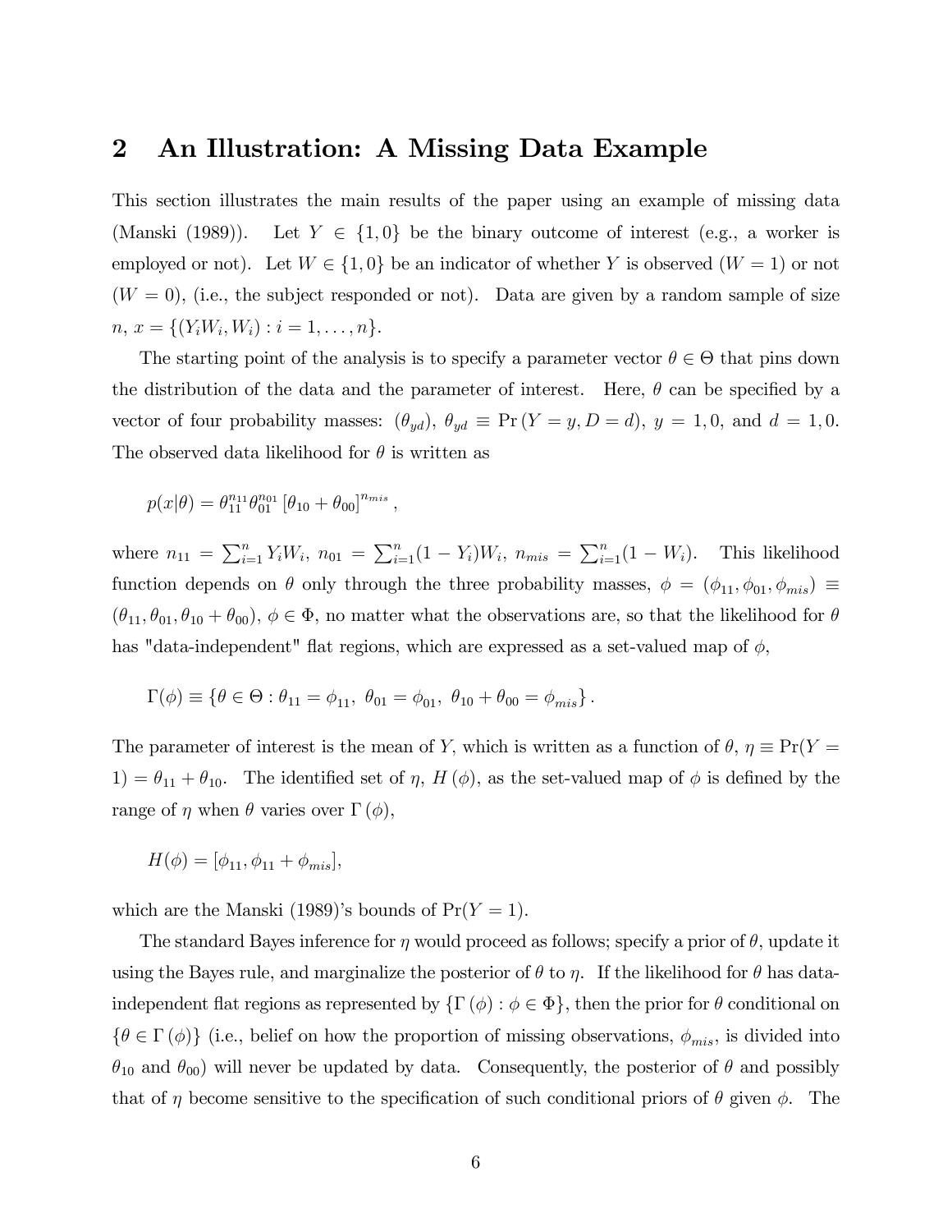## 2 An Illustration: A Missing Data Example

This section illustrates the main results of the paper using an example of missing data (Manski (1989)). Let $Y \in \{1, 0\}$ be the binary outcome of interest (e.g., a worker is employed or not). Let $W \in \{1, 0\}$ be an indicator of whether $Y$ is observed ($W = 1$) or not ($W = 0$), (i.e., the subject responded or not). Data are given by a random sample of size $n$, $x = \{(Y_i W_i, W_i) : i = 1, \ldots, n\}$.

The starting point of the analysis is to specify a parameter vector $\theta \in \Theta$ that pins down the distribution of the data and the parameter of interest. Here, $\theta$ can be specified by a vector of four probability masses: $(\theta_{yd})$, $\theta_{yd} \equiv \Pr(Y = y, D = d)$, $y = 1, 0$, and $d = 1, 0$. The observed data likelihood for $\theta$ is written as

$$p(x|\theta) = \theta_{11}^{n_{11}} \theta_{01}^{n_{01}} \left[\theta_{10} + \theta_{00}\right]^{n_{mis}},$$

where $n_{11} = \sum_{i=1}^{n} Y_i W_i$, $n_{01} = \sum_{i=1}^{n} (1 - Y_i) W_i$, $n_{mis} = \sum_{i=1}^{n} (1 - W_i)$. This likelihood function depends on $\theta$ only through the three probability masses, $\phi = (\phi_{11}, \phi_{01}, \phi_{mis}) \equiv (\theta_{11}, \theta_{01}, \theta_{10} + \theta_{00})$, $\phi \in \Phi$, no matter what the observations are, so that the likelihood for $\theta$ has "data-independent" flat regions, which are expressed as a set-valued map of $\phi$,

$$\Gamma(\phi) \equiv \{\theta \in \Theta : \theta_{11} = \phi_{11},\ \theta_{01} = \phi_{01},\ \theta_{10} + \theta_{00} = \phi_{mis}\}.$$

The parameter of interest is the mean of $Y$, which is written as a function of $\theta$, $\eta \equiv \Pr(Y = 1) = \theta_{11} + \theta_{10}$. The identified set of $\eta$, $H(\phi)$, as the set-valued map of $\phi$ is defined by the range of $\eta$ when $\theta$ varies over $\Gamma(\phi)$,

$$H(\phi) = [\phi_{11}, \phi_{11} + \phi_{mis}],$$

which are the Manski (1989)'s bounds of $\Pr(Y = 1)$.

The standard Bayes inference for $\eta$ would proceed as follows; specify a prior of $\theta$, update it using the Bayes rule, and marginalize the posterior of $\theta$ to $\eta$. If the likelihood for $\theta$ has data-independent flat regions as represented by $\{\Gamma(\phi) : \phi \in \Phi\}$, then the prior for $\theta$ conditional on $\{\theta \in \Gamma(\phi)\}$ (i.e., belief on how the proportion of missing observations, $\phi_{mis}$, is divided into $\theta_{10}$ and $\theta_{00}$) will never be updated by data. Consequently, the posterior of $\theta$ and possibly that of $\eta$ become sensitive to the specification of such conditional priors of $\theta$ given $\phi$. The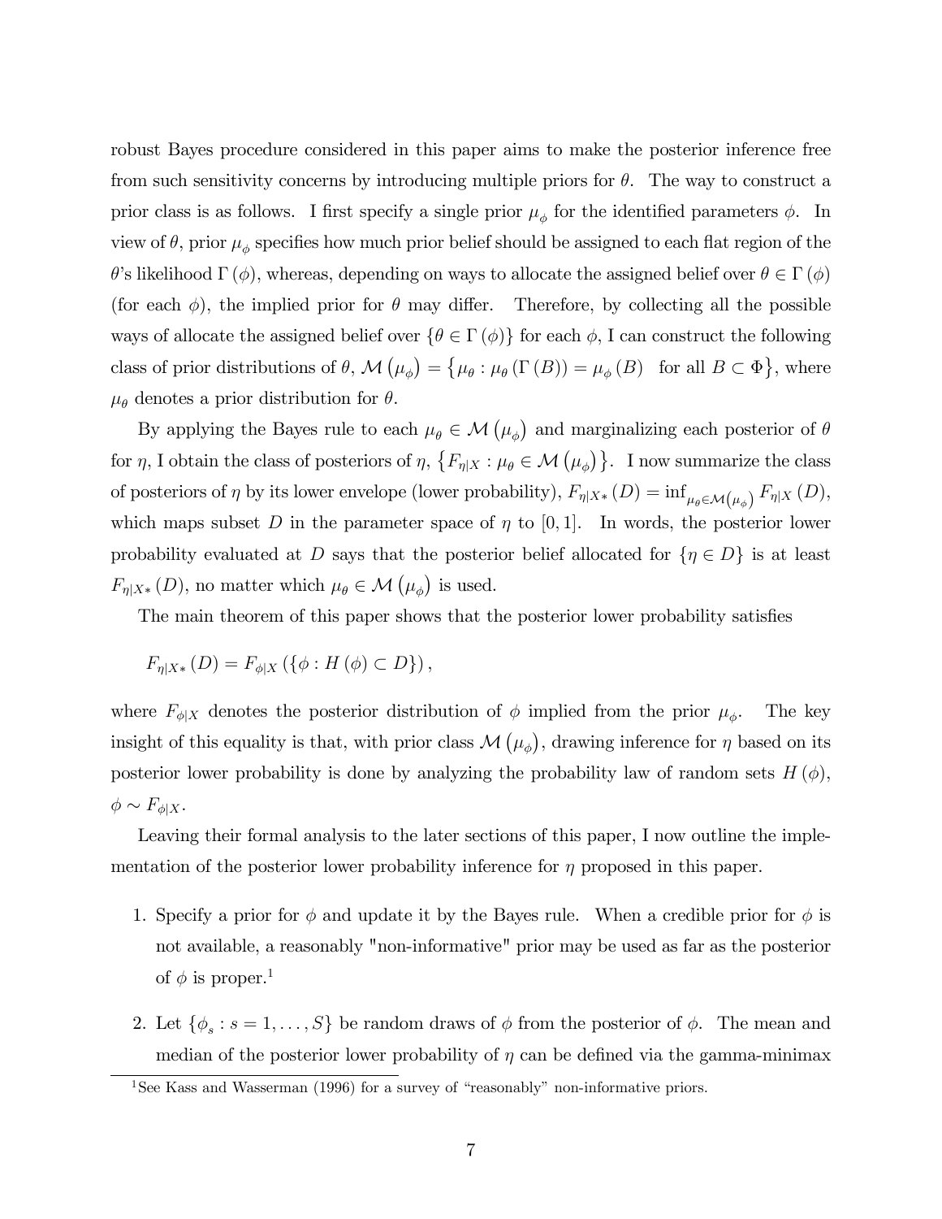robust Bayes procedure considered in this paper aims to make the posterior inference free from such sensitivity concerns by introducing multiple priors for $\theta$. The way to construct a prior class is as follows. I first specify a single prior $\mu_\phi$ for the identified parameters $\phi$. In view of $\theta$, prior $\mu_\phi$ specifies how much prior belief should be assigned to each flat region of the $\theta$'s likelihood $\Gamma(\phi)$, whereas, depending on ways to allocate the assigned belief over $\theta \in \Gamma(\phi)$ (for each $\phi$), the implied prior for $\theta$ may differ. Therefore, by collecting all the possible ways of allocate the assigned belief over $\{\theta \in \Gamma(\phi)\}$ for each $\phi$, I can construct the following class of prior distributions of $\theta$, $\mathcal{M}(\mu_\phi) = \{\mu_\theta : \mu_\theta(\Gamma(B)) = \mu_\phi(B) \text{ for all } B \subset \Phi\}$, where $\mu_\theta$ denotes a prior distribution for $\theta$.

By applying the Bayes rule to each $\mu_\theta \in \mathcal{M}(\mu_\phi)$ and marginalizing each posterior of $\theta$ for $\eta$, I obtain the class of posteriors of $\eta$, $\{F_{\eta|X} : \mu_\theta \in \mathcal{M}(\mu_\phi)\}$. I now summarize the class of posteriors of $\eta$ by its lower envelope (lower probability), $F_{\eta|X*}(D) = \inf_{\mu_\theta \in \mathcal{M}(\mu_\phi)} F_{\eta|X}(D)$, which maps subset $D$ in the parameter space of $\eta$ to $[0,1]$. In words, the posterior lower probability evaluated at $D$ says that the posterior belief allocated for $\{\eta \in D\}$ is at least $F_{\eta|X*}(D)$, no matter which $\mu_\theta \in \mathcal{M}(\mu_\phi)$ is used.

The main theorem of this paper shows that the posterior lower probability satisfies

$$F_{\eta|X*}(D) = F_{\phi|X}(\{\phi : H(\phi) \subset D\}),$$

where $F_{\phi|X}$ denotes the posterior distribution of $\phi$ implied from the prior $\mu_\phi$. The key insight of this equality is that, with prior class $\mathcal{M}(\mu_\phi)$, drawing inference for $\eta$ based on its posterior lower probability is done by analyzing the probability law of random sets $H(\phi)$, $\phi \sim F_{\phi|X}$.

Leaving their formal analysis to the later sections of this paper, I now outline the implementation of the posterior lower probability inference for $\eta$ proposed in this paper.

1. Specify a prior for $\phi$ and update it by the Bayes rule. When a credible prior for $\phi$ is not available, a reasonably "non-informative" prior may be used as far as the posterior of $\phi$ is proper.[1]

2. Let $\{\phi_s : s = 1, \ldots, S\}$ be random draws of $\phi$ from the posterior of $\phi$. The mean and median of the posterior lower probability of $\eta$ can be defined via the gamma-minimax

[1] See Kass and Wasserman (1996) for a survey of "reasonably" non-informative priors.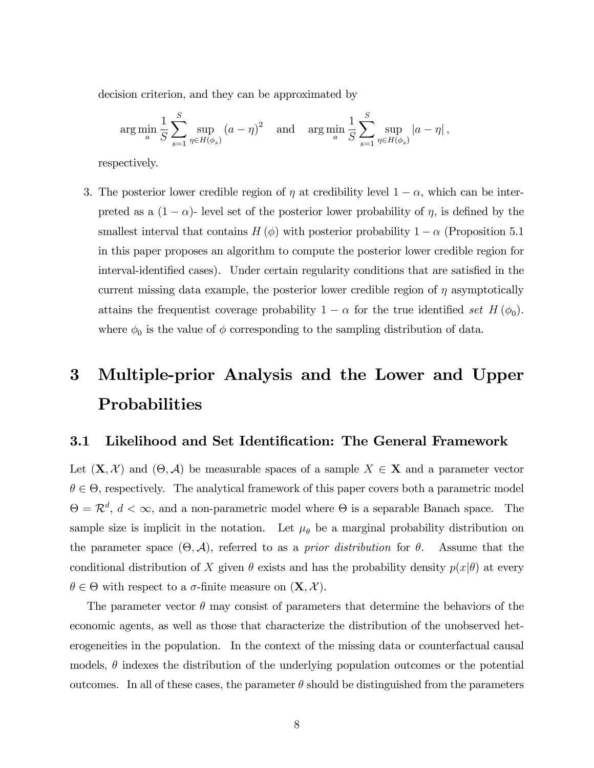decision criterion, and they can be approximated by

$$\arg\min_a \frac{1}{S}\sum_{s=1}^{S} \sup_{\eta \in H(\phi_s)} (a-\eta)^2 \quad \text{and} \quad \arg\min_a \frac{1}{S}\sum_{s=1}^{S} \sup_{\eta \in H(\phi_s)} |a-\eta|,$$

respectively.

3. The posterior lower credible region of $\eta$ at credibility level $1-\alpha$, which can be interpreted as a $(1-\alpha)$- level set of the posterior lower probability of $\eta$, is defined by the smallest interval that contains $H(\phi)$ with posterior probability $1-\alpha$ (Proposition 5.1 in this paper proposes an algorithm to compute the posterior lower credible region for interval-identified cases). Under certain regularity conditions that are satisfied in the current missing data example, the posterior lower credible region of $\eta$ asymptotically attains the frequentist coverage probability $1-\alpha$ for the true identified *set* $H(\phi_0)$. where $\phi_0$ is the value of $\phi$ corresponding to the sampling distribution of data.

# 3 Multiple-prior Analysis and the Lower and Upper Probabilities

## 3.1 Likelihood and Set Identification: The General Framework

Let $(\mathbf{X}, \mathcal{X})$ and $(\Theta, \mathcal{A})$ be measurable spaces of a sample $X \in \mathbf{X}$ and a parameter vector $\theta \in \Theta$, respectively. The analytical framework of this paper covers both a parametric model $\Theta = \mathcal{R}^d$, $d < \infty$, and a non-parametric model where $\Theta$ is a separable Banach space. The sample size is implicit in the notation. Let $\mu_\theta$ be a marginal probability distribution on the parameter space $(\Theta, \mathcal{A})$, referred to as a *prior distribution* for $\theta$. Assume that the conditional distribution of $X$ given $\theta$ exists and has the probability density $p(x|\theta)$ at every $\theta \in \Theta$ with respect to a $\sigma$-finite measure on $(\mathbf{X}, \mathcal{X})$.

The parameter vector $\theta$ may consist of parameters that determine the behaviors of the economic agents, as well as those that characterize the distribution of the unobserved heterogeneities in the population. In the context of the missing data or counterfactual causal models, $\theta$ indexes the distribution of the underlying population outcomes or the potential outcomes. In all of these cases, the parameter $\theta$ should be distinguished from the parameters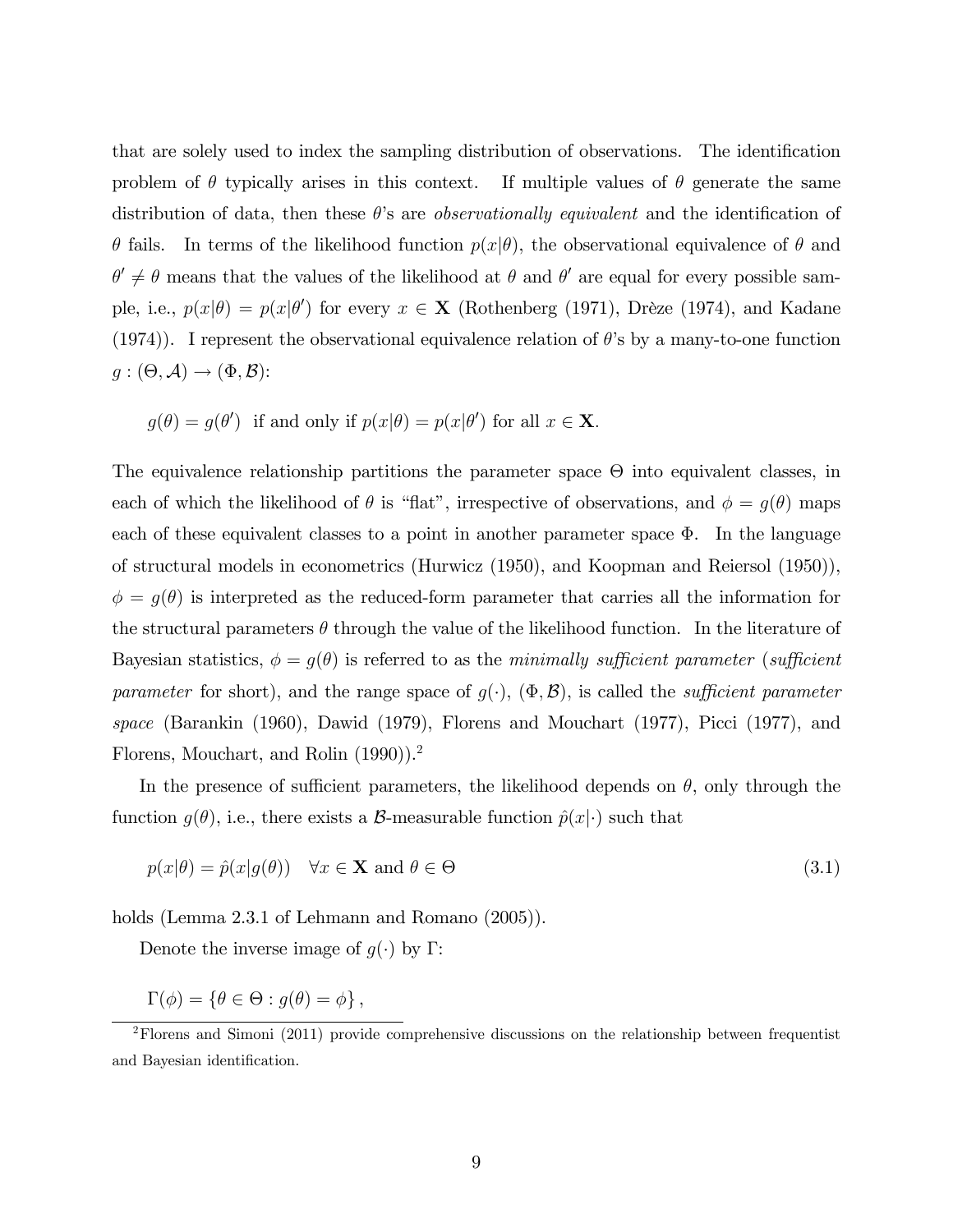that are solely used to index the sampling distribution of observations. The identification problem of $\theta$ typically arises in this context. If multiple values of $\theta$ generate the same distribution of data, then these $\theta$'s are *observationally equivalent* and the identification of $\theta$ fails. In terms of the likelihood function $p(x|\theta)$, the observational equivalence of $\theta$ and $\theta' \neq \theta$ means that the values of the likelihood at $\theta$ and $\theta'$ are equal for every possible sample, i.e., $p(x|\theta) = p(x|\theta')$ for every $x \in \mathbf{X}$ (Rothenberg (1971), Drèze (1974), and Kadane (1974)). I represent the observational equivalence relation of $\theta$'s by a many-to-one function $g : (\Theta, \mathcal{A}) \to (\Phi, \mathcal{B})$:

$$g(\theta) = g(\theta') \text{ if and only if } p(x|\theta) = p(x|\theta') \text{ for all } x \in \mathbf{X}.$$

The equivalence relationship partitions the parameter space $\Theta$ into equivalent classes, in each of which the likelihood of $\theta$ is "flat", irrespective of observations, and $\phi = g(\theta)$ maps each of these equivalent classes to a point in another parameter space $\Phi$. In the language of structural models in econometrics (Hurwicz (1950), and Koopman and Reiersol (1950)), $\phi = g(\theta)$ is interpreted as the reduced-form parameter that carries all the information for the structural parameters $\theta$ through the value of the likelihood function. In the literature of Bayesian statistics, $\phi = g(\theta)$ is referred to as the *minimally sufficient parameter* (*sufficient parameter* for short), and the range space of $g(\cdot)$, $(\Phi, \mathcal{B})$, is called the *sufficient parameter space* (Barankin (1960), Dawid (1979), Florens and Mouchart (1977), Picci (1977), and Florens, Mouchart, and Rolin (1990)).[2]

In the presence of sufficient parameters, the likelihood depends on $\theta$, only through the function $g(\theta)$, i.e., there exists a $\mathcal{B}$-measurable function $\hat{p}(x|\cdot)$ such that

$$p(x|\theta) = \hat{p}(x|g(\theta)) \quad \forall x \in \mathbf{X} \text{ and } \theta \in \Theta \tag{3.1}$$

holds (Lemma 2.3.1 of Lehmann and Romano (2005)).

Denote the inverse image of $g(\cdot)$ by $\Gamma$:

$$\Gamma(\phi) = \{\theta \in \Theta : g(\theta) = \phi\},$$

[2] Florens and Simoni (2011) provide comprehensive discussions on the relationship between frequentist and Bayesian identification.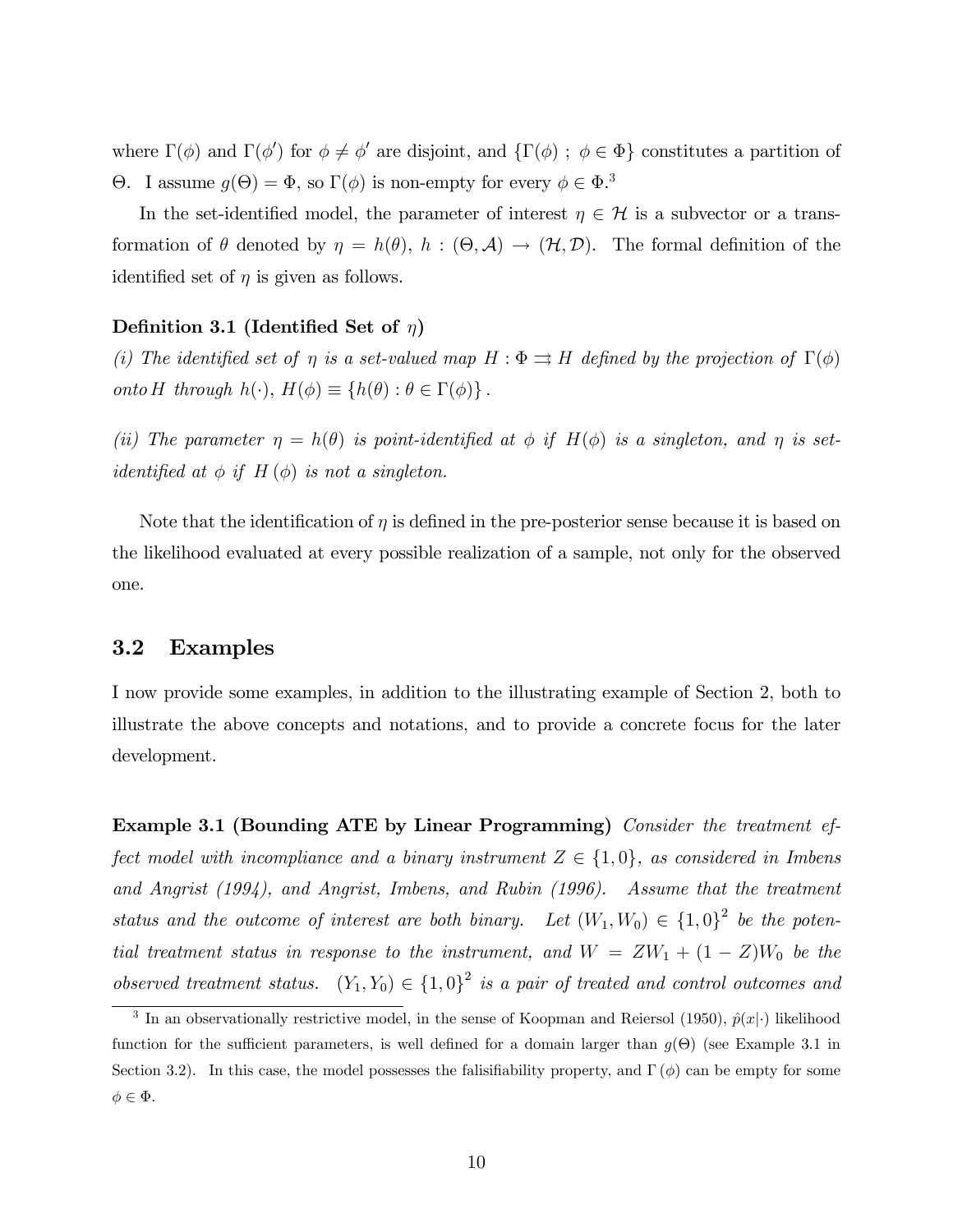where $\Gamma(\phi)$ and $\Gamma(\phi')$ for $\phi \neq \phi'$ are disjoint, and $\{\Gamma(\phi) \ ; \ \phi \in \Phi\}$ constitutes a partition of $\Theta$. I assume $g(\Theta) = \Phi$, so $\Gamma(\phi)$ is non-empty for every $\phi \in \Phi$.[3]

In the set-identified model, the parameter of interest $\eta \in \mathcal{H}$ is a subvector or a transformation of $\theta$ denoted by $\eta = h(\theta)$, $h : (\Theta, \mathcal{A}) \to (\mathcal{H}, \mathcal{D})$. The formal definition of the identified set of $\eta$ is given as follows.

**Definition 3.1 (Identified Set of $\eta$)**

*(i) The identified set of $\eta$ is a set-valued map $H : \Phi \rightrightarrows H$ defined by the projection of $\Gamma(\phi)$ onto $H$ through $h(\cdot)$, $H(\phi) \equiv \{h(\theta) : \theta \in \Gamma(\phi)\}$.*

*(ii) The parameter $\eta = h(\theta)$ is point-identified at $\phi$ if $H(\phi)$ is a singleton, and $\eta$ is set-identified at $\phi$ if $H(\phi)$ is not a singleton.*

Note that the identification of $\eta$ is defined in the pre-posterior sense because it is based on the likelihood evaluated at every possible realization of a sample, not only for the observed one.

## 3.2 Examples

I now provide some examples, in addition to the illustrating example of Section 2, both to illustrate the above concepts and notations, and to provide a concrete focus for the later development.

**Example 3.1 (Bounding ATE by Linear Programming)** *Consider the treatment effect model with incompliance and a binary instrument $Z \in \{1, 0\}$, as considered in Imbens and Angrist (1994), and Angrist, Imbens, and Rubin (1996). Assume that the treatment status and the outcome of interest are both binary. Let $(W_1, W_0) \in \{1, 0\}^2$ be the potential treatment status in response to the instrument, and $W = ZW_1 + (1 - Z)W_0$ be the observed treatment status. $(Y_1, Y_0) \in \{1, 0\}^2$ is a pair of treated and control outcomes and*

[3] In an observationally restrictive model, in the sense of Koopman and Reiersol (1950), $\hat{p}(x|\cdot)$ likelihood function for the sufficient parameters, is well defined for a domain larger than $g(\Theta)$ (see Example 3.1 in Section 3.2). In this case, the model possesses the falisifiability property, and $\Gamma(\phi)$ can be empty for some $\phi \in \Phi$.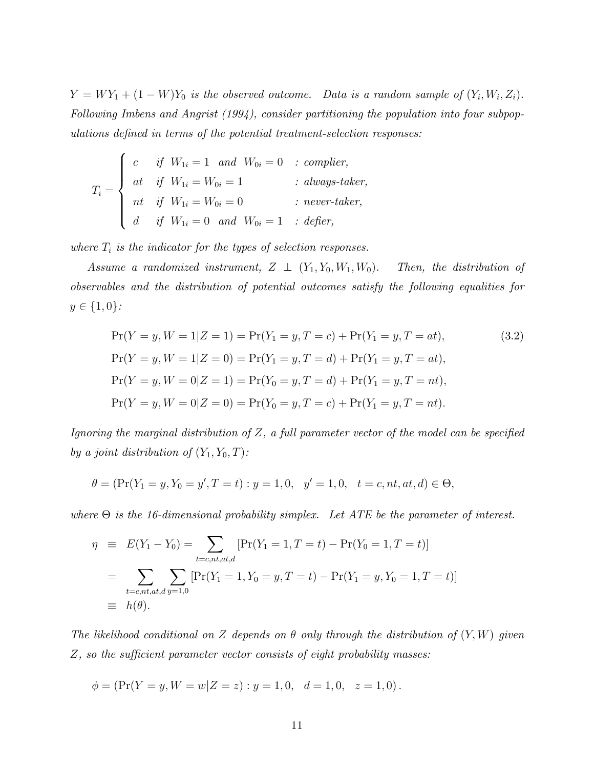*$Y = WY_1 + (1-W)Y_0$ is the observed outcome. Data is a random sample of $(Y_i, W_i, Z_i)$. Following Imbens and Angrist (1994), consider partitioning the population into four subpopulations defined in terms of the potential treatment-selection responses:*

$$
T_i = \begin{cases} c & \text{if } W_{1i} = 1 \text{ and } W_{0i} = 0 \quad : \text{complier,} \\ at & \text{if } W_{1i} = W_{0i} = 1 \quad : \text{always-taker,} \\ nt & \text{if } W_{1i} = W_{0i} = 0 \quad : \text{never-taker,} \\ d & \text{if } W_{1i} = 0 \text{ and } W_{0i} = 1 \quad : \text{defier,} \end{cases}
$$

*where $T_i$ is the indicator for the types of selection responses.*

*Assume a randomized instrument, $Z \perp (Y_1, Y_0, W_1, W_0)$. Then, the distribution of observables and the distribution of potential outcomes satisfy the following equalities for $y \in \{1, 0\}$:*

$$
\begin{aligned}
\Pr(Y = y, W = 1 | Z = 1) &= \Pr(Y_1 = y, T = c) + \Pr(Y_1 = y, T = at), \\
\Pr(Y = y, W = 1 | Z = 0) &= \Pr(Y_1 = y, T = d) + \Pr(Y_1 = y, T = at), \\
\Pr(Y = y, W = 0 | Z = 1) &= \Pr(Y_0 = y, T = d) + \Pr(Y_1 = y, T = nt), \\
\Pr(Y = y, W = 0 | Z = 0) &= \Pr(Y_0 = y, T = c) + \Pr(Y_1 = y, T = nt).
\end{aligned} \tag{3.2}
$$

*Ignoring the marginal distribution of $Z$, a full parameter vector of the model can be specified by a joint distribution of $(Y_1, Y_0, T)$:*

$$
\theta = (\Pr(Y_1 = y, Y_0 = y', T = t) : y = 1, 0, \quad y' = 1, 0, \quad t = c, nt, at, d) \in \Theta,
$$

*where $\Theta$ is the 16-dimensional probability simplex. Let ATE be the parameter of interest.*

$$
\begin{aligned}
\eta &\equiv E(Y_1 - Y_0) = \sum_{t = c, nt, at, d} [\Pr(Y_1 = 1, T = t) - \Pr(Y_0 = 1, T = t)] \\
&= \sum_{t = c, nt, at, d} \sum_{y = 1, 0} [\Pr(Y_1 = 1, Y_0 = y, T = t) - \Pr(Y_1 = y, Y_0 = 1, T = t)] \\
&\equiv h(\theta).
\end{aligned}
$$

*The likelihood conditional on $Z$ depends on $\theta$ only through the distribution of $(Y, W)$ given $Z$, so the sufficient parameter vector consists of eight probability masses:*

$$
\phi = (\Pr(Y = y, W = w | Z = z) : y = 1, 0, \quad d = 1, 0, \quad z = 1, 0).
$$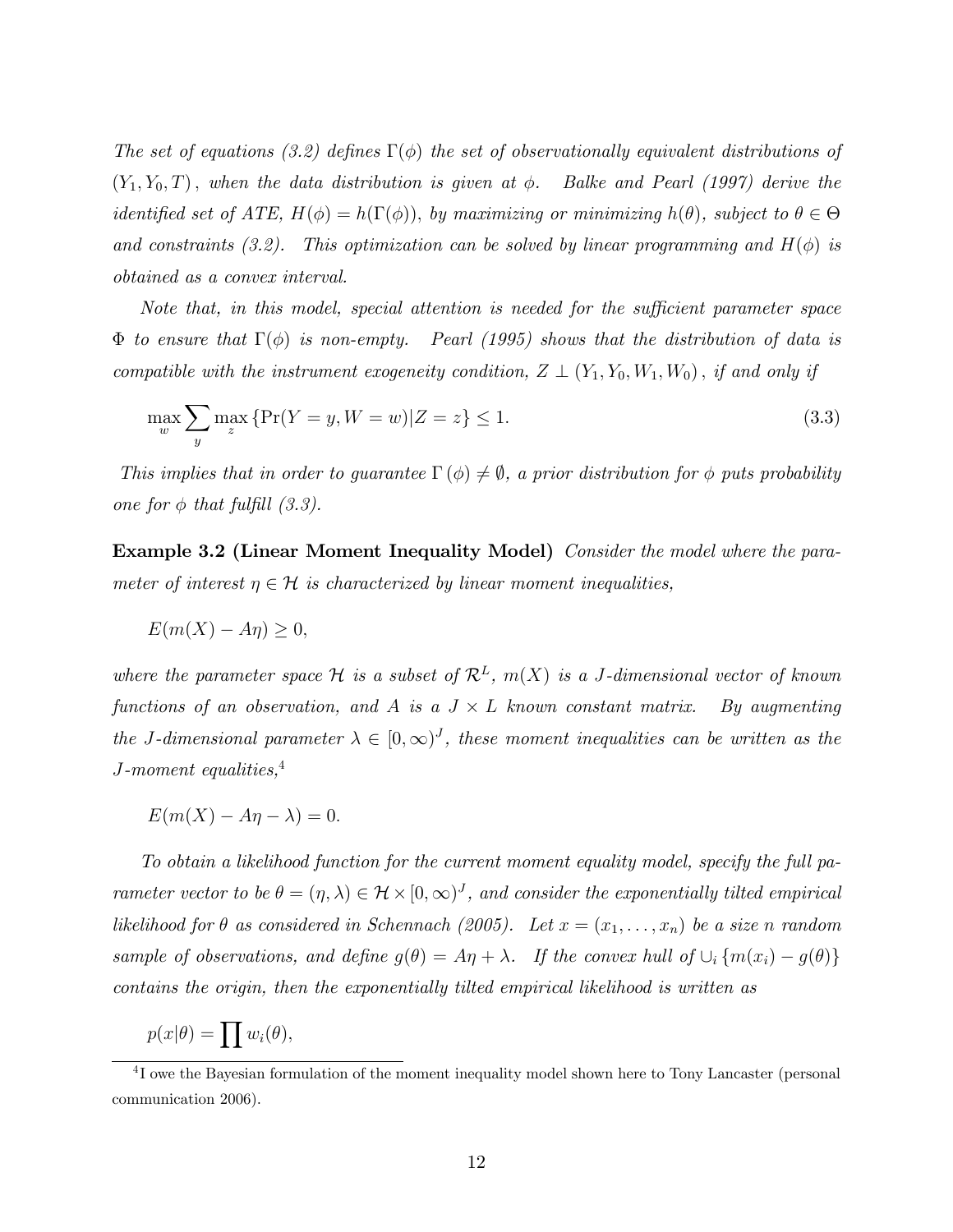*The set of equations (3.2) defines $\Gamma(\phi)$ the set of observationally equivalent distributions of $(Y_1, Y_0, T)$, when the data distribution is given at $\phi$. Balke and Pearl (1997) derive the identified set of ATE, $H(\phi) = h(\Gamma(\phi))$, by maximizing or minimizing $h(\theta)$, subject to $\theta \in \Theta$ and constraints (3.2). This optimization can be solved by linear programming and $H(\phi)$ is obtained as a convex interval.*

*Note that, in this model, special attention is needed for the sufficient parameter space $\Phi$ to ensure that $\Gamma(\phi)$ is non-empty. Pearl (1995) shows that the distribution of data is compatible with the instrument exogeneity condition, $Z \perp (Y_1, Y_0, W_1, W_0)$, if and only if*

$$\max_{w} \sum_{y} \max_{z} \{\Pr(Y = y, W = w) | Z = z\} \leq 1. \tag{3.3}$$

*This implies that in order to guarantee $\Gamma(\phi) \neq \emptyset$, a prior distribution for $\phi$ puts probability one for $\phi$ that fulfill (3.3).*

**Example 3.2 (Linear Moment Inequality Model)** *Consider the model where the parameter of interest $\eta \in \mathcal{H}$ is characterized by linear moment inequalities,*

$$E(m(X) - A\eta) \geq 0,$$

*where the parameter space $\mathcal{H}$ is a subset of $\mathcal{R}^L$, $m(X)$ is a $J$-dimensional vector of known functions of an observation, and $A$ is a $J \times L$ known constant matrix. By augmenting the $J$-dimensional parameter $\lambda \in [0, \infty)^J$, these moment inequalities can be written as the $J$-moment equalities,*[4]

$$E(m(X) - A\eta - \lambda) = 0.$$

*To obtain a likelihood function for the current moment equality model, specify the full parameter vector to be $\theta = (\eta, \lambda) \in \mathcal{H} \times [0, \infty)^J$, and consider the exponentially tilted empirical likelihood for $\theta$ as considered in Schennach (2005). Let $x = (x_1, \ldots, x_n)$ be a size $n$ random sample of observations, and define $g(\theta) = A\eta + \lambda$. If the convex hull of $\cup_i \{m(x_i) - g(\theta)\}$ contains the origin, then the exponentially tilted empirical likelihood is written as*

$$p(x|\theta) = \prod w_i(\theta),$$

[4] I owe the Bayesian formulation of the moment inequality model shown here to Tony Lancaster (personal communication 2006).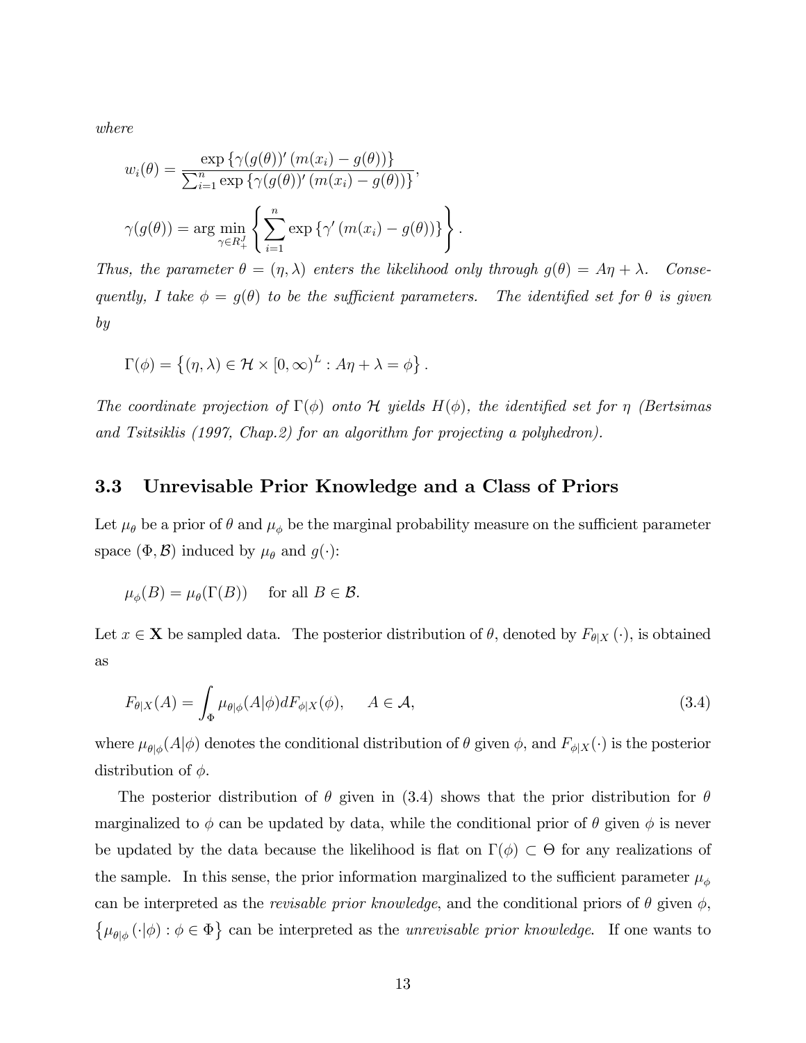*where*

$$w_i(\theta) = \frac{\exp\left\{\gamma(g(\theta))'\left(m(x_i) - g(\theta)\right)\right\}}{\sum_{i=1}^{n} \exp\left\{\gamma(g(\theta))'\left(m(x_i) - g(\theta)\right)\right\}},$$

$$\gamma(g(\theta)) = \arg\min_{\gamma \in R_+^J} \left\{ \sum_{i=1}^{n} \exp\left\{\gamma'\left(m(x_i) - g(\theta)\right)\right\} \right\}.$$

*Thus, the parameter $\theta = (\eta, \lambda)$ enters the likelihood only through $g(\theta) = A\eta + \lambda$. Consequently, I take $\phi = g(\theta)$ to be the sufficient parameters. The identified set for $\theta$ is given by*

$$\Gamma(\phi) = \left\{ (\eta, \lambda) \in \mathcal{H} \times [0, \infty)^L : A\eta + \lambda = \phi \right\}.$$

*The coordinate projection of $\Gamma(\phi)$ onto $\mathcal{H}$ yields $H(\phi)$, the identified set for $\eta$ (Bertsimas and Tsitsiklis (1997, Chap.2) for an algorithm for projecting a polyhedron).*

### 3.3 Unrevisable Prior Knowledge and a Class of Priors

Let $\mu_\theta$ be a prior of $\theta$ and $\mu_\phi$ be the marginal probability measure on the sufficient parameter space $(\Phi, \mathcal{B})$ induced by $\mu_\theta$ and $g(\cdot)$:

$$\mu_\phi(B) = \mu_\theta(\Gamma(B)) \quad \text{for all } B \in \mathcal{B}.$$

Let $x \in \mathbf{X}$ be sampled data. The posterior distribution of $\theta$, denoted by $F_{\theta|X}(\cdot)$, is obtained as

$$F_{\theta|X}(A) = \int_{\Phi} \mu_{\theta|\phi}(A|\phi) dF_{\phi|X}(\phi), \quad A \in \mathcal{A}, \tag{3.4}$$

where $\mu_{\theta|\phi}(A|\phi)$ denotes the conditional distribution of $\theta$ given $\phi$, and $F_{\phi|X}(\cdot)$ is the posterior distribution of $\phi$.

The posterior distribution of $\theta$ given in (3.4) shows that the prior distribution for $\theta$ marginalized to $\phi$ can be updated by data, while the conditional prior of $\theta$ given $\phi$ is never be updated by the data because the likelihood is flat on $\Gamma(\phi) \subset \Theta$ for any realizations of the sample. In this sense, the prior information marginalized to the sufficient parameter $\mu_\phi$ can be interpreted as the *revisable prior knowledge*, and the conditional priors of $\theta$ given $\phi$, $\left\{\mu_{\theta|\phi}(\cdot|\phi) : \phi \in \Phi\right\}$ can be interpreted as the *unrevisable prior knowledge*. If one wants to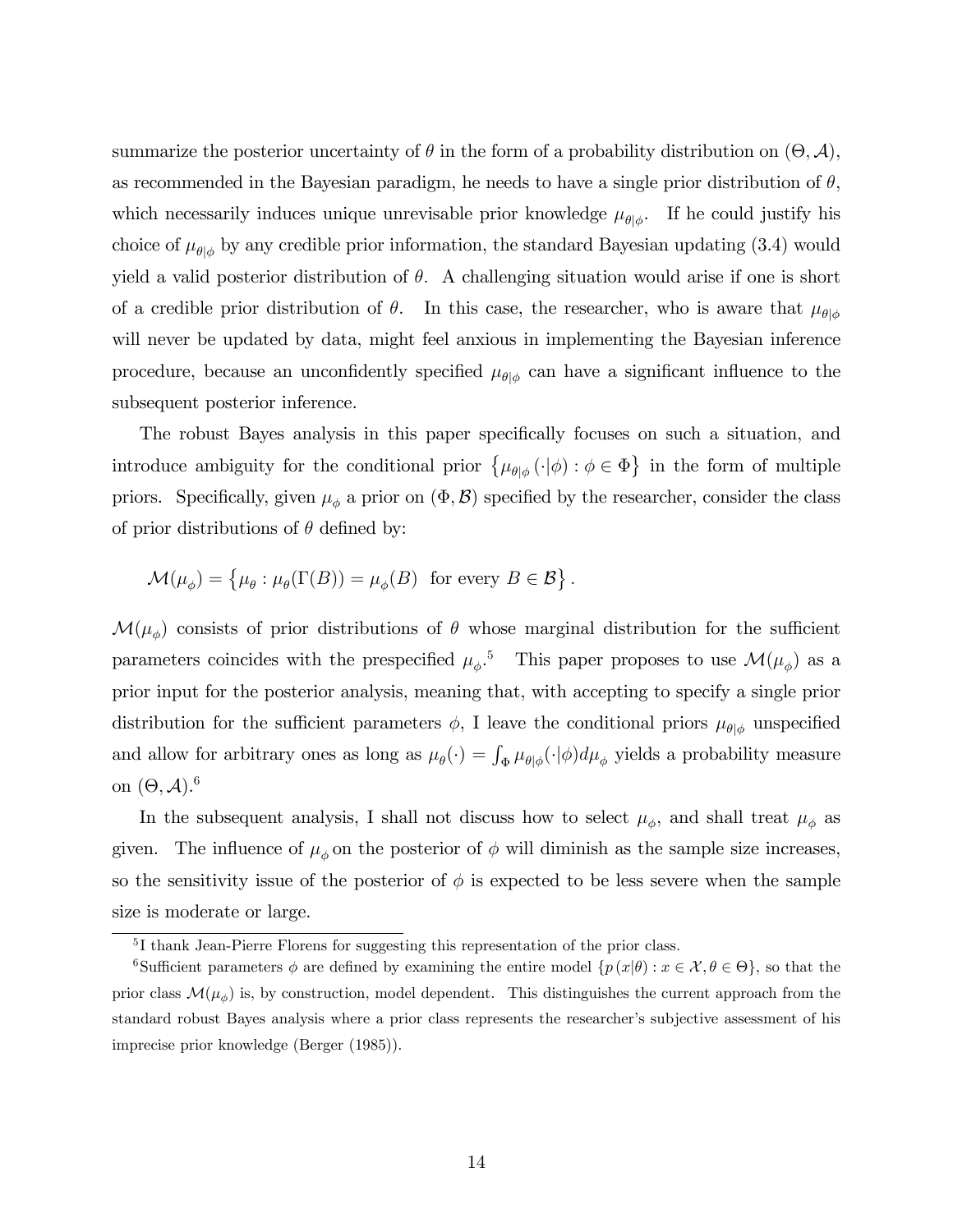summarize the posterior uncertainty of $\theta$ in the form of a probability distribution on $(\Theta, \mathcal{A})$, as recommended in the Bayesian paradigm, he needs to have a single prior distribution of $\theta$, which necessarily induces unique unrevisable prior knowledge $\mu_{\theta|\phi}$. If he could justify his choice of $\mu_{\theta|\phi}$ by any credible prior information, the standard Bayesian updating (3.4) would yield a valid posterior distribution of $\theta$. A challenging situation would arise if one is short of a credible prior distribution of $\theta$. In this case, the researcher, who is aware that $\mu_{\theta|\phi}$ will never be updated by data, might feel anxious in implementing the Bayesian inference procedure, because an unconfidently specified $\mu_{\theta|\phi}$ can have a significant influence to the subsequent posterior inference.

The robust Bayes analysis in this paper specifically focuses on such a situation, and introduce ambiguity for the conditional prior $\left\{\mu_{\theta|\phi}(\cdot|\phi) : \phi \in \Phi\right\}$ in the form of multiple priors. Specifically, given $\mu_\phi$ a prior on $(\Phi, \mathcal{B})$ specified by the researcher, consider the class of prior distributions of $\theta$ defined by:

$$\mathcal{M}(\mu_\phi) = \left\{\mu_\theta : \mu_\theta(\Gamma(B)) = \mu_\phi(B) \text{ for every } B \in \mathcal{B}\right\}.$$

$\mathcal{M}(\mu_\phi)$ consists of prior distributions of $\theta$ whose marginal distribution for the sufficient parameters coincides with the prespecified $\mu_\phi$.[5] This paper proposes to use $\mathcal{M}(\mu_\phi)$ as a prior input for the posterior analysis, meaning that, with accepting to specify a single prior distribution for the sufficient parameters $\phi$, I leave the conditional priors $\mu_{\theta|\phi}$ unspecified and allow for arbitrary ones as long as $\mu_\theta(\cdot) = \int_\Phi \mu_{\theta|\phi}(\cdot|\phi) d\mu_\phi$ yields a probability measure on $(\Theta, \mathcal{A})$.[6]

In the subsequent analysis, I shall not discuss how to select $\mu_\phi$, and shall treat $\mu_\phi$ as given. The influence of $\mu_\phi$ on the posterior of $\phi$ will diminish as the sample size increases, so the sensitivity issue of the posterior of $\phi$ is expected to be less severe when the sample size is moderate or large.

[5] I thank Jean-Pierre Florens for suggesting this representation of the prior class.

[6] Sufficient parameters $\phi$ are defined by examining the entire model $\{p(x|\theta) : x \in \mathcal{X}, \theta \in \Theta\}$, so that the prior class $\mathcal{M}(\mu_\phi)$ is, by construction, model dependent. This distinguishes the current approach from the standard robust Bayes analysis where a prior class represents the researcher's subjective assessment of his imprecise prior knowledge (Berger (1985)).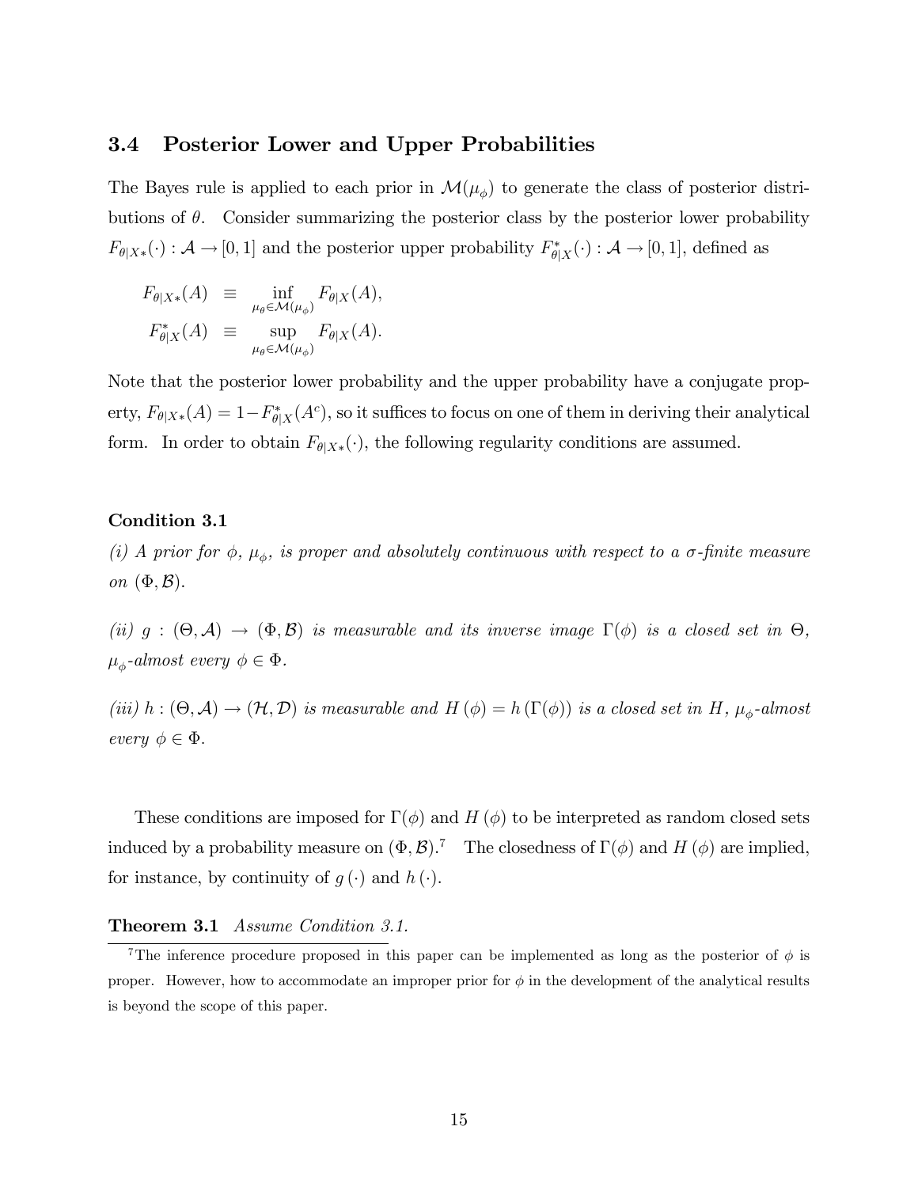### 3.4 Posterior Lower and Upper Probabilities

The Bayes rule is applied to each prior in $\mathcal{M}(\mu_\phi)$ to generate the class of posterior distributions of $\theta$. Consider summarizing the posterior class by the posterior lower probability $F_{\theta|X*}(\cdot) : \mathcal{A} \to [0,1]$ and the posterior upper probability $F^*_{\theta|X}(\cdot) : \mathcal{A} \to [0,1]$, defined as

$$
\begin{aligned}
F_{\theta|X*}(A) &\equiv \inf_{\mu_\theta \in \mathcal{M}(\mu_\phi)} F_{\theta|X}(A), \\
F^*_{\theta|X}(A) &\equiv \sup_{\mu_\theta \in \mathcal{M}(\mu_\phi)} F_{\theta|X}(A).
\end{aligned}
$$

Note that the posterior lower probability and the upper probability have a conjugate property, $F_{\theta|X*}(A) = 1 - F^*_{\theta|X}(A^c)$, so it suffices to focus on one of them in deriving their analytical form. In order to obtain $F_{\theta|X*}(\cdot)$, the following regularity conditions are assumed.

**Condition 3.1**

*(i) A prior for $\phi$, $\mu_\phi$, is proper and absolutely continuous with respect to a $\sigma$-finite measure on $(\Phi, \mathcal{B})$.*

*(ii) $g : (\Theta, \mathcal{A}) \to (\Phi, \mathcal{B})$ is measurable and its inverse image $\Gamma(\phi)$ is a closed set in $\Theta$, $\mu_\phi$-almost every $\phi \in \Phi$.*

*(iii) $h : (\Theta, \mathcal{A}) \to (\mathcal{H}, \mathcal{D})$ is measurable and $H(\phi) = h(\Gamma(\phi))$ is a closed set in $H$, $\mu_\phi$-almost every $\phi \in \Phi$.*

These conditions are imposed for $\Gamma(\phi)$ and $H(\phi)$ to be interpreted as random closed sets induced by a probability measure on $(\Phi, \mathcal{B})$.[7] The closedness of $\Gamma(\phi)$ and $H(\phi)$ are implied, for instance, by continuity of $g(\cdot)$ and $h(\cdot)$.

**Theorem 3.1** *Assume Condition 3.1.*

[7] The inference procedure proposed in this paper can be implemented as long as the posterior of $\phi$ is proper. However, how to accommodate an improper prior for $\phi$ in the development of the analytical results is beyond the scope of this paper.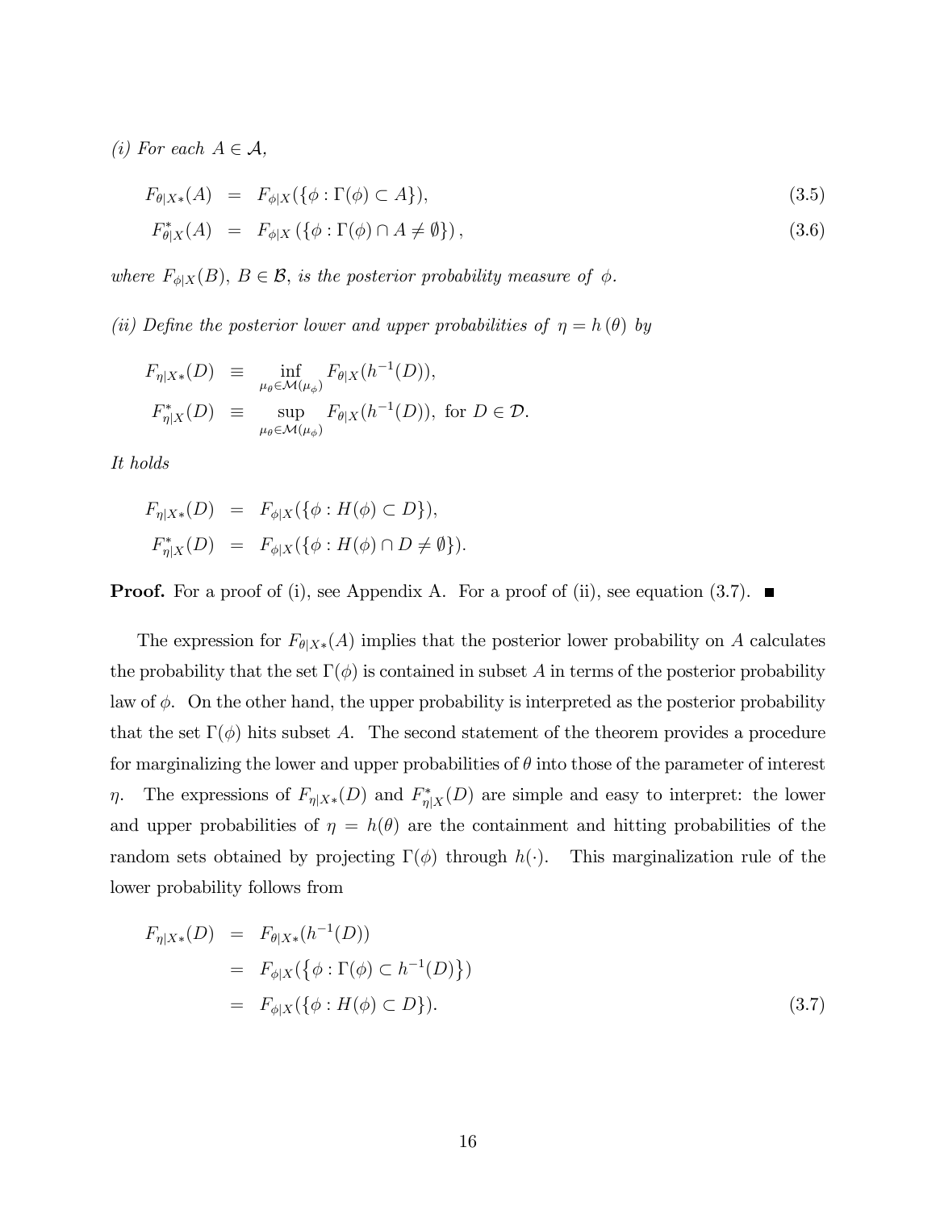*(i) For each $A \in \mathcal{A}$,*

$$
\begin{aligned}
F_{\theta|X*}(A) &= F_{\phi|X}(\{\phi : \Gamma(\phi) \subset A\}), & (3.5)\\
F^*_{\theta|X}(A) &= F_{\phi|X}\left(\{\phi : \Gamma(\phi) \cap A \neq \emptyset\}\right), & (3.6)
\end{aligned}
$$

*where $F_{\phi|X}(B)$, $B \in \mathcal{B}$, is the posterior probability measure of $\phi$.*

*(ii) Define the posterior lower and upper probabilities of $\eta = h(\theta)$ by*

$$
\begin{aligned}
F_{\eta|X*}(D) &\equiv \inf_{\mu_\theta \in \mathcal{M}(\mu_\phi)} F_{\theta|X}(h^{-1}(D)),\\
F^*_{\eta|X}(D) &\equiv \sup_{\mu_\theta \in \mathcal{M}(\mu_\phi)} F_{\theta|X}(h^{-1}(D)), \text{ for } D \in \mathcal{D}.
\end{aligned}
$$

*It holds*

$$
\begin{aligned}
F_{\eta|X*}(D) &= F_{\phi|X}(\{\phi : H(\phi) \subset D\}),\\
F^*_{\eta|X}(D) &= F_{\phi|X}(\{\phi : H(\phi) \cap D \neq \emptyset\}).
\end{aligned}
$$

**Proof.** For a proof of (i), see Appendix A. For a proof of (ii), see equation (3.7). ■

The expression for $F_{\theta|X*}(A)$ implies that the posterior lower probability on $A$ calculates the probability that the set $\Gamma(\phi)$ is contained in subset $A$ in terms of the posterior probability law of $\phi$. On the other hand, the upper probability is interpreted as the posterior probability that the set $\Gamma(\phi)$ hits subset $A$. The second statement of the theorem provides a procedure for marginalizing the lower and upper probabilities of $\theta$ into those of the parameter of interest $\eta$. The expressions of $F_{\eta|X*}(D)$ and $F^*_{\eta|X}(D)$ are simple and easy to interpret: the lower and upper probabilities of $\eta = h(\theta)$ are the containment and hitting probabilities of the random sets obtained by projecting $\Gamma(\phi)$ through $h(\cdot)$. This marginalization rule of the lower probability follows from

$$
\begin{aligned}
F_{\eta|X*}(D) &= F_{\theta|X*}(h^{-1}(D))\\
&= F_{\phi|X}(\{\phi : \Gamma(\phi) \subset h^{-1}(D)\})\\
&= F_{\phi|X}(\{\phi : H(\phi) \subset D\}). \qquad (3.7)
\end{aligned}
$$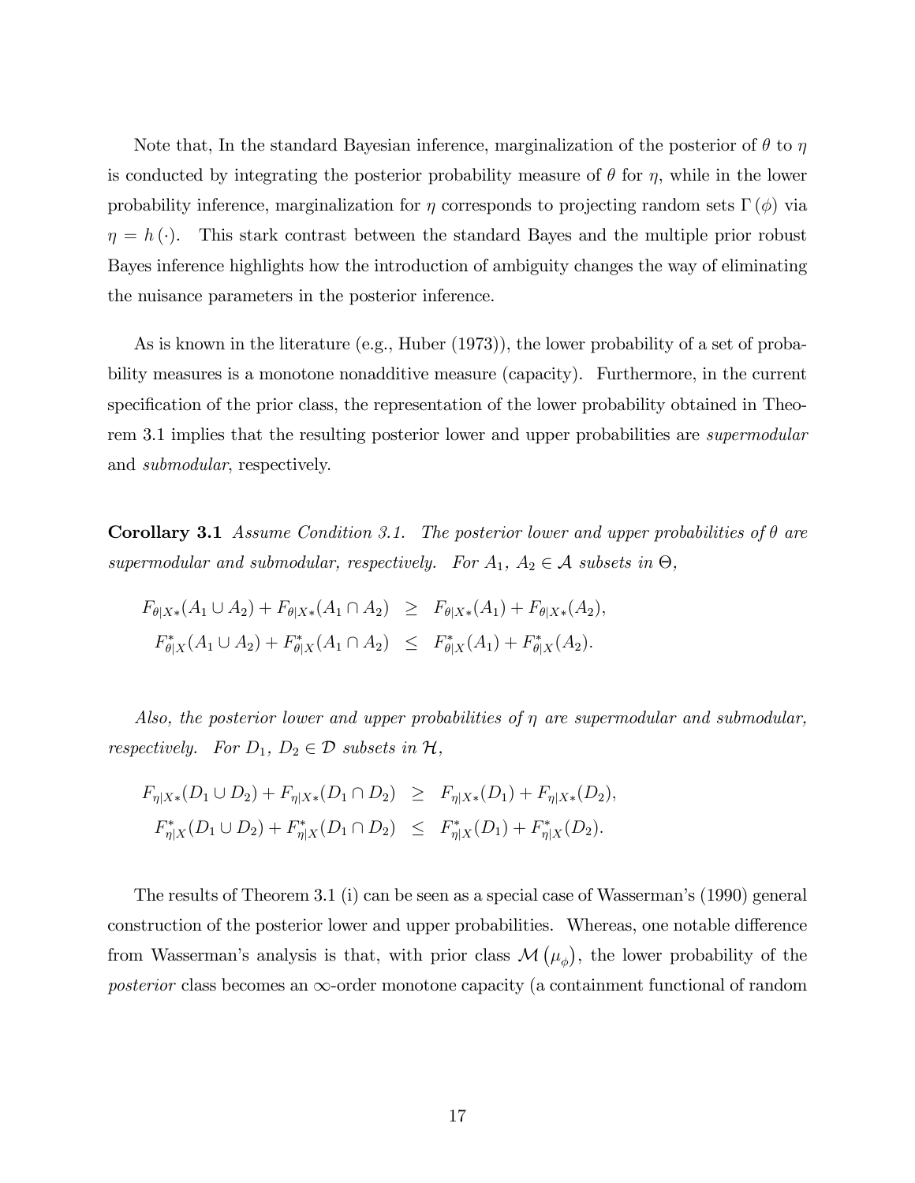Note that, In the standard Bayesian inference, marginalization of the posterior of $\theta$ to $\eta$ is conducted by integrating the posterior probability measure of $\theta$ for $\eta$, while in the lower probability inference, marginalization for $\eta$ corresponds to projecting random sets $\Gamma(\phi)$ via $\eta = h(\cdot)$. This stark contrast between the standard Bayes and the multiple prior robust Bayes inference highlights how the introduction of ambiguity changes the way of eliminating the nuisance parameters in the posterior inference.

As is known in the literature (e.g., Huber (1973)), the lower probability of a set of probability measures is a monotone nonadditive measure (capacity). Furthermore, in the current specification of the prior class, the representation of the lower probability obtained in Theorem 3.1 implies that the resulting posterior lower and upper probabilities are *supermodular* and *submodular*, respectively.

**Corollary 3.1** *Assume Condition 3.1. The posterior lower and upper probabilities of $\theta$ are supermodular and submodular, respectively. For $A_1$, $A_2 \in \mathcal{A}$ subsets in $\Theta$,*

$$
\begin{aligned}
F_{\theta|X*}(A_1 \cup A_2) + F_{\theta|X*}(A_1 \cap A_2) &\geq F_{\theta|X*}(A_1) + F_{\theta|X*}(A_2), \\
F^*_{\theta|X}(A_1 \cup A_2) + F^*_{\theta|X}(A_1 \cap A_2) &\leq F^*_{\theta|X}(A_1) + F^*_{\theta|X}(A_2).
\end{aligned}
$$

*Also, the posterior lower and upper probabilities of $\eta$ are supermodular and submodular, respectively. For $D_1$, $D_2 \in \mathcal{D}$ subsets in $\mathcal{H}$,*

$$
\begin{aligned}
F_{\eta|X*}(D_1 \cup D_2) + F_{\eta|X*}(D_1 \cap D_2) &\geq F_{\eta|X*}(D_1) + F_{\eta|X*}(D_2), \\
F^*_{\eta|X}(D_1 \cup D_2) + F^*_{\eta|X}(D_1 \cap D_2) &\leq F^*_{\eta|X}(D_1) + F^*_{\eta|X}(D_2).
\end{aligned}
$$

The results of Theorem 3.1 (i) can be seen as a special case of Wasserman's (1990) general construction of the posterior lower and upper probabilities. Whereas, one notable difference from Wasserman's analysis is that, with prior class $\mathcal{M}(\mu_\phi)$, the lower probability of the *posterior* class becomes an $\infty$-order monotone capacity (a containment functional of random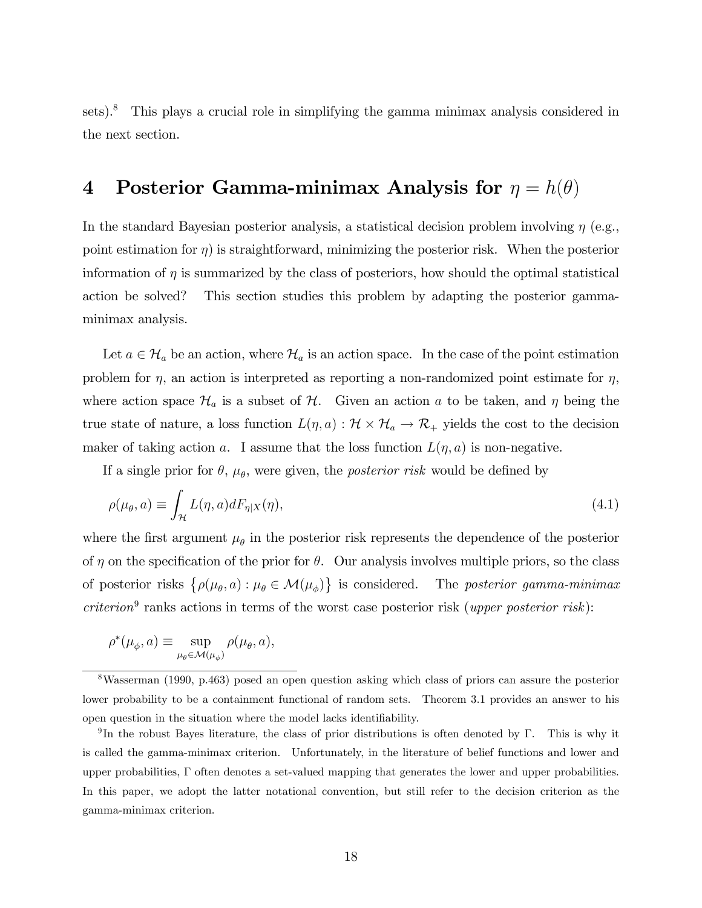sets).[8] This plays a crucial role in simplifying the gamma minimax analysis considered in the next section.

# 4 Posterior Gamma-minimax Analysis for $\eta = h(\theta)$

In the standard Bayesian posterior analysis, a statistical decision problem involving $\eta$ (e.g., point estimation for $\eta$) is straightforward, minimizing the posterior risk. When the posterior information of $\eta$ is summarized by the class of posteriors, how should the optimal statistical action be solved? This section studies this problem by adapting the posterior gamma-minimax analysis.

Let $a \in \mathcal{H}_a$ be an action, where $\mathcal{H}_a$ is an action space. In the case of the point estimation problem for $\eta$, an action is interpreted as reporting a non-randomized point estimate for $\eta$, where action space $\mathcal{H}_a$ is a subset of $\mathcal{H}$. Given an action $a$ to be taken, and $\eta$ being the true state of nature, a loss function $L(\eta, a) : \mathcal{H} \times \mathcal{H}_a \to \mathcal{R}_+$ yields the cost to the decision maker of taking action $a$. I assume that the loss function $L(\eta, a)$ is non-negative.

If a single prior for $\theta$, $\mu_\theta$, were given, the *posterior risk* would be defined by

$$
\rho(\mu_\theta, a) \equiv \int_{\mathcal{H}} L(\eta, a) dF_{\eta|X}(\eta), \tag{4.1}
$$

where the first argument $\mu_\theta$ in the posterior risk represents the dependence of the posterior of $\eta$ on the specification of the prior for $\theta$. Our analysis involves multiple priors, so the class of posterior risks $\left\{ \rho(\mu_\theta, a) : \mu_\theta \in \mathcal{M}(\mu_\phi) \right\}$ is considered. The *posterior gamma-minimax criterion*[9] ranks actions in terms of the worst case posterior risk (*upper posterior risk*):

$$
\rho^*(\mu_\phi, a) \equiv \sup_{\mu_\theta \in \mathcal{M}(\mu_\phi)} \rho(\mu_\theta, a),
$$

[8] Wasserman (1990, p.463) posed an open question asking which class of priors can assure the posterior lower probability to be a containment functional of random sets. Theorem 3.1 provides an answer to his open question in the situation where the model lacks identifiability.

[9] In the robust Bayes literature, the class of prior distributions is often denoted by $\Gamma$. This is why it is called the gamma-minimax criterion. Unfortunately, in the literature of belief functions and lower and upper probabilities, $\Gamma$ often denotes a set-valued mapping that generates the lower and upper probabilities. In this paper, we adopt the latter notational convention, but still refer to the decision criterion as the gamma-minimax criterion.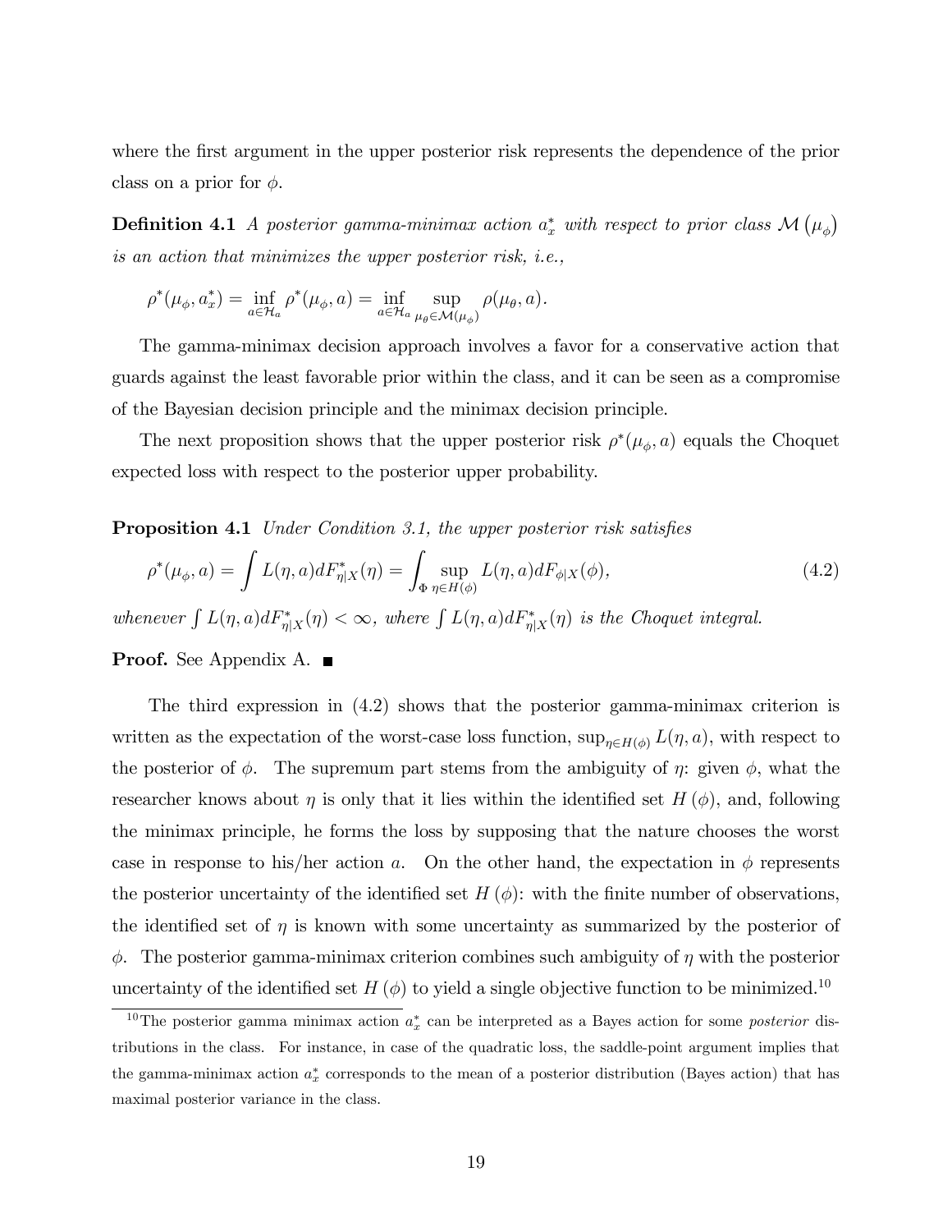where the first argument in the upper posterior risk represents the dependence of the prior class on a prior for $\phi$.

**Definition 4.1** *A posterior gamma-minimax action $a_x^*$ with respect to prior class $\mathcal{M}\left(\mu_\phi\right)$ is an action that minimizes the upper posterior risk, i.e.,*

$$\rho^*(\mu_\phi, a_x^*) = \inf_{a \in \mathcal{H}_a} \rho^*(\mu_\phi, a) = \inf_{a \in \mathcal{H}_a} \sup_{\mu_\theta \in \mathcal{M}(\mu_\phi)} \rho(\mu_\theta, a).$$

The gamma-minimax decision approach involves a favor for a conservative action that guards against the least favorable prior within the class, and it can be seen as a compromise of the Bayesian decision principle and the minimax decision principle.

The next proposition shows that the upper posterior risk $\rho^*(\mu_\phi, a)$ equals the Choquet expected loss with respect to the posterior upper probability.

**Proposition 4.1** *Under Condition 3.1, the upper posterior risk satisfies*

$$\rho^*(\mu_\phi, a) = \int L(\eta, a) dF^*_{\eta|X}(\eta) = \int_\Phi \sup_{\eta \in H(\phi)} L(\eta, a) dF_{\phi|X}(\phi), \tag{4.2}$$

*whenever $\int L(\eta, a) dF^*_{\eta|X}(\eta) < \infty$, where $\int L(\eta, a) dF^*_{\eta|X}(\eta)$ is the Choquet integral.*

**Proof.** See Appendix A. ■

The third expression in (4.2) shows that the posterior gamma-minimax criterion is written as the expectation of the worst-case loss function, $\sup_{\eta \in H(\phi)} L(\eta, a)$, with respect to the posterior of $\phi$. The supremum part stems from the ambiguity of $\eta$: given $\phi$, what the researcher knows about $\eta$ is only that it lies within the identified set $H(\phi)$, and, following the minimax principle, he forms the loss by supposing that the nature chooses the worst case in response to his/her action $a$. On the other hand, the expectation in $\phi$ represents the posterior uncertainty of the identified set $H(\phi)$: with the finite number of observations, the identified set of $\eta$ is known with some uncertainty as summarized by the posterior of $\phi$. The posterior gamma-minimax criterion combines such ambiguity of $\eta$ with the posterior uncertainty of the identified set $H(\phi)$ to yield a single objective function to be minimized.[10]

[10] The posterior gamma minimax action $a_x^*$ can be interpreted as a Bayes action for some *posterior* distributions in the class. For instance, in case of the quadratic loss, the saddle-point argument implies that the gamma-minimax action $a_x^*$ corresponds to the mean of a posterior distribution (Bayes action) that has maximal posterior variance in the class.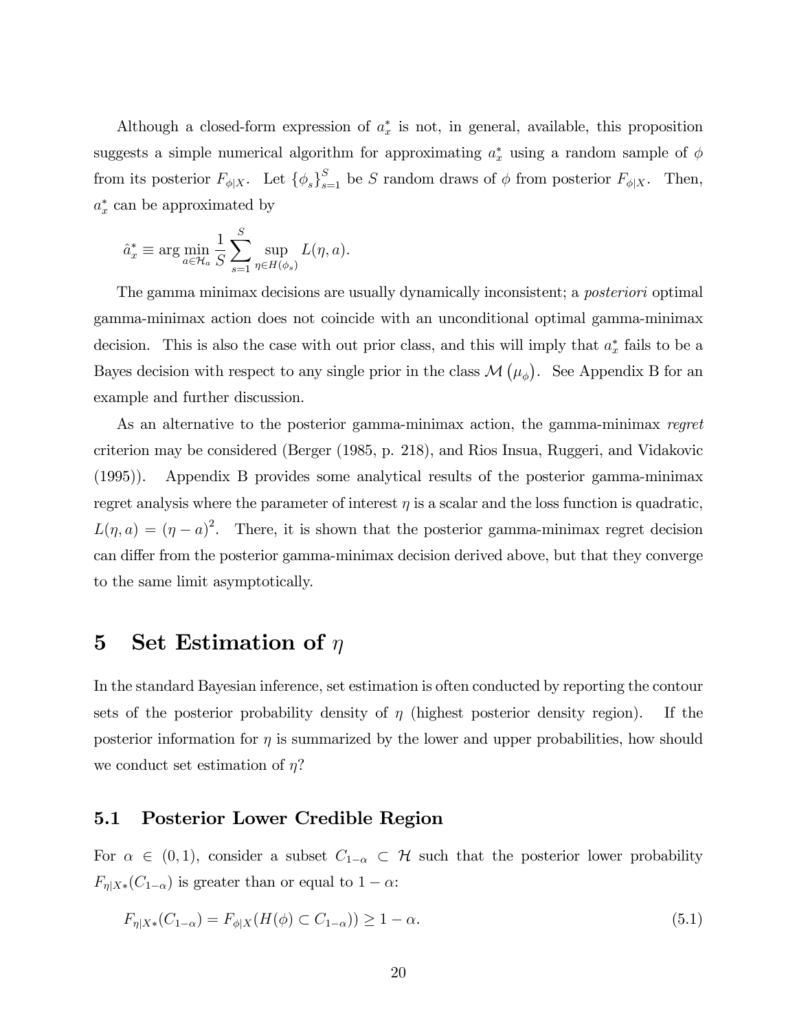Although a closed-form expression of $a_x^*$ is not, in general, available, this proposition suggests a simple numerical algorithm for approximating $a_x^*$ using a random sample of $\phi$ from its posterior $F_{\phi|X}$. Let $\{\phi_s\}_{s=1}^S$ be $S$ random draws of $\phi$ from posterior $F_{\phi|X}$. Then, $a_x^*$ can be approximated by

$$\hat{a}_x^* \equiv \arg\min_{a \in \mathcal{H}_a} \frac{1}{S} \sum_{s=1}^{S} \sup_{\eta \in H(\phi_s)} L(\eta, a).$$

The gamma minimax decisions are usually dynamically inconsistent; a *posteriori* optimal gamma-minimax action does not coincide with an unconditional optimal gamma-minimax decision. This is also the case with out prior class, and this will imply that $a_x^*$ fails to be a Bayes decision with respect to any single prior in the class $\mathcal{M}(\mu_\phi)$. See Appendix B for an example and further discussion.

As an alternative to the posterior gamma-minimax action, the gamma-minimax *regret* criterion may be considered (Berger (1985, p. 218), and Rios Insua, Ruggeri, and Vidakovic (1995)). Appendix B provides some analytical results of the posterior gamma-minimax regret analysis where the parameter of interest $\eta$ is a scalar and the loss function is quadratic, $L(\eta, a) = (\eta - a)^2$. There, it is shown that the posterior gamma-minimax regret decision can differ from the posterior gamma-minimax decision derived above, but that they converge to the same limit asymptotically.

# 5 Set Estimation of $\eta$

In the standard Bayesian inference, set estimation is often conducted by reporting the contour sets of the posterior probability density of $\eta$ (highest posterior density region). If the posterior information for $\eta$ is summarized by the lower and upper probabilities, how should we conduct set estimation of $\eta$?

## 5.1 Posterior Lower Credible Region

For $\alpha \in (0, 1)$, consider a subset $C_{1-\alpha} \subset \mathcal{H}$ such that the posterior lower probability $F_{\eta|X*}(C_{1-\alpha})$ is greater than or equal to $1 - \alpha$:

$$F_{\eta|X*}(C_{1-\alpha}) = F_{\phi|X}(H(\phi) \subset C_{1-\alpha})) \geq 1 - \alpha. \tag{5.1}$$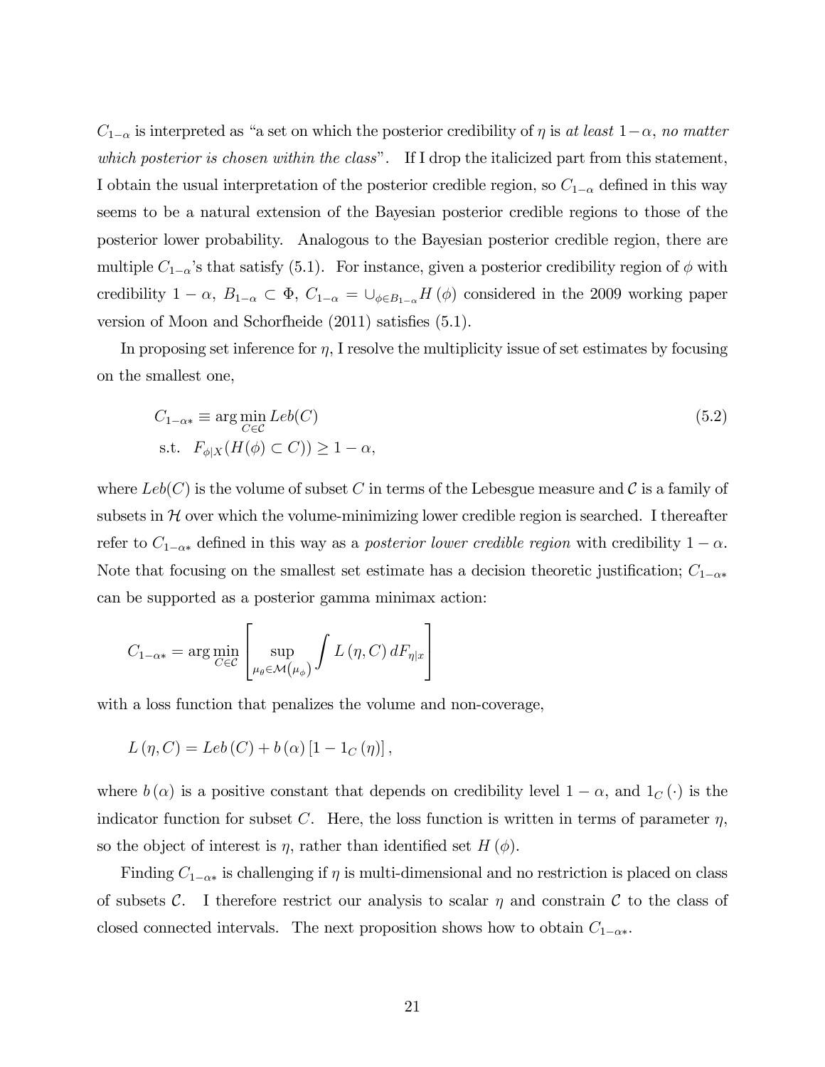$C_{1-\alpha}$ is interpreted as "a set on which the posterior credibility of $\eta$ is *at least* $1-\alpha$, *no matter which posterior is chosen within the class*". If I drop the italicized part from this statement, I obtain the usual interpretation of the posterior credible region, so $C_{1-\alpha}$ defined in this way seems to be a natural extension of the Bayesian posterior credible regions to those of the posterior lower probability. Analogous to the Bayesian posterior credible region, there are multiple $C_{1-\alpha}$'s that satisfy (5.1). For instance, given a posterior credibility region of $\phi$ with credibility $1-\alpha$, $B_{1-\alpha} \subset \Phi$, $C_{1-\alpha} = \cup_{\phi \in B_{1-\alpha}} H(\phi)$ considered in the 2009 working paper version of Moon and Schorfheide (2011) satisfies (5.1).

In proposing set inference for $\eta$, I resolve the multiplicity issue of set estimates by focusing on the smallest one,

$$
\begin{aligned}
C_{1-\alpha *} &\equiv \arg\min_{C \in \mathcal{C}} Leb(C) \\
\text{s.t.} \quad & F_{\phi|X}(H(\phi) \subset C)) \geq 1-\alpha,
\end{aligned}
\tag{5.2}
$$

where $Leb(C)$ is the volume of subset $C$ in terms of the Lebesgue measure and $\mathcal{C}$ is a family of subsets in $\mathcal{H}$ over which the volume-minimizing lower credible region is searched. I thereafter refer to $C_{1-\alpha *}$ defined in this way as a *posterior lower credible region* with credibility $1-\alpha$. Note that focusing on the smallest set estimate has a decision theoretic justification; $C_{1-\alpha *}$ can be supported as a posterior gamma minimax action:

$$
C_{1-\alpha *} = \arg\min_{C \in \mathcal{C}} \left[ \sup_{\mu_\theta \in \mathcal{M}(\mu_\phi)} \int L(\eta, C)\, dF_{\eta|x} \right]
$$

with a loss function that penalizes the volume and non-coverage,

$$
L(\eta, C) = Leb(C) + b(\alpha)\left[1 - 1_C(\eta)\right],
$$

where $b(\alpha)$ is a positive constant that depends on credibility level $1-\alpha$, and $1_C(\cdot)$ is the indicator function for subset $C$. Here, the loss function is written in terms of parameter $\eta$, so the object of interest is $\eta$, rather than identified set $H(\phi)$.

Finding $C_{1-\alpha *}$ is challenging if $\eta$ is multi-dimensional and no restriction is placed on class of subsets $\mathcal{C}$. I therefore restrict our analysis to scalar $\eta$ and constrain $\mathcal{C}$ to the class of closed connected intervals. The next proposition shows how to obtain $C_{1-\alpha *}$.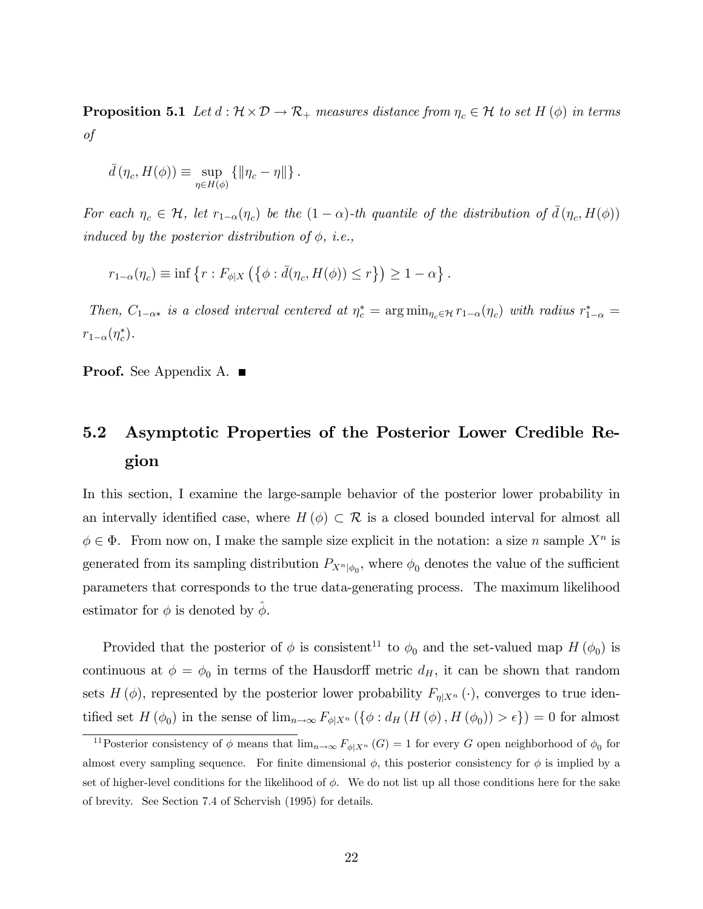**Proposition 5.1** *Let $d : \mathcal{H} \times \mathcal{D} \to \mathcal{R}_+$ measures distance from $\eta_c \in \mathcal{H}$ to set $H(\phi)$ in terms of*

$$\bar{d}(\eta_c, H(\phi)) \equiv \sup_{\eta \in H(\phi)} \{\|\eta_c - \eta\|\}.$$

*For each $\eta_c \in \mathcal{H}$, let $r_{1-\alpha}(\eta_c)$ be the $(1-\alpha)$-th quantile of the distribution of $\bar{d}(\eta_c, H(\phi))$ induced by the posterior distribution of $\phi$, i.e.,*

$$r_{1-\alpha}(\eta_c) \equiv \inf \left\{ r : F_{\phi|X}\left(\left\{\phi : \bar{d}(\eta_c, H(\phi)) \le r\right\}\right) \ge 1-\alpha \right\}.$$

*Then, $C_{1-\alpha*}$ is a closed interval centered at $\eta_c^* = \arg\min_{\eta_c \in \mathcal{H}} r_{1-\alpha}(\eta_c)$ with radius $r_{1-\alpha}^* = r_{1-\alpha}(\eta_c^*)$.*

**Proof.** See Appendix A. ■

## 5.2 Asymptotic Properties of the Posterior Lower Credible Region

In this section, I examine the large-sample behavior of the posterior lower probability in an intervally identified case, where $H(\phi) \subset \mathcal{R}$ is a closed bounded interval for almost all $\phi \in \Phi$. From now on, I make the sample size explicit in the notation: a size $n$ sample $X^n$ is generated from its sampling distribution $P_{X^n|\phi_0}$, where $\phi_0$ denotes the value of the sufficient parameters that corresponds to the true data-generating process. The maximum likelihood estimator for $\phi$ is denoted by $\hat{\phi}$.

Provided that the posterior of $\phi$ is consistent[11] to $\phi_0$ and the set-valued map $H(\phi_0)$ is continuous at $\phi = \phi_0$ in terms of the Hausdorff metric $d_H$, it can be shown that random sets $H(\phi)$, represented by the posterior lower probability $F_{\eta|X^n}(\cdot)$, converges to true identified set $H(\phi_0)$ in the sense of $\lim_{n\to\infty} F_{\phi|X^n}(\{\phi : d_H(H(\phi), H(\phi_0)) > \epsilon\}) = 0$ for almost

[11] Posterior consistency of $\phi$ means that $\lim_{n\to\infty} F_{\phi|X^n}(G) = 1$ for every $G$ open neighborhood of $\phi_0$ for almost every sampling sequence. For finite dimensional $\phi$, this posterior consistency for $\phi$ is implied by a set of higher-level conditions for the likelihood of $\phi$. We do not list up all those conditions here for the sake of brevity. See Section 7.4 of Schervish (1995) for details.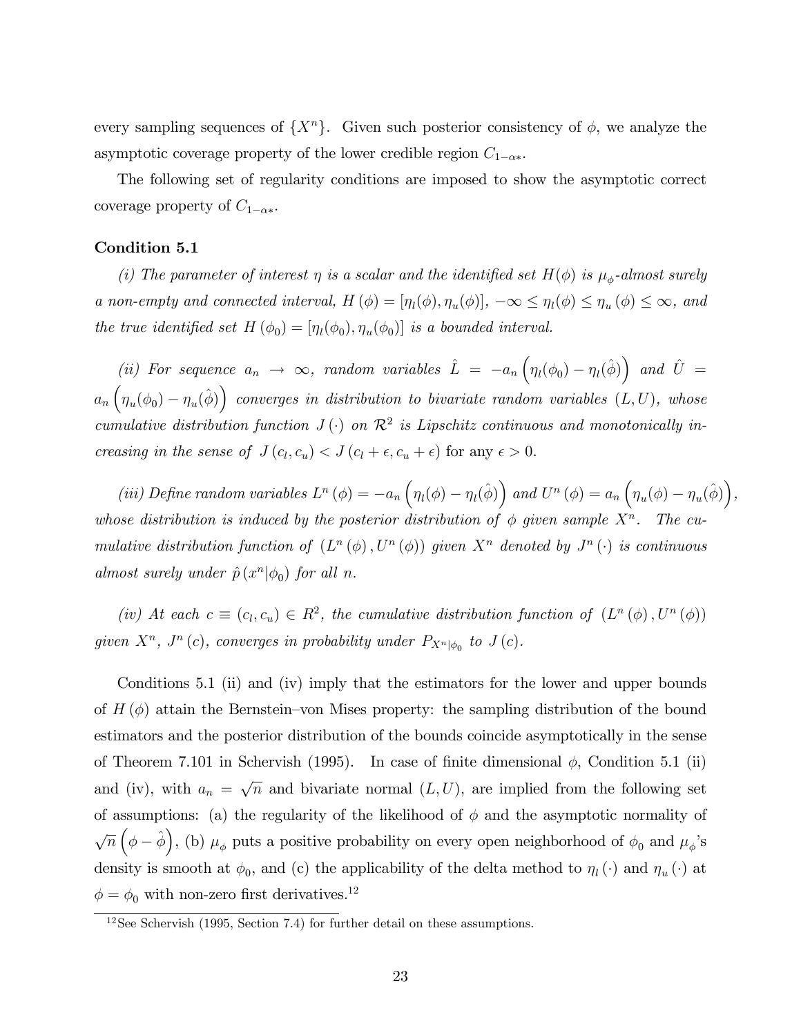every sampling sequences of $\{X^n\}$. Given such posterior consistency of $\phi$, we analyze the asymptotic coverage property of the lower credible region $C_{1-\alpha *}$.

The following set of regularity conditions are imposed to show the asymptotic correct coverage property of $C_{1-\alpha *}$.

**Condition 5.1**

*(i) The parameter of interest $\eta$ is a scalar and the identified set $H(\phi)$ is $\mu_\phi$-almost surely a non-empty and connected interval, $H(\phi) = [\eta_l(\phi), \eta_u(\phi)]$, $-\infty \leq \eta_l(\phi) \leq \eta_u(\phi) \leq \infty$, and the true identified set $H(\phi_0) = [\eta_l(\phi_0), \eta_u(\phi_0)]$ is a bounded interval.*

*(ii) For sequence $a_n \to \infty$, random variables $\hat{L} = -a_n\left(\eta_l(\phi_0) - \eta_l(\hat{\phi})\right)$ and $\hat{U} = a_n\left(\eta_u(\phi_0) - \eta_u(\hat{\phi})\right)$ converges in distribution to bivariate random variables $(L, U)$, whose cumulative distribution function $J(\cdot)$ on $\mathcal{R}^2$ is Lipschitz continuous and monotonically increasing in the sense of $J(c_l, c_u) < J(c_l + \epsilon, c_u + \epsilon)$* for any $\epsilon > 0$.

*(iii) Define random variables $L^n(\phi) = -a_n\left(\eta_l(\phi) - \eta_l(\hat{\phi})\right)$ and $U^n(\phi) = a_n\left(\eta_u(\phi) - \eta_u(\hat{\phi})\right)$, whose distribution is induced by the posterior distribution of $\phi$ given sample $X^n$. The cumulative distribution function of $(L^n(\phi), U^n(\phi))$ given $X^n$ denoted by $J^n(\cdot)$ is continuous almost surely under $\hat{p}(x^n|\phi_0)$ for all $n$.*

*(iv) At each $c \equiv (c_l, c_u) \in R^2$, the cumulative distribution function of $(L^n(\phi), U^n(\phi))$ given $X^n$, $J^n(c)$, converges in probability under $P_{X^n|\phi_0}$ to $J(c)$.*

Conditions 5.1 (ii) and (iv) imply that the estimators for the lower and upper bounds of $H(\phi)$ attain the Bernstein–von Mises property: the sampling distribution of the bound estimators and the posterior distribution of the bounds coincide asymptotically in the sense of Theorem 7.101 in Schervish (1995). In case of finite dimensional $\phi$, Condition 5.1 (ii) and (iv), with $a_n = \sqrt{n}$ and bivariate normal $(L, U)$, are implied from the following set of assumptions: (a) the regularity of the likelihood of $\phi$ and the asymptotic normality of $\sqrt{n}\left(\phi - \hat{\phi}\right)$, (b) $\mu_\phi$ puts a positive probability on every open neighborhood of $\phi_0$ and $\mu_\phi$'s density is smooth at $\phi_0$, and (c) the applicability of the delta method to $\eta_l(\cdot)$ and $\eta_u(\cdot)$ at $\phi = \phi_0$ with non-zero first derivatives.[12]

[12] See Schervish (1995, Section 7.4) for further detail on these assumptions.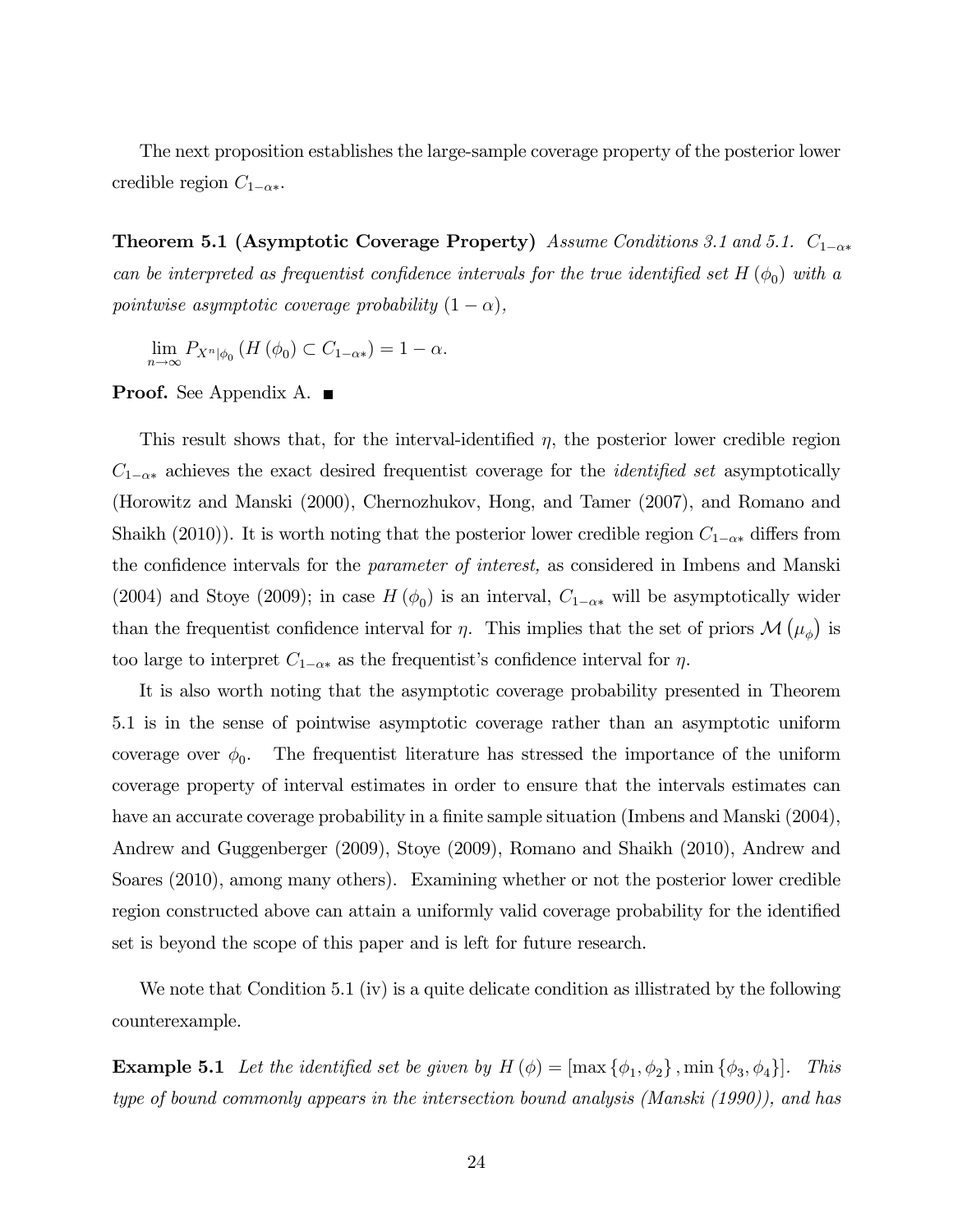The next proposition establishes the large-sample coverage property of the posterior lower credible region $C_{1-\alpha*}$.

**Theorem 5.1 (Asymptotic Coverage Property)** *Assume Conditions 3.1 and 5.1. $C_{1-\alpha*}$ can be interpreted as frequentist confidence intervals for the true identified set $H(\phi_0)$ with a pointwise asymptotic coverage probability $(1-\alpha)$,*

$$\lim_{n\to\infty} P_{X^n|\phi_0}\left(H\left(\phi_0\right) \subset C_{1-\alpha*}\right) = 1-\alpha.$$

**Proof.** See Appendix A. ■

This result shows that, for the interval-identified $\eta$, the posterior lower credible region $C_{1-\alpha*}$ achieves the exact desired frequentist coverage for the *identified set* asymptotically (Horowitz and Manski (2000), Chernozhukov, Hong, and Tamer (2007), and Romano and Shaikh (2010)). It is worth noting that the posterior lower credible region $C_{1-\alpha*}$ differs from the confidence intervals for the *parameter of interest,* as considered in Imbens and Manski (2004) and Stoye (2009); in case $H(\phi_0)$ is an interval, $C_{1-\alpha*}$ will be asymptotically wider than the frequentist confidence interval for $\eta$. This implies that the set of priors $\mathcal{M}\left(\mu_\phi\right)$ is too large to interpret $C_{1-\alpha*}$ as the frequentist's confidence interval for $\eta$.

It is also worth noting that the asymptotic coverage probability presented in Theorem 5.1 is in the sense of pointwise asymptotic coverage rather than an asymptotic uniform coverage over $\phi_0$. The frequentist literature has stressed the importance of the uniform coverage property of interval estimates in order to ensure that the intervals estimates can have an accurate coverage probability in a finite sample situation (Imbens and Manski (2004), Andrew and Guggenberger (2009), Stoye (2009), Romano and Shaikh (2010), Andrew and Soares (2010), among many others). Examining whether or not the posterior lower credible region constructed above can attain a uniformly valid coverage probability for the identified set is beyond the scope of this paper and is left for future research.

We note that Condition 5.1 (iv) is a quite delicate condition as illustrated by the following counterexample.

**Example 5.1** *Let the identified set be given by $H(\phi) = [\max\{\phi_1, \phi_2\}, \min\{\phi_3, \phi_4\}]$. This type of bound commonly appears in the intersection bound analysis (Manski (1990)), and has*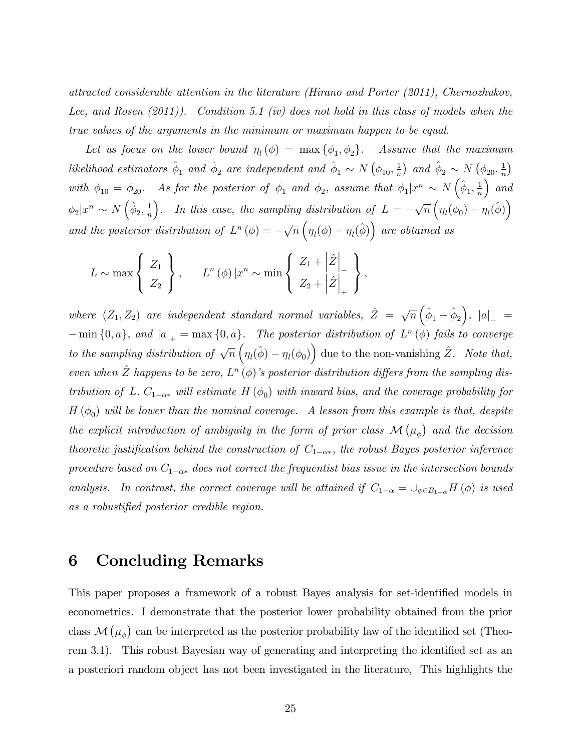*attracted considerable attention in the literature (Hirano and Porter (2011), Chernozhukov, Lee, and Rosen (2011)). Condition 5.1 (iv) does not hold in this class of models when the true values of the arguments in the minimum or maximum happen to be equal.*

*Let us focus on the lower bound $\eta_l(\phi) = \max\{\phi_1, \phi_2\}$. Assume that the maximum likelihood estimators $\hat{\phi}_1$ and $\hat{\phi}_2$ are independent and $\hat{\phi}_1 \sim N\left(\phi_{10}, \frac{1}{n}\right)$ and $\hat{\phi}_2 \sim N\left(\phi_{20}, \frac{1}{n}\right)$ with $\phi_{10} = \phi_{20}$. As for the posterior of $\phi_1$ and $\phi_2$, assume that $\phi_1 | x^n \sim N\left(\hat{\phi}_1, \frac{1}{n}\right)$ and $\phi_2 | x^n \sim N\left(\hat{\phi}_2, \frac{1}{n}\right)$. In this case, the sampling distribution of $L = -\sqrt{n}\left(\eta_l(\phi_0) - \eta_l(\hat{\phi})\right)$ and the posterior distribution of $L^n(\phi) = -\sqrt{n}\left(\eta_l(\phi) - \eta_l(\hat{\phi})\right)$ are obtained as*

$$
L \sim \max\left\{ \begin{array}{c} Z_1 \\ Z_2 \end{array} \right\}, \qquad L^n(\phi) | x^n \sim \min\left\{ \begin{array}{c} Z_1 + \left|\hat{Z}\right|_- \\ Z_2 + \left|\hat{Z}\right|_+ \end{array} \right\},
$$

*where $(Z_1, Z_2)$ are independent standard normal variables, $\hat{Z} = \sqrt{n}\left(\hat{\phi}_1 - \hat{\phi}_2\right)$, $|a|_- = -\min\{0, a\}$, and $|a|_+ = \max\{0, a\}$. The posterior distribution of $L^n(\phi)$ fails to converge to the sampling distribution of $\sqrt{n}\left(\eta_l(\hat{\phi}) - \eta_l(\phi_0)\right)$* due to the non-vanishing $\hat{Z}$. *Note that, even when $\hat{Z}$ happens to be zero, $L^n(\phi)$'s posterior distribution differs from the sampling distribution of $L$. $C_{1-\alpha*}$ will estimate $H(\phi_0)$ with inward bias, and the coverage probability for $H(\phi_0)$ will be lower than the nominal coverage. A lesson from this example is that, despite the explicit introduction of ambiguity in the form of prior class $\mathcal{M}(\mu_\phi)$ and the decision theoretic justification behind the construction of $C_{1-\alpha*}$, the robust Bayes posterior inference procedure based on $C_{1-\alpha*}$ does not correct the frequentist bias issue in the intersection bounds analysis. In contrast, the correct coverage will be attained if $C_{1-\alpha} = \cup_{\phi \in B_{1-\alpha}} H(\phi)$ is used as a robustified posterior credible region.*

# 6 Concluding Remarks

This paper proposes a framework of a robust Bayes analysis for set-identified models in econometrics. I demonstrate that the posterior lower probability obtained from the prior class $\mathcal{M}(\mu_\phi)$ can be interpreted as the posterior probability law of the identified set (Theorem 3.1). This robust Bayesian way of generating and interpreting the identified set as an a posteriori random object has not been investigated in the literature, This highlights the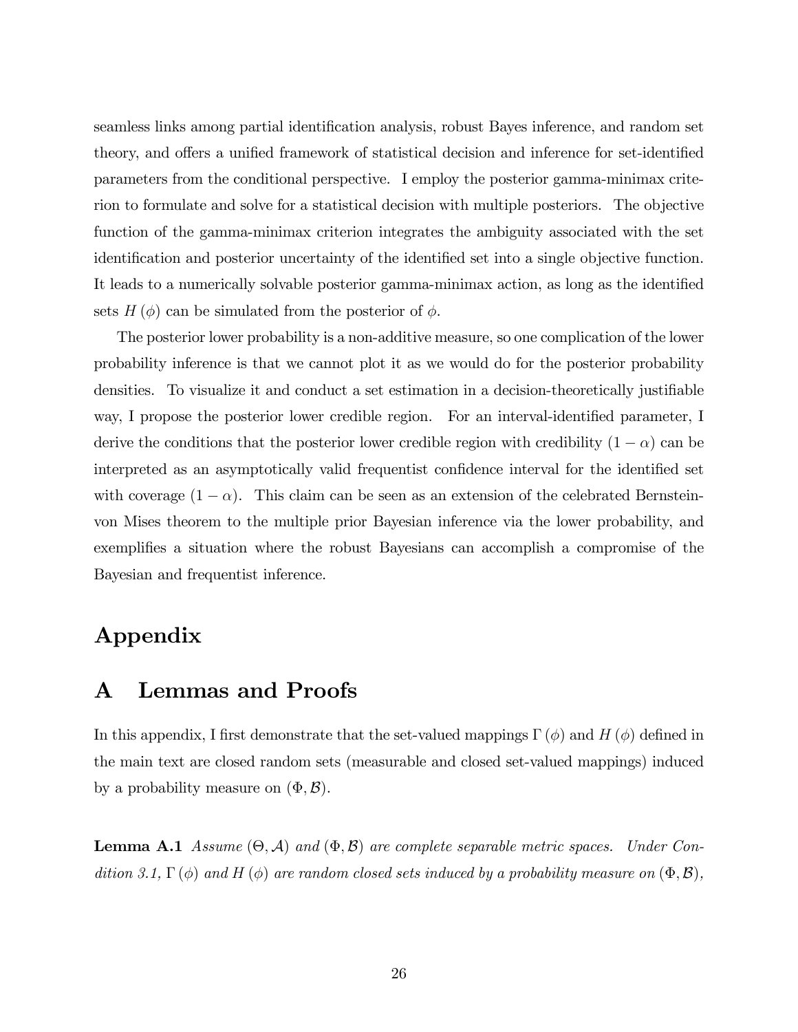seamless links among partial identification analysis, robust Bayes inference, and random set theory, and offers a unified framework of statistical decision and inference for set-identified parameters from the conditional perspective. I employ the posterior gamma-minimax criterion to formulate and solve for a statistical decision with multiple posteriors. The objective function of the gamma-minimax criterion integrates the ambiguity associated with the set identification and posterior uncertainty of the identified set into a single objective function. It leads to a numerically solvable posterior gamma-minimax action, as long as the identified sets $H(\phi)$ can be simulated from the posterior of $\phi$.

The posterior lower probability is a non-additive measure, so one complication of the lower probability inference is that we cannot plot it as we would do for the posterior probability densities. To visualize it and conduct a set estimation in a decision-theoretically justifiable way, I propose the posterior lower credible region. For an interval-identified parameter, I derive the conditions that the posterior lower credible region with credibility $(1-\alpha)$ can be interpreted as an asymptotically valid frequentist confidence interval for the identified set with coverage $(1-\alpha)$. This claim can be seen as an extension of the celebrated Bernstein-von Mises theorem to the multiple prior Bayesian inference via the lower probability, and exemplifies a situation where the robust Bayesians can accomplish a compromise of the Bayesian and frequentist inference.

# Appendix

# A Lemmas and Proofs

In this appendix, I first demonstrate that the set-valued mappings $\Gamma(\phi)$ and $H(\phi)$ defined in the main text are closed random sets (measurable and closed set-valued mappings) induced by a probability measure on $(\Phi, \mathcal{B})$.

**Lemma A.1** *Assume $(\Theta, \mathcal{A})$ and $(\Phi, \mathcal{B})$ are complete separable metric spaces. Under Condition 3.1, $\Gamma(\phi)$ and $H(\phi)$ are random closed sets induced by a probability measure on $(\Phi, \mathcal{B})$,*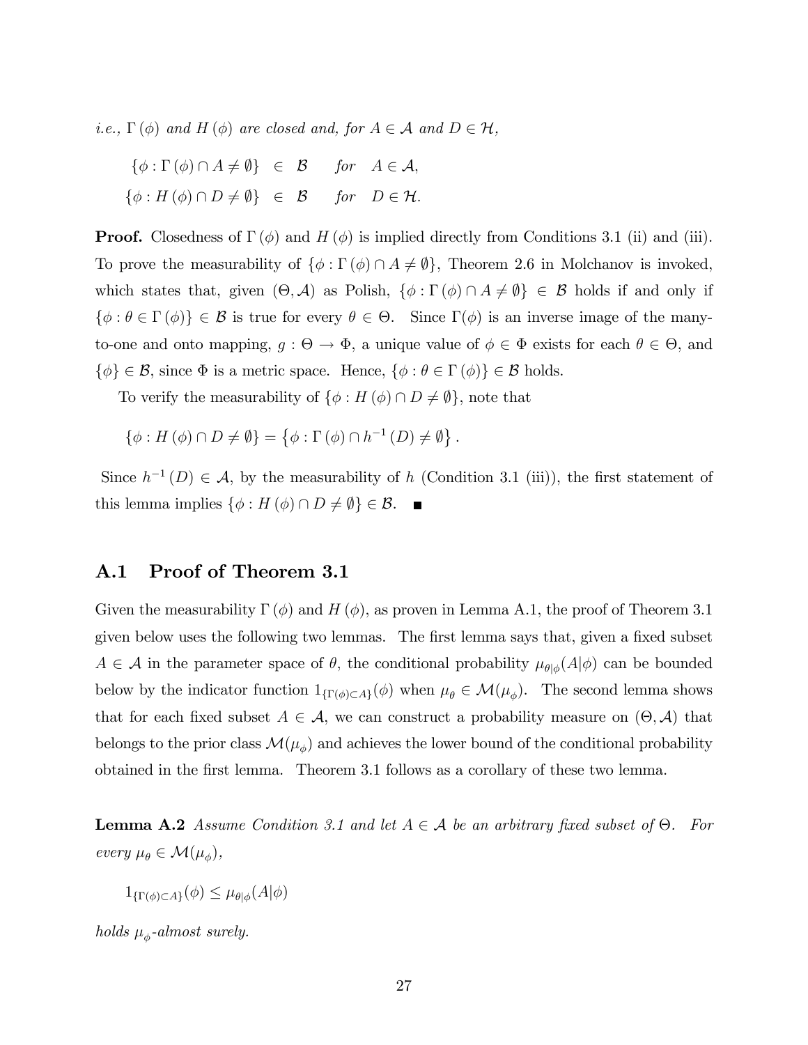*i.e.,* $\Gamma(\phi)$ *and* $H(\phi)$ *are closed and, for* $A \in \mathcal{A}$ *and* $D \in \mathcal{H}$*,*

$$
\begin{aligned}
\{\phi : \Gamma(\phi) \cap A \neq \emptyset\} &\in \mathcal{B} \quad \text{for} \quad A \in \mathcal{A}, \\
\{\phi : H(\phi) \cap D \neq \emptyset\} &\in \mathcal{B} \quad \text{for} \quad D \in \mathcal{H}.
\end{aligned}
$$

**Proof.** Closedness of $\Gamma(\phi)$ and $H(\phi)$ is implied directly from Conditions 3.1 (ii) and (iii). To prove the measurability of $\{\phi : \Gamma(\phi) \cap A \neq \emptyset\}$, Theorem 2.6 in Molchanov is invoked, which states that, given $(\Theta, \mathcal{A})$ as Polish, $\{\phi : \Gamma(\phi) \cap A \neq \emptyset\} \in \mathcal{B}$ holds if and only if $\{\phi : \theta \in \Gamma(\phi)\} \in \mathcal{B}$ is true for every $\theta \in \Theta$. Since $\Gamma(\phi)$ is an inverse image of the many-to-one and onto mapping, $g : \Theta \to \Phi$, a unique value of $\phi \in \Phi$ exists for each $\theta \in \Theta$, and $\{\phi\} \in \mathcal{B}$, since $\Phi$ is a metric space. Hence, $\{\phi : \theta \in \Gamma(\phi)\} \in \mathcal{B}$ holds.

To verify the measurability of $\{\phi : H(\phi) \cap D \neq \emptyset\}$, note that

$$
\{\phi : H(\phi) \cap D \neq \emptyset\} = \left\{\phi : \Gamma(\phi) \cap h^{-1}(D) \neq \emptyset\right\}.
$$

Since $h^{-1}(D) \in \mathcal{A}$, by the measurability of $h$ (Condition 3.1 (iii)), the first statement of this lemma implies $\{\phi : H(\phi) \cap D \neq \emptyset\} \in \mathcal{B}$. ■

## A.1 Proof of Theorem 3.1

Given the measurability $\Gamma(\phi)$ and $H(\phi)$, as proven in Lemma A.1, the proof of Theorem 3.1 given below uses the following two lemmas. The first lemma says that, given a fixed subset $A \in \mathcal{A}$ in the parameter space of $\theta$, the conditional probability $\mu_{\theta|\phi}(A|\phi)$ can be bounded below by the indicator function $1_{\{\Gamma(\phi) \subset A\}}(\phi)$ when $\mu_\theta \in \mathcal{M}(\mu_\phi)$. The second lemma shows that for each fixed subset $A \in \mathcal{A}$, we can construct a probability measure on $(\Theta, \mathcal{A})$ that belongs to the prior class $\mathcal{M}(\mu_\phi)$ and achieves the lower bound of the conditional probability obtained in the first lemma. Theorem 3.1 follows as a corollary of these two lemma.

**Lemma A.2** *Assume Condition 3.1 and let* $A \in \mathcal{A}$ *be an arbitrary fixed subset of* $\Theta$*. For every* $\mu_\theta \in \mathcal{M}(\mu_\phi)$*,*

$$
1_{\{\Gamma(\phi) \subset A\}}(\phi) \leq \mu_{\theta|\phi}(A|\phi)
$$

*holds* $\mu_\phi$*-almost surely.*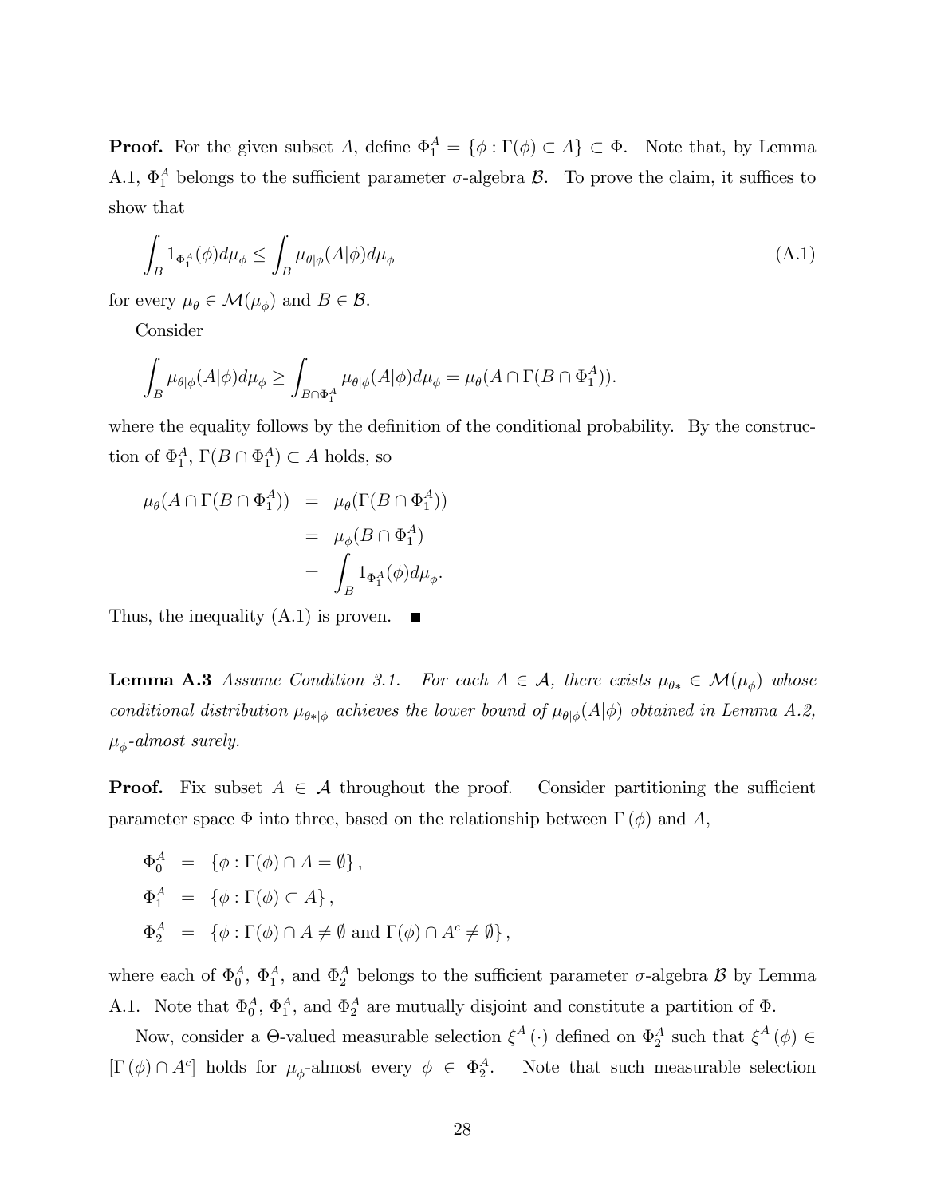**Proof.** For the given subset $A$, define $\Phi_1^A = \{\phi : \Gamma(\phi) \subset A\} \subset \Phi$. Note that, by Lemma A.1, $\Phi_1^A$ belongs to the sufficient parameter $\sigma$-algebra $\mathcal{B}$. To prove the claim, it suffices to show that

$$\int_B 1_{\Phi_1^A}(\phi) d\mu_\phi \leq \int_B \mu_{\theta|\phi}(A|\phi) d\mu_\phi \tag{A.1}$$

for every $\mu_\theta \in \mathcal{M}(\mu_\phi)$ and $B \in \mathcal{B}$.

Consider

$$\int_B \mu_{\theta|\phi}(A|\phi) d\mu_\phi \geq \int_{B\cap\Phi_1^A} \mu_{\theta|\phi}(A|\phi) d\mu_\phi = \mu_\theta(A \cap \Gamma(B \cap \Phi_1^A)).$$

where the equality follows by the definition of the conditional probability. By the construction of $\Phi_1^A$, $\Gamma(B \cap \Phi_1^A) \subset A$ holds, so

$$\begin{aligned}
\mu_\theta(A \cap \Gamma(B \cap \Phi_1^A)) &= \mu_\theta(\Gamma(B \cap \Phi_1^A)) \\
&= \mu_\phi(B \cap \Phi_1^A) \\
&= \int_B 1_{\Phi_1^A}(\phi) d\mu_\phi.
\end{aligned}$$

Thus, the inequality (A.1) is proven. ■

**Lemma A.3** *Assume Condition 3.1. For each $A \in \mathcal{A}$, there exists $\mu_{\theta*} \in \mathcal{M}(\mu_\phi)$ whose conditional distribution $\mu_{\theta*|\phi}$ achieves the lower bound of $\mu_{\theta|\phi}(A|\phi)$ obtained in Lemma A.2, $\mu_\phi$-almost surely.*

**Proof.** Fix subset $A \in \mathcal{A}$ throughout the proof. Consider partitioning the sufficient parameter space $\Phi$ into three, based on the relationship between $\Gamma(\phi)$ and $A$,

$$\begin{aligned}
\Phi_0^A &= \{\phi : \Gamma(\phi) \cap A = \emptyset\}, \\
\Phi_1^A &= \{\phi : \Gamma(\phi) \subset A\}, \\
\Phi_2^A &= \{\phi : \Gamma(\phi) \cap A \neq \emptyset \text{ and } \Gamma(\phi) \cap A^c \neq \emptyset\},
\end{aligned}$$

where each of $\Phi_0^A$, $\Phi_1^A$, and $\Phi_2^A$ belongs to the sufficient parameter $\sigma$-algebra $\mathcal{B}$ by Lemma A.1. Note that $\Phi_0^A$, $\Phi_1^A$, and $\Phi_2^A$ are mutually disjoint and constitute a partition of $\Phi$.

Now, consider a $\Theta$-valued measurable selection $\xi^A(\cdot)$ defined on $\Phi_2^A$ such that $\xi^A(\phi) \in [\Gamma(\phi) \cap A^c]$ holds for $\mu_\phi$-almost every $\phi \in \Phi_2^A$. Note that such measurable selection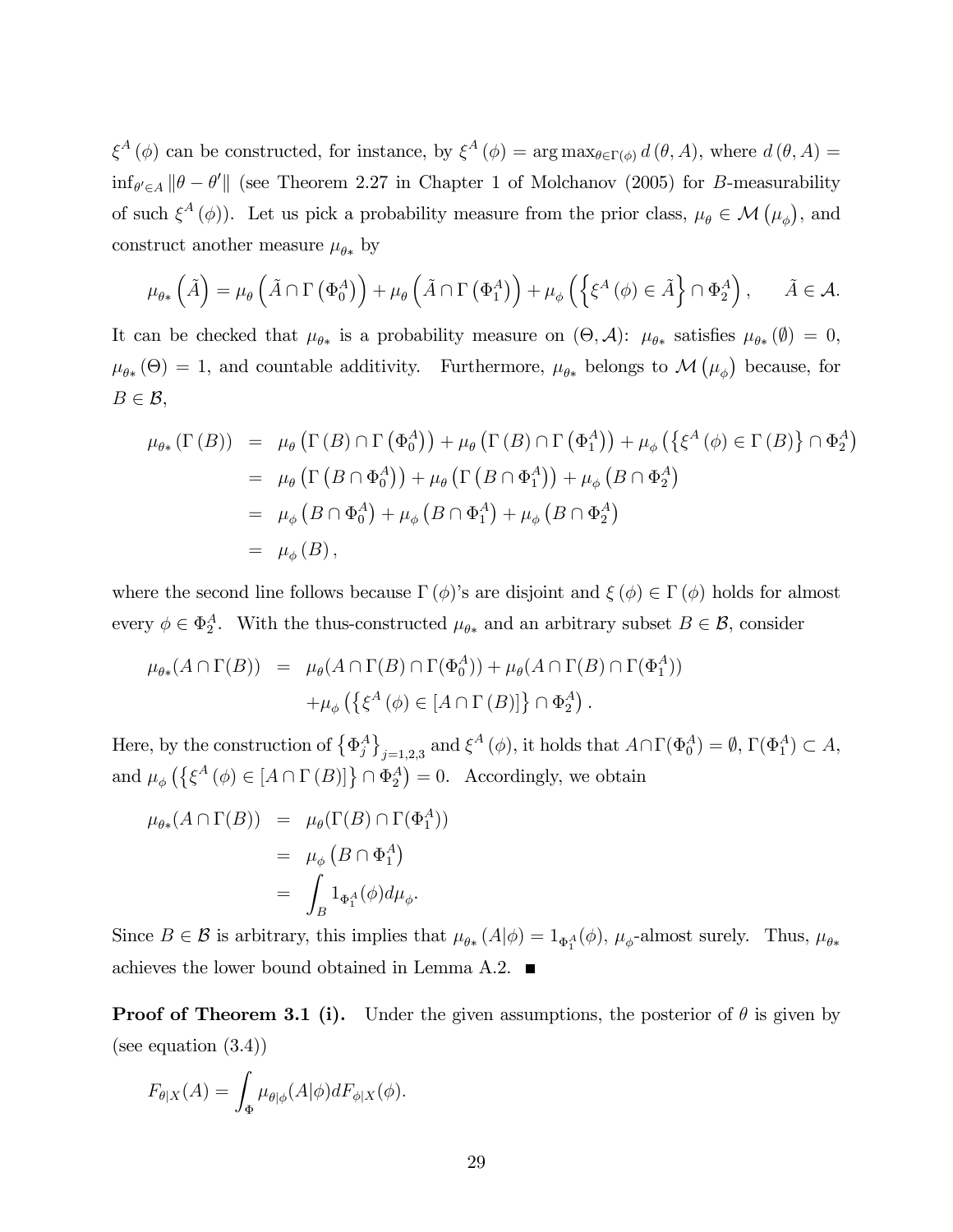$\xi^A(\phi)$ can be constructed, for instance, by $\xi^A(\phi) = \arg\max_{\theta \in \Gamma(\phi)} d(\theta, A)$, where $d(\theta, A) = \inf_{\theta' \in A} \|\theta - \theta'\|$ (see Theorem 2.27 in Chapter 1 of Molchanov (2005) for $B$-measurability of such $\xi^A(\phi)$). Let us pick a probability measure from the prior class, $\mu_\theta \in \mathcal{M}(\mu_\phi)$, and construct another measure $\mu_{\theta *}$ by

$$\mu_{\theta *}\left(\tilde{A}\right) = \mu_\theta\left(\tilde{A} \cap \Gamma\left(\Phi_0^A\right)\right) + \mu_\theta\left(\tilde{A} \cap \Gamma\left(\Phi_1^A\right)\right) + \mu_\phi\left(\left\{\xi^A(\phi) \in \tilde{A}\right\} \cap \Phi_2^A\right), \qquad \tilde{A} \in \mathcal{A}.$$

It can be checked that $\mu_{\theta *}$ is a probability measure on $(\Theta, \mathcal{A})$: $\mu_{\theta *}$ satisfies $\mu_{\theta *}(\emptyset) = 0$, $\mu_{\theta *}(\Theta) = 1$, and countable additivity. Furthermore, $\mu_{\theta *}$ belongs to $\mathcal{M}(\mu_\phi)$ because, for $B \in \mathcal{B}$,

$$\begin{aligned}
\mu_{\theta *}(\Gamma(B)) &= \mu_\theta\left(\Gamma(B) \cap \Gamma\left(\Phi_0^A\right)\right) + \mu_\theta\left(\Gamma(B) \cap \Gamma\left(\Phi_1^A\right)\right) + \mu_\phi\left(\left\{\xi^A(\phi) \in \Gamma(B)\right\} \cap \Phi_2^A\right) \\
&= \mu_\theta\left(\Gamma\left(B \cap \Phi_0^A\right)\right) + \mu_\theta\left(\Gamma\left(B \cap \Phi_1^A\right)\right) + \mu_\phi\left(B \cap \Phi_2^A\right) \\
&= \mu_\phi\left(B \cap \Phi_0^A\right) + \mu_\phi\left(B \cap \Phi_1^A\right) + \mu_\phi\left(B \cap \Phi_2^A\right) \\
&= \mu_\phi(B),
\end{aligned}$$

where the second line follows because $\Gamma(\phi)$'s are disjoint and $\xi(\phi) \in \Gamma(\phi)$ holds for almost every $\phi \in \Phi_2^A$. With the thus-constructed $\mu_{\theta *}$ and an arbitrary subset $B \in \mathcal{B}$, consider

$$\begin{aligned}
\mu_{\theta *}(A \cap \Gamma(B)) &= \mu_\theta(A \cap \Gamma(B) \cap \Gamma(\Phi_0^A)) + \mu_\theta(A \cap \Gamma(B) \cap \Gamma(\Phi_1^A)) \\
&\quad + \mu_\phi\left(\left\{\xi^A(\phi) \in [A \cap \Gamma(B)]\right\} \cap \Phi_2^A\right).
\end{aligned}$$

Here, by the construction of $\left\{\Phi_j^A\right\}_{j=1,2,3}$ and $\xi^A(\phi)$, it holds that $A \cap \Gamma(\Phi_0^A) = \emptyset$, $\Gamma(\Phi_1^A) \subset A$, and $\mu_\phi\left(\left\{\xi^A(\phi) \in [A \cap \Gamma(B)]\right\} \cap \Phi_2^A\right) = 0$. Accordingly, we obtain

$$\begin{aligned}
\mu_{\theta *}(A \cap \Gamma(B)) &= \mu_\theta(\Gamma(B) \cap \Gamma(\Phi_1^A)) \\
&= \mu_\phi\left(B \cap \Phi_1^A\right) \\
&= \int_B 1_{\Phi_1^A}(\phi) d\mu_\phi.
\end{aligned}$$

Since $B \in \mathcal{B}$ is arbitrary, this implies that $\mu_{\theta *}(A|\phi) = 1_{\Phi_1^A}(\phi)$, $\mu_\phi$-almost surely. Thus, $\mu_{\theta *}$ achieves the lower bound obtained in Lemma A.2. ■

**Proof of Theorem 3.1 (i).** Under the given assumptions, the posterior of $\theta$ is given by (see equation (3.4))

$$F_{\theta|X}(A) = \int_\Phi \mu_{\theta|\phi}(A|\phi) dF_{\phi|X}(\phi).$$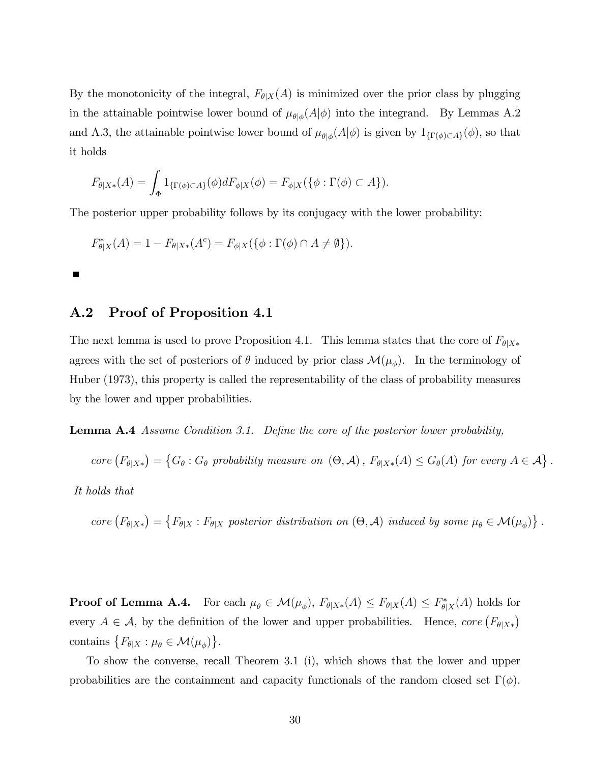By the monotonicity of the integral, $F_{\theta|X}(A)$ is minimized over the prior class by plugging in the attainable pointwise lower bound of $\mu_{\theta|\phi}(A|\phi)$ into the integrand. By Lemmas A.2 and A.3, the attainable pointwise lower bound of $\mu_{\theta|\phi}(A|\phi)$ is given by $1_{\{\Gamma(\phi)\subset A\}}(\phi)$, so that it holds

$$F_{\theta|X*}(A) = \int_{\Phi} 1_{\{\Gamma(\phi)\subset A\}}(\phi) dF_{\phi|X}(\phi) = F_{\phi|X}(\{\phi : \Gamma(\phi) \subset A\}).$$

The posterior upper probability follows by its conjugacy with the lower probability:

$$F^*_{\theta|X}(A) = 1 - F_{\theta|X*}(A^c) = F_{\phi|X}(\{\phi : \Gamma(\phi) \cap A \neq \emptyset\}).$$

■

## A.2 Proof of Proposition 4.1

The next lemma is used to prove Proposition 4.1. This lemma states that the core of $F_{\theta|X*}$ agrees with the set of posteriors of $\theta$ induced by prior class $\mathcal{M}(\mu_\phi)$. In the terminology of Huber (1973), this property is called the representability of the class of probability measures by the lower and upper probabilities.

**Lemma A.4** *Assume Condition 3.1. Define the core of the posterior lower probability,*

$$core\left(F_{\theta|X*}\right) = \left\{G_\theta : G_\theta \text{ probability measure on } (\Theta, \mathcal{A}),\ F_{\theta|X*}(A) \leq G_\theta(A) \text{ for every } A \in \mathcal{A}\right\}.$$

*It holds that*

$$core\left(F_{\theta|X*}\right) = \left\{F_{\theta|X} : F_{\theta|X} \text{ posterior distribution on } (\Theta, \mathcal{A}) \text{ induced by some } \mu_\theta \in \mathcal{M}(\mu_\phi)\right\}.$$

**Proof of Lemma A.4.** For each $\mu_\theta \in \mathcal{M}(\mu_\phi)$, $F_{\theta|X*}(A) \leq F_{\theta|X}(A) \leq F^*_{\theta|X}(A)$ holds for every $A \in \mathcal{A}$, by the definition of the lower and upper probabilities. Hence, $core\left(F_{\theta|X*}\right)$ contains $\left\{F_{\theta|X} : \mu_\theta \in \mathcal{M}(\mu_\phi)\right\}$.

To show the converse, recall Theorem 3.1 (i), which shows that the lower and upper probabilities are the containment and capacity functionals of the random closed set $\Gamma(\phi)$.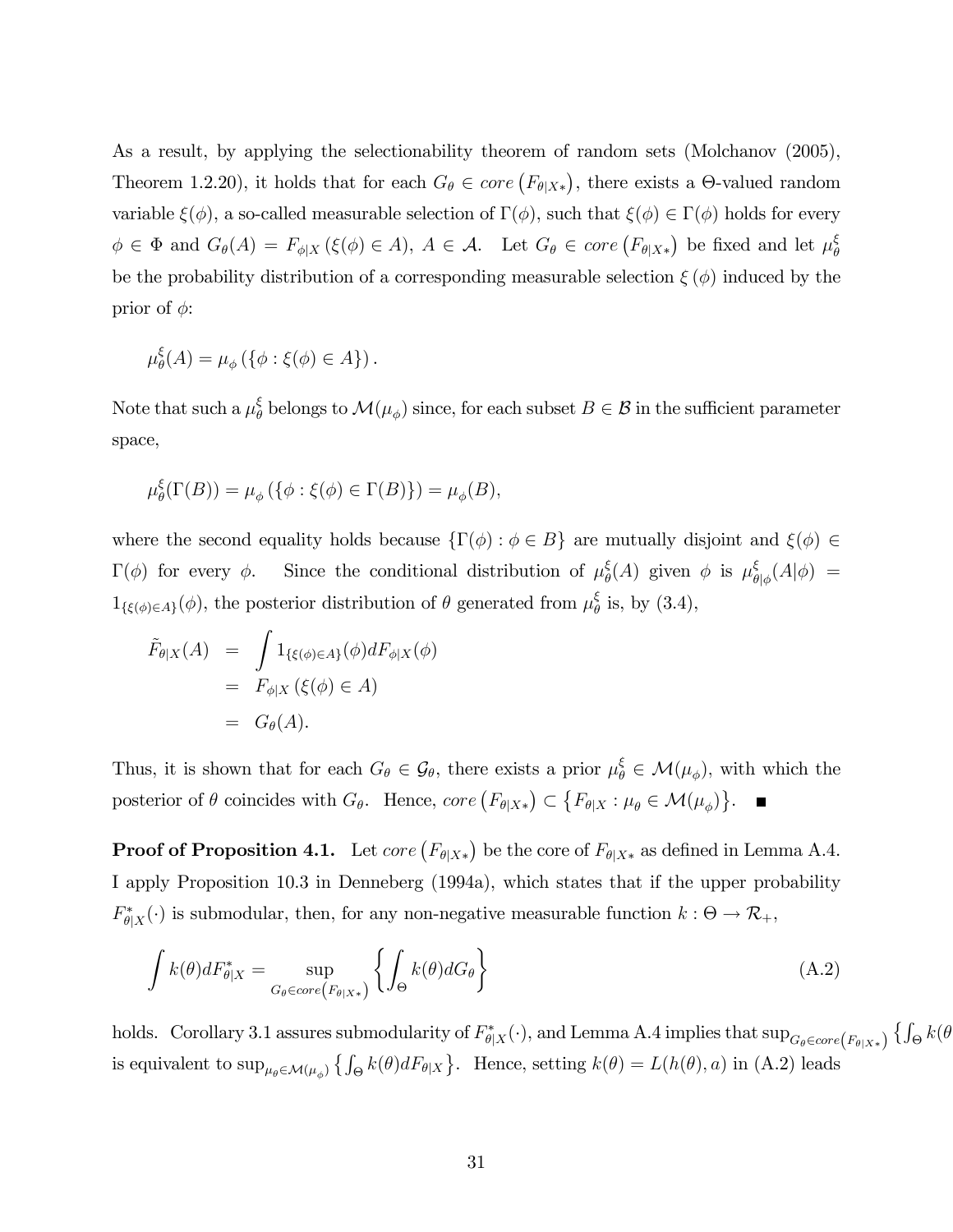As a result, by applying the selectionability theorem of random sets (Molchanov (2005), Theorem 1.2.20), it holds that for each $G_\theta \in core\left(F_{\theta|X*}\right)$, there exists a $\Theta$-valued random variable $\xi(\phi)$, a so-called measurable selection of $\Gamma(\phi)$, such that $\xi(\phi) \in \Gamma(\phi)$ holds for every $\phi \in \Phi$ and $G_\theta(A) = F_{\phi|X}\left(\xi(\phi) \in A\right)$, $A \in \mathcal{A}$. Let $G_\theta \in core\left(F_{\theta|X*}\right)$ be fixed and let $\mu_\theta^\xi$ be the probability distribution of a corresponding measurable selection $\xi\left(\phi\right)$ induced by the prior of $\phi$:

$$\mu_\theta^\xi(A) = \mu_\phi\left(\{\phi : \xi(\phi) \in A\}\right).$$

Note that such a $\mu_\theta^\xi$ belongs to $\mathcal{M}(\mu_\phi)$ since, for each subset $B \in \mathcal{B}$ in the sufficient parameter space,

$$\mu_\theta^\xi(\Gamma(B)) = \mu_\phi\left(\{\phi : \xi(\phi) \in \Gamma(B)\}\right) = \mu_\phi(B),$$

where the second equality holds because $\{\Gamma(\phi) : \phi \in B\}$ are mutually disjoint and $\xi(\phi) \in \Gamma(\phi)$ for every $\phi$. Since the conditional distribution of $\mu_\theta^\xi(A)$ given $\phi$ is $\mu_{\theta|\phi}^\xi(A|\phi) = 1_{\{\xi(\phi)\in A\}}(\phi)$, the posterior distribution of $\theta$ generated from $\mu_\theta^\xi$ is, by (3.4),

$$\begin{aligned}
\tilde{F}_{\theta|X}(A) &= \int 1_{\{\xi(\phi)\in A\}}(\phi) dF_{\phi|X}(\phi) \\
&= F_{\phi|X}\left(\xi(\phi) \in A\right) \\
&= G_\theta(A).
\end{aligned}$$

Thus, it is shown that for each $G_\theta \in \mathcal{G}_\theta$, there exists a prior $\mu_\theta^\xi \in \mathcal{M}(\mu_\phi)$, with which the posterior of $\theta$ coincides with $G_\theta$. Hence, $core\left(F_{\theta|X*}\right) \subset \left\{F_{\theta|X} : \mu_\theta \in \mathcal{M}(\mu_\phi)\right\}$. ■

**Proof of Proposition 4.1.** Let $core\left(F_{\theta|X*}\right)$ be the core of $F_{\theta|X*}$ as defined in Lemma A.4. I apply Proposition 10.3 in Denneberg (1994a), which states that if the upper probability $F_{\theta|X}^*(\cdot)$ is submodular, then, for any non-negative measurable function $k : \Theta \to \mathcal{R}_+$,

$$\int k(\theta) dF_{\theta|X}^* = \sup_{G_\theta \in core\left(F_{\theta|X*}\right)} \left\{ \int_\Theta k(\theta) dG_\theta \right\} \tag{A.2}$$

holds. Corollary 3.1 assures submodularity of $F_{\theta|X}^*(\cdot)$, and Lemma A.4 implies that $\sup_{G_\theta \in core\left(F_{\theta|X*}\right)} \left\{\int_\Theta k(\theta\right.$ is equivalent to $\sup_{\mu_\theta \in \mathcal{M}(\mu_\phi)} \left\{\int_\Theta k(\theta) dF_{\theta|X}\right\}$. Hence, setting $k(\theta) = L(h(\theta), a)$ in (A.2) leads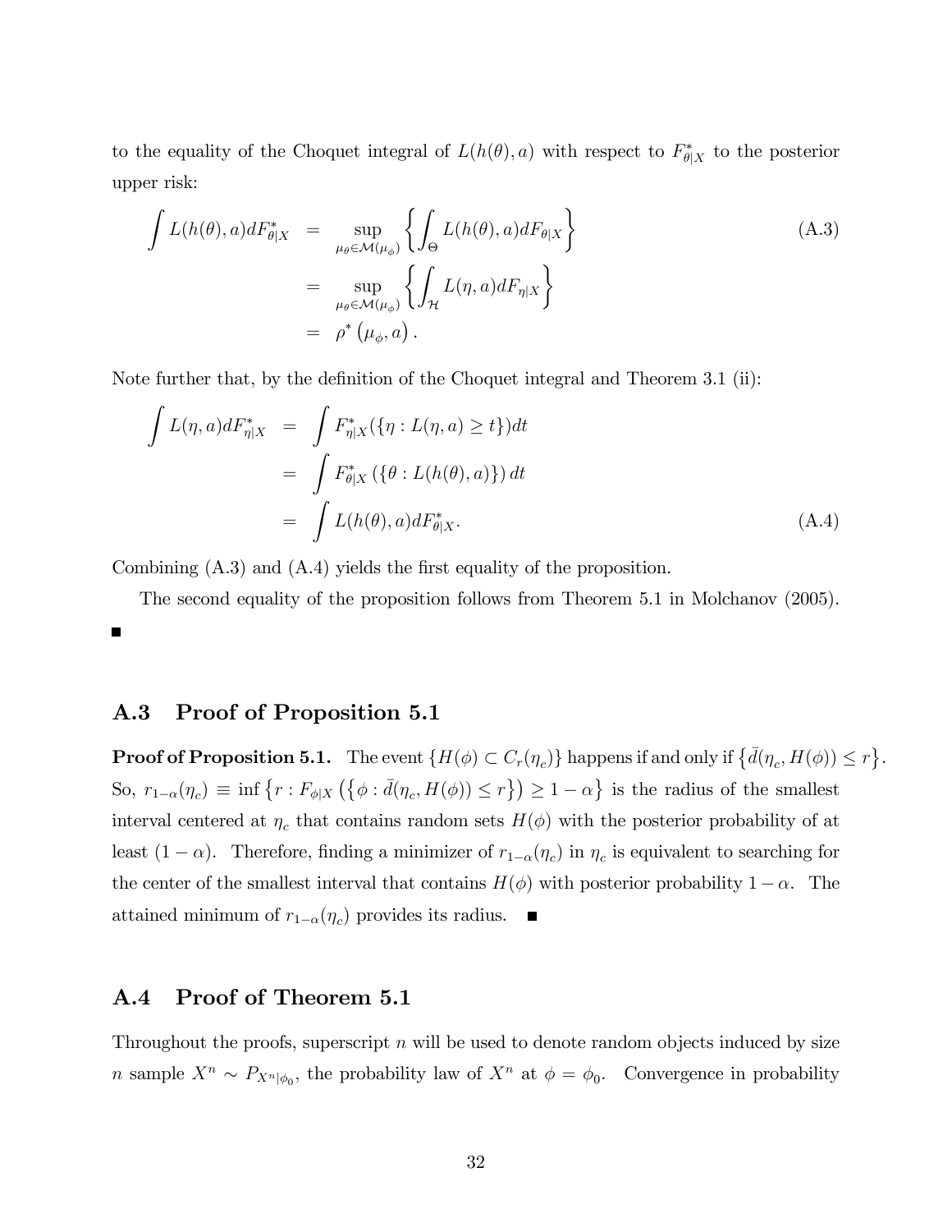to the equality of the Choquet integral of $L(h(\theta), a)$ with respect to $F^*_{\theta|X}$ to the posterior upper risk:

$$
\begin{aligned}
\int L(h(\theta), a) dF^*_{\theta|X} &= \sup_{\mu_\theta \in \mathcal{M}(\mu_\phi)} \left\{ \int_\Theta L(h(\theta), a) dF_{\theta|X} \right\} \\
&= \sup_{\mu_\theta \in \mathcal{M}(\mu_\phi)} \left\{ \int_\mathcal{H} L(\eta, a) dF_{\eta|X} \right\} \\
&= \rho^* \left( \mu_\phi, a \right).
\end{aligned} \tag{A.3}
$$

Note further that, by the definition of the Choquet integral and Theorem 3.1 (ii):

$$
\begin{aligned}
\int L(\eta, a) dF^*_{\eta|X} &= \int F^*_{\eta|X}(\{\eta : L(\eta, a) \geq t\}) dt \\
&= \int F^*_{\theta|X} \left( \{\theta : L(h(\theta), a)\} \right) dt \\
&= \int L(h(\theta), a) dF^*_{\theta|X}.
\end{aligned} \tag{A.4}
$$

Combining (A.3) and (A.4) yields the first equality of the proposition.

The second equality of the proposition follows from Theorem 5.1 in Molchanov (2005). ∎

## A.3 Proof of Proposition 5.1

**Proof of Proposition 5.1.** The event $\{H(\phi) \subset C_r(\eta_c)\}$ happens if and only if $\left\{ \bar{d}(\eta_c, H(\phi)) \leq r \right\}$. So, $r_{1-\alpha}(\eta_c) \equiv \inf \left\{ r : F_{\phi|X} \left( \left\{ \phi : \bar{d}(\eta_c, H(\phi)) \leq r \right\} \right) \geq 1 - \alpha \right\}$ is the radius of the smallest interval centered at $\eta_c$ that contains random sets $H(\phi)$ with the posterior probability of at least $(1 - \alpha)$. Therefore, finding a minimizer of $r_{1-\alpha}(\eta_c)$ in $\eta_c$ is equivalent to searching for the center of the smallest interval that contains $H(\phi)$ with posterior probability $1 - \alpha$. The attained minimum of $r_{1-\alpha}(\eta_c)$ provides its radius. ∎

## A.4 Proof of Theorem 5.1

Throughout the proofs, superscript $n$ will be used to denote random objects induced by size $n$ sample $X^n \sim P_{X^n|\phi_0}$, the probability law of $X^n$ at $\phi = \phi_0$. Convergence in probability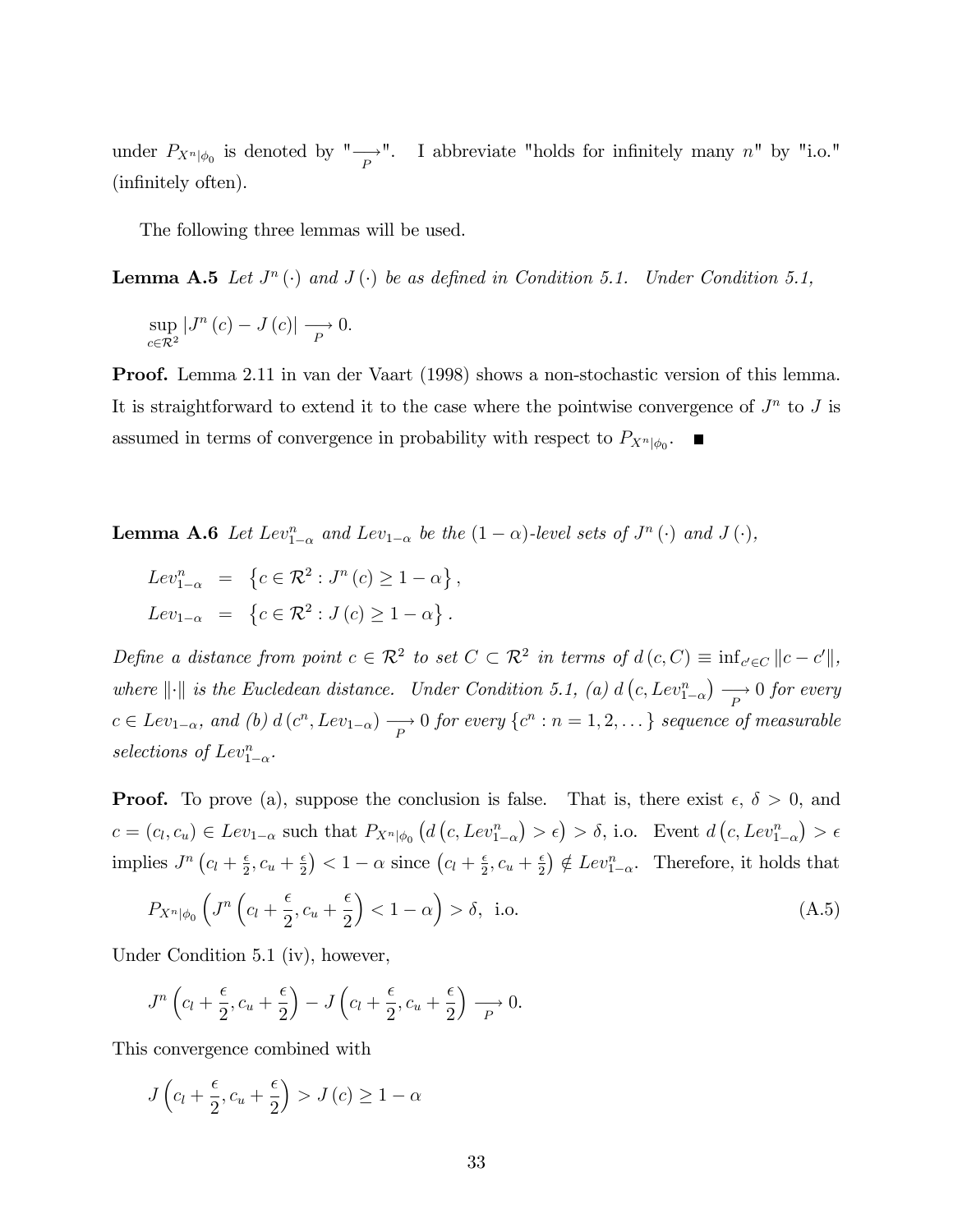under $P_{X^n|\phi_0}$ is denoted by "$\underset{P}{\longrightarrow}$". I abbreviate "holds for infinitely many $n$" by "i.o." (infinitely often).

The following three lemmas will be used.

**Lemma A.5** *Let $J^n(\cdot)$ and $J(\cdot)$ be as defined in Condition 5.1. Under Condition 5.1,*

$$\sup_{c \in \mathcal{R}^2} |J^n(c) - J(c)| \underset{P}{\longrightarrow} 0.$$

**Proof.** Lemma 2.11 in van der Vaart (1998) shows a non-stochastic version of this lemma. It is straightforward to extend it to the case where the pointwise convergence of $J^n$ to $J$ is assumed in terms of convergence in probability with respect to $P_{X^n|\phi_0}$. ■

**Lemma A.6** *Let $Lev^n_{1-\alpha}$ and $Lev_{1-\alpha}$ be the $(1-\alpha)$-level sets of $J^n(\cdot)$ and $J(\cdot)$,*

$$\begin{aligned} Lev^n_{1-\alpha} &= \left\{ c \in \mathcal{R}^2 : J^n(c) \geq 1-\alpha \right\}, \\ Lev_{1-\alpha} &= \left\{ c \in \mathcal{R}^2 : J(c) \geq 1-\alpha \right\}. \end{aligned}$$

*Define a distance from point $c \in \mathcal{R}^2$ to set $C \subset \mathcal{R}^2$ in terms of $d(c, C) \equiv \inf_{c' \in C} \|c - c'\|$, where $\|\cdot\|$ is the Eucledean distance. Under Condition 5.1, (a) $d\left(c, Lev^n_{1-\alpha}\right) \underset{P}{\longrightarrow} 0$ for every $c \in Lev_{1-\alpha}$, and (b) $d(c^n, Lev_{1-\alpha}) \underset{P}{\longrightarrow} 0$ for every $\{c^n : n = 1, 2, \dots\}$ sequence of measurable selections of $Lev^n_{1-\alpha}$.*

**Proof.** To prove (a), suppose the conclusion is false. That is, there exist $\epsilon$, $\delta > 0$, and $c = (c_l, c_u) \in Lev_{1-\alpha}$ such that $P_{X^n|\phi_0}\left(d\left(c, Lev^n_{1-\alpha}\right) > \epsilon\right) > \delta$, i.o. Event $d\left(c, Lev^n_{1-\alpha}\right) > \epsilon$ implies $J^n\left(c_l + \frac{\epsilon}{2}, c_u + \frac{\epsilon}{2}\right) < 1-\alpha$ since $\left(c_l + \frac{\epsilon}{2}, c_u + \frac{\epsilon}{2}\right) \notin Lev^n_{1-\alpha}$. Therefore, it holds that

$$P_{X^n|\phi_0}\left(J^n\left(c_l + \frac{\epsilon}{2}, c_u + \frac{\epsilon}{2}\right) < 1-\alpha\right) > \delta, \text{ i.o.} \tag{A.5}$$

Under Condition 5.1 (iv), however,

$$J^n\left(c_l + \frac{\epsilon}{2}, c_u + \frac{\epsilon}{2}\right) - J\left(c_l + \frac{\epsilon}{2}, c_u + \frac{\epsilon}{2}\right) \underset{P}{\longrightarrow} 0.$$

This convergence combined with

$$J\left(c_l + \frac{\epsilon}{2}, c_u + \frac{\epsilon}{2}\right) > J(c) \geq 1-\alpha$$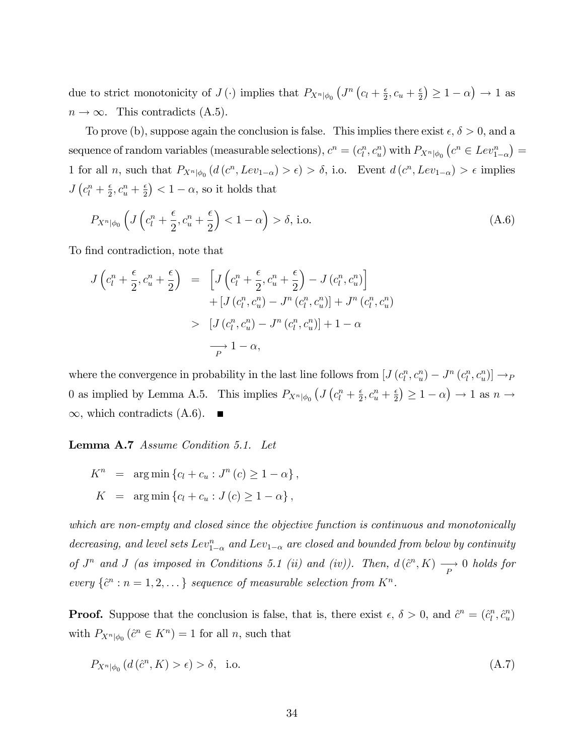due to strict monotonicity of $J(\cdot)$ implies that $P_{X^n|\phi_0}\left(J^n\left(c_l + \frac{\epsilon}{2}, c_u + \frac{\epsilon}{2}\right) \geq 1-\alpha\right) \to 1$ as $n \to \infty$. This contradicts (A.5).

To prove (b), suppose again the conclusion is false. This implies there exist $\epsilon$, $\delta > 0$, and a sequence of random variables (measurable selections), $c^n = (c_l^n, c_u^n)$ with $P_{X^n|\phi_0}\left(c^n \in Lev_{1-\alpha}^n\right) = 1$ for all $n$, such that $P_{X^n|\phi_0}\left(d\left(c^n, Lev_{1-\alpha}\right) > \epsilon\right) > \delta$, i.o. Event $d\left(c^n, Lev_{1-\alpha}\right) > \epsilon$ implies $J\left(c_l^n + \frac{\epsilon}{2}, c_u^n + \frac{\epsilon}{2}\right) < 1-\alpha$, so it holds that

$$P_{X^n|\phi_0}\left(J\left(c_l^n + \frac{\epsilon}{2}, c_u^n + \frac{\epsilon}{2}\right) < 1-\alpha\right) > \delta, \text{ i.o.} \tag{A.6}$$

To find contradiction, note that

$$\begin{aligned}
J\left(c_l^n + \frac{\epsilon}{2}, c_u^n + \frac{\epsilon}{2}\right) &= \left[J\left(c_l^n + \frac{\epsilon}{2}, c_u^n + \frac{\epsilon}{2}\right) - J\left(c_l^n, c_u^n\right)\right] \\
&\quad + \left[J\left(c_l^n, c_u^n\right) - J^n\left(c_l^n, c_u^n\right)\right] + J^n\left(c_l^n, c_u^n\right) \\
&> \left[J\left(c_l^n, c_u^n\right) - J^n\left(c_l^n, c_u^n\right)\right] + 1-\alpha \\
&\underset{P}{\longrightarrow} 1-\alpha,
\end{aligned}$$

where the convergence in probability in the last line follows from $\left[J\left(c_l^n, c_u^n\right) - J^n\left(c_l^n, c_u^n\right)\right] \to_P 0$ as implied by Lemma A.5. This implies $P_{X^n|\phi_0}\left(J\left(c_l^n + \frac{\epsilon}{2}, c_u^n + \frac{\epsilon}{2}\right) \geq 1-\alpha\right) \to 1$ as $n \to \infty$, which contradicts (A.6). ■

**Lemma A.7** *Assume Condition 5.1. Let*

$$\begin{aligned}
K^n &= \arg\min\left\{c_l + c_u : J^n(c) \geq 1-\alpha\right\}, \\
K &= \arg\min\left\{c_l + c_u : J(c) \geq 1-\alpha\right\},
\end{aligned}$$

*which are non-empty and closed since the objective function is continuous and monotonically decreasing, and level sets $Lev_{1-\alpha}^n$ and $Lev_{1-\alpha}$ are closed and bounded from below by continuity of $J^n$ and $J$ (as imposed in Conditions 5.1 (ii) and (iv)). Then, $d(\hat{c}^n, K) \underset{P}{\longrightarrow} 0$ holds for every $\{\hat{c}^n : n = 1, 2, \dots\}$ sequence of measurable selection from $K^n$.*

**Proof.** Suppose that the conclusion is false, that is, there exist $\epsilon$, $\delta > 0$, and $\hat{c}^n = (\hat{c}_l^n, \hat{c}_u^n)$ with $P_{X^n|\phi_0}(\hat{c}^n \in K^n) = 1$ for all $n$, such that

$$P_{X^n|\phi_0}\left(d\left(\hat{c}^n, K\right) > \epsilon\right) > \delta, \quad \text{i.o.} \tag{A.7}$$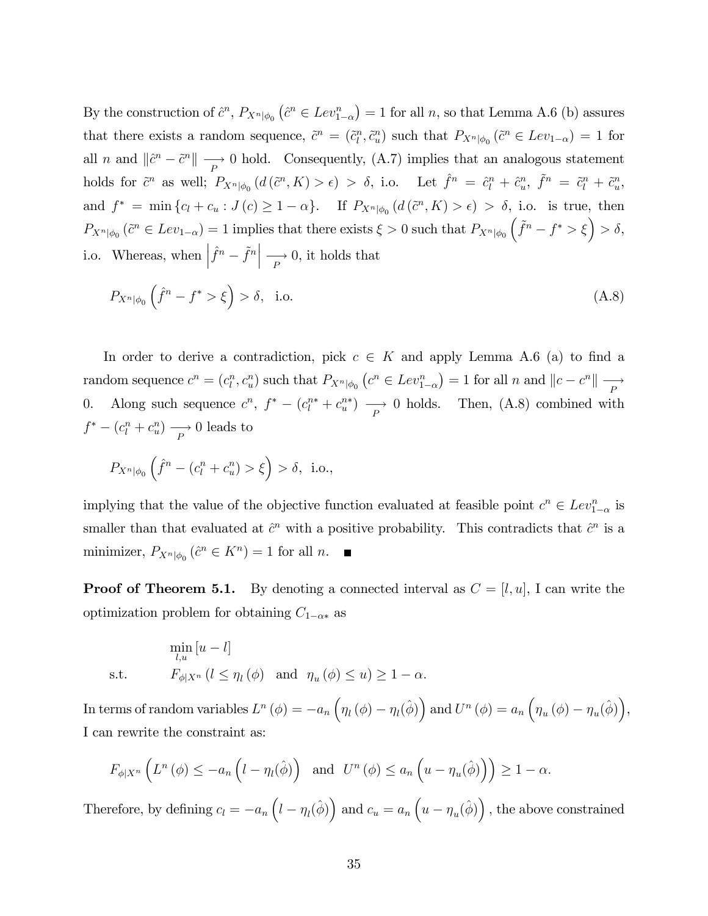By the construction of $\hat{c}^n$, $P_{X^n|\phi_0}\left(\hat{c}^n \in Lev^n_{1-\alpha}\right) = 1$ for all $n$, so that Lemma A.6 (b) assures that there exists a random sequence, $\tilde{c}^n = (\tilde{c}^n_l, \tilde{c}^n_u)$ such that $P_{X^n|\phi_0}\left(\tilde{c}^n \in Lev_{1-\alpha}\right) = 1$ for all $n$ and $\|\hat{c}^n - \tilde{c}^n\| \underset{P}{\longrightarrow} 0$ hold. Consequently, (A.7) implies that an analogous statement holds for $\tilde{c}^n$ as well; $P_{X^n|\phi_0}\left(d\left(\tilde{c}^n, K\right) > \epsilon\right) > \delta$, i.o. Let $\hat{f}^n = \hat{c}^n_l + \hat{c}^n_u$, $\tilde{f}^n = \tilde{c}^n_l + \tilde{c}^n_u$, and $f^* = \min\{c_l + c_u : J(c) \geq 1-\alpha\}$. If $P_{X^n|\phi_0}\left(d\left(\tilde{c}^n, K\right) > \epsilon\right) > \delta$, i.o. is true, then $P_{X^n|\phi_0}\left(\tilde{c}^n \in Lev_{1-\alpha}\right) = 1$ implies that there exists $\xi > 0$ such that $P_{X^n|\phi_0}\left(\tilde{f}^n - f^* > \xi\right) > \delta$, i.o. Whereas, when $\left|\hat{f}^n - \tilde{f}^n\right| \underset{P}{\longrightarrow} 0$, it holds that

$$P_{X^n|\phi_0}\left(\hat{f}^n - f^* > \xi\right) > \delta, \quad \text{i.o.} \tag{A.8}$$

In order to derive a contradiction, pick $c \in K$ and apply Lemma A.6 (a) to find a random sequence $c^n = (c^n_l, c^n_u)$ such that $P_{X^n|\phi_0}\left(c^n \in Lev^n_{1-\alpha}\right) = 1$ for all $n$ and $\|c - c^n\| \underset{P}{\longrightarrow} 0$. Along such sequence $c^n$, $f^* - (c^{n*}_l + c^{n*}_u) \underset{P}{\longrightarrow} 0$ holds. Then, (A.8) combined with $f^* - (c^n_l + c^n_u) \underset{P}{\longrightarrow} 0$ leads to

$$P_{X^n|\phi_0}\left(\hat{f}^n - (c^n_l + c^n_u) > \xi\right) > \delta, \text{ i.o.,}$$

implying that the value of the objective function evaluated at feasible point $c^n \in Lev^n_{1-\alpha}$ is smaller than that evaluated at $\hat{c}^n$ with a positive probability. This contradicts that $\hat{c}^n$ is a minimizer, $P_{X^n|\phi_0}\left(\hat{c}^n \in K^n\right) = 1$ for all $n$. ■

**Proof of Theorem 5.1.** By denoting a connected interval as $C = [l, u]$, I can write the optimization problem for obtaining $C_{1-\alpha*}$ as

$$\min_{l,u} [u - l]$$
$$\text{s.t.} \quad F_{\phi|X^n}\left(l \leq \eta_l(\phi) \text{ and } \eta_u(\phi) \leq u\right) \geq 1 - \alpha.$$

In terms of random variables $L^n(\phi) = -a_n\left(\eta_l(\phi) - \eta_l(\hat{\phi})\right)$ and $U^n(\phi) = a_n\left(\eta_u(\phi) - \eta_u(\hat{\phi})\right)$, I can rewrite the constraint as:

$$F_{\phi|X^n}\left(L^n(\phi) \leq -a_n\left(l - \eta_l(\hat{\phi})\right) \text{ and } U^n(\phi) \leq a_n\left(u - \eta_u(\hat{\phi})\right)\right) \geq 1 - \alpha.$$

Therefore, by defining $c_l = -a_n\left(l - \eta_l(\hat{\phi})\right)$ and $c_u = a_n\left(u - \eta_u(\hat{\phi})\right)$, the above constrained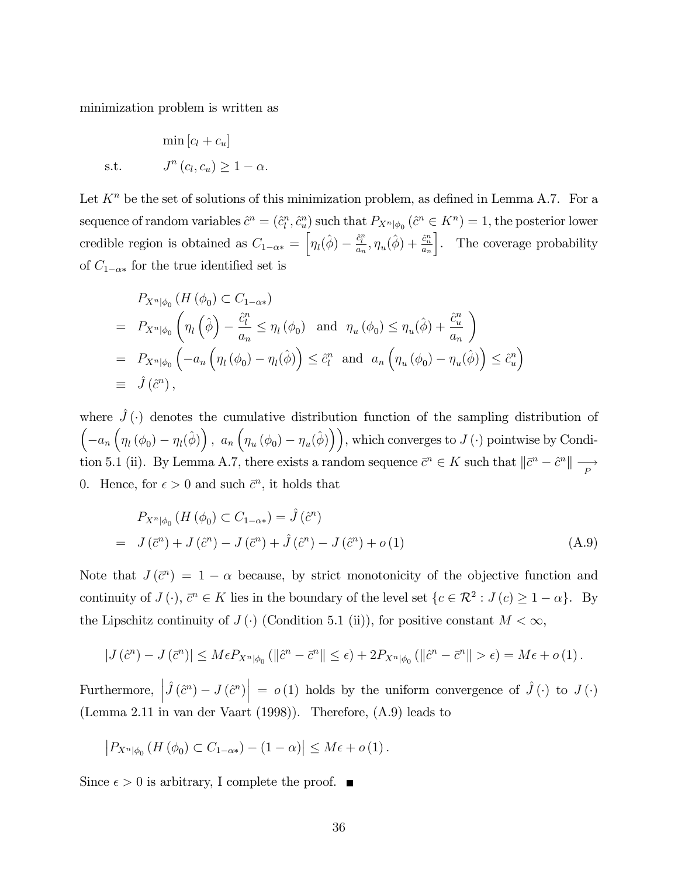minimization problem is written as

$$
\begin{aligned}
& \min \left[ c_l + c_u \right] \\
\text{s.t.} \quad & J^n \left( c_l, c_u \right) \geq 1 - \alpha.
\end{aligned}
$$

Let $K^n$ be the set of solutions of this minimization problem, as defined in Lemma A.7. For a sequence of random variables $\hat{c}^n = (\hat{c}_l^n, \hat{c}_u^n)$ such that $P_{X^n|\phi_0}(\hat{c}^n \in K^n) = 1$, the posterior lower credible region is obtained as $C_{1-\alpha *} = \left[ \eta_l(\hat{\phi}) - \frac{\hat{c}_l^n}{a_n}, \eta_u(\hat{\phi}) + \frac{\hat{c}_u^n}{a_n} \right]$. The coverage probability of $C_{1-\alpha *}$ for the true identified set is

$$
\begin{aligned}
& P_{X^n|\phi_0} \left( H\left(\phi_0\right) \subset C_{1-\alpha *} \right) \\
= \; & P_{X^n|\phi_0} \left( \eta_l\left(\hat{\phi}\right) - \frac{\hat{c}_l^n}{a_n} \leq \eta_l\left(\phi_0\right) \;\; \text{and} \;\; \eta_u\left(\phi_0\right) \leq \eta_u(\hat{\phi}) + \frac{\hat{c}_u^n}{a_n} \right) \\
= \; & P_{X^n|\phi_0} \left( -a_n \left( \eta_l\left(\phi_0\right) - \eta_l(\hat{\phi}) \right) \leq \hat{c}_l^n \;\; \text{and} \;\; a_n \left( \eta_u\left(\phi_0\right) - \eta_u(\hat{\phi}) \right) \leq \hat{c}_u^n \right) \\
\equiv \; & \hat{J}\left(\hat{c}^n\right),
\end{aligned}
$$

where $\hat{J}(\cdot)$ denotes the cumulative distribution function of the sampling distribution of $\left( -a_n \left( \eta_l\left(\phi_0\right) - \eta_l(\hat{\phi}) \right), \; a_n \left( \eta_u\left(\phi_0\right) - \eta_u(\hat{\phi}) \right) \right)$, which converges to $J(\cdot)$ pointwise by Condition 5.1 (ii). By Lemma A.7, there exists a random sequence $\bar{c}^n \in K$ such that $\|\bar{c}^n - \hat{c}^n\| \underset{P}{\longrightarrow} 0$. Hence, for $\epsilon > 0$ and such $\bar{c}^n$, it holds that

$$
\begin{aligned}
& P_{X^n|\phi_0} \left( H\left(\phi_0\right) \subset C_{1-\alpha *} \right) = \hat{J}\left(\hat{c}^n\right) \\
= \; & J\left(\bar{c}^n\right) + J\left(\hat{c}^n\right) - J\left(\bar{c}^n\right) + \hat{J}\left(\hat{c}^n\right) - J\left(\hat{c}^n\right) + o(1)
\end{aligned}
\tag{A.9}
$$

Note that $J\left(\bar{c}^n\right) = 1 - \alpha$ because, by strict monotonicity of the objective function and continuity of $J(\cdot)$, $\bar{c}^n \in K$ lies in the boundary of the level set $\{c \in \mathcal{R}^2 : J(c) \geq 1 - \alpha\}$. By the Lipschitz continuity of $J(\cdot)$ (Condition 5.1 (ii)), for positive constant $M < \infty$,

$$
\left| J\left(\hat{c}^n\right) - J\left(\bar{c}^n\right) \right| \leq M \epsilon P_{X^n|\phi_0} \left( \|\hat{c}^n - \bar{c}^n\| \leq \epsilon \right) + 2 P_{X^n|\phi_0} \left( \|\hat{c}^n - \bar{c}^n\| > \epsilon \right) = M\epsilon + o(1).
$$

Furthermore, $\left| \hat{J}\left(\hat{c}^n\right) - J\left(\hat{c}^n\right) \right| = o(1)$ holds by the uniform convergence of $\hat{J}(\cdot)$ to $J(\cdot)$ (Lemma 2.11 in van der Vaart (1998)). Therefore, (A.9) leads to

$$
\left| P_{X^n|\phi_0} \left( H\left(\phi_0\right) \subset C_{1-\alpha *} \right) - (1 - \alpha) \right| \leq M\epsilon + o(1).
$$

Since $\epsilon > 0$ is arbitrary, I complete the proof. ■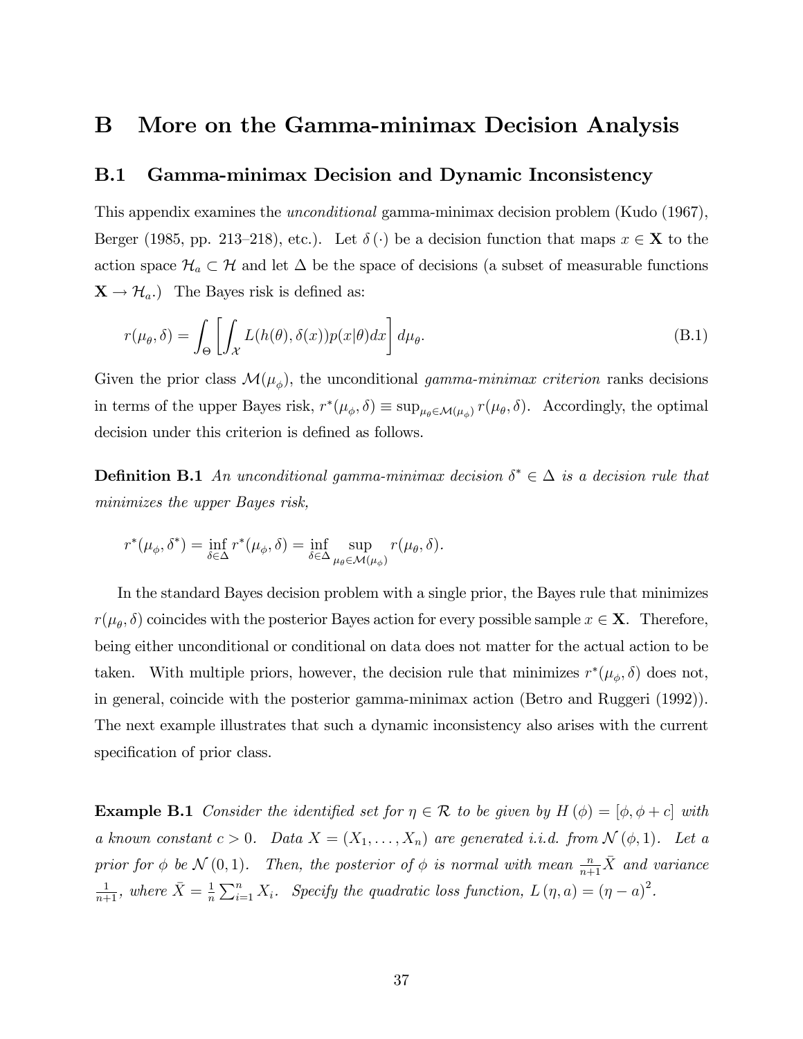# B More on the Gamma-minimax Decision Analysis

## B.1 Gamma-minimax Decision and Dynamic Inconsistency

This appendix examines the *unconditional* gamma-minimax decision problem (Kudo (1967), Berger (1985, pp. 213–218), etc.). Let $\delta(\cdot)$ be a decision function that maps $x \in \mathbf{X}$ to the action space $\mathcal{H}_a \subset \mathcal{H}$ and let $\Delta$ be the space of decisions (a subset of measurable functions $\mathbf{X} \to \mathcal{H}_a$.) The Bayes risk is defined as:

$$r(\mu_\theta, \delta) = \int_\Theta \left[ \int_{\mathcal{X}} L(h(\theta), \delta(x)) p(x|\theta) dx \right] d\mu_\theta. \tag{B.1}$$

Given the prior class $\mathcal{M}(\mu_\phi)$, the unconditional *gamma-minimax criterion* ranks decisions in terms of the upper Bayes risk, $r^*(\mu_\phi, \delta) \equiv \sup_{\mu_\theta \in \mathcal{M}(\mu_\phi)} r(\mu_\theta, \delta)$. Accordingly, the optimal decision under this criterion is defined as follows.

**Definition B.1** *An unconditional gamma-minimax decision $\delta^* \in \Delta$ is a decision rule that minimizes the upper Bayes risk,*

$$r^*(\mu_\phi, \delta^*) = \inf_{\delta \in \Delta} r^*(\mu_\phi, \delta) = \inf_{\delta \in \Delta} \sup_{\mu_\theta \in \mathcal{M}(\mu_\phi)} r(\mu_\theta, \delta).$$

In the standard Bayes decision problem with a single prior, the Bayes rule that minimizes $r(\mu_\theta, \delta)$ coincides with the posterior Bayes action for every possible sample $x \in \mathbf{X}$. Therefore, being either unconditional or conditional on data does not matter for the actual action to be taken. With multiple priors, however, the decision rule that minimizes $r^*(\mu_\phi, \delta)$ does not, in general, coincide with the posterior gamma-minimax action (Betro and Ruggeri (1992)). The next example illustrates that such a dynamic inconsistency also arises with the current specification of prior class.

**Example B.1** *Consider the identified set for $\eta \in \mathcal{R}$ to be given by $H(\phi) = [\phi, \phi + c]$ with a known constant $c > 0$. Data $X = (X_1, \ldots, X_n)$ are generated i.i.d. from $\mathcal{N}(\phi, 1)$. Let a prior for $\phi$ be $\mathcal{N}(0, 1)$. Then, the posterior of $\phi$ is normal with mean $\frac{n}{n+1}\bar{X}$ and variance $\frac{1}{n+1}$, where $\bar{X} = \frac{1}{n}\sum_{i=1}^n X_i$. Specify the quadratic loss function, $L(\eta, a) = (\eta - a)^2$.*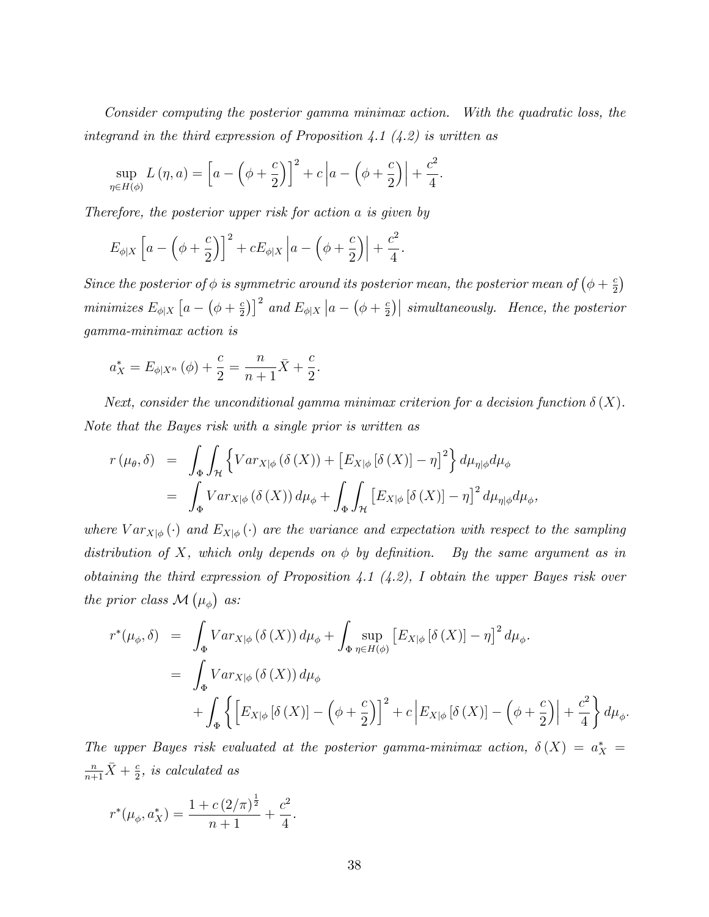*Consider computing the posterior gamma minimax action. With the quadratic loss, the integrand in the third expression of Proposition 4.1 (4.2) is written as*

$$\sup_{\eta \in H(\phi)} L(\eta, a) = \left[a - \left(\phi + \frac{c}{2}\right)\right]^2 + c\left|a - \left(\phi + \frac{c}{2}\right)\right| + \frac{c^2}{4}.$$

*Therefore, the posterior upper risk for action $a$ is given by*

$$E_{\phi|X}\left[a - \left(\phi + \frac{c}{2}\right)\right]^2 + cE_{\phi|X}\left|a - \left(\phi + \frac{c}{2}\right)\right| + \frac{c^2}{4}.$$

*Since the posterior of $\phi$ is symmetric around its posterior mean, the posterior mean of $\left(\phi + \frac{c}{2}\right)$ minimizes $E_{\phi|X}\left[a - \left(\phi + \frac{c}{2}\right)\right]^2$ and $E_{\phi|X}\left|a - \left(\phi + \frac{c}{2}\right)\right|$ simultaneously. Hence, the posterior gamma-minimax action is*

$$a_X^* = E_{\phi|X^n}(\phi) + \frac{c}{2} = \frac{n}{n+1}\bar{X} + \frac{c}{2}.$$

*Next, consider the unconditional gamma minimax criterion for a decision function $\delta(X)$. Note that the Bayes risk with a single prior is written as*

$$\begin{aligned}
r(\mu_\theta, \delta) &= \int_\Phi \int_{\mathcal{H}} \left\{Var_{X|\phi}(\delta(X)) + \left[E_{X|\phi}[\delta(X)] - \eta\right]^2\right\} d\mu_{\eta|\phi} d\mu_\phi \\
&= \int_\Phi Var_{X|\phi}(\delta(X)) d\mu_\phi + \int_\Phi \int_{\mathcal{H}} \left[E_{X|\phi}[\delta(X)] - \eta\right]^2 d\mu_{\eta|\phi} d\mu_\phi,
\end{aligned}$$

*where $Var_{X|\phi}(\cdot)$ and $E_{X|\phi}(\cdot)$ are the variance and expectation with respect to the sampling distribution of $X$, which only depends on $\phi$ by definition. By the same argument as in obtaining the third expression of Proposition 4.1 (4.2), I obtain the upper Bayes risk over the prior class $\mathcal{M}(\mu_\phi)$ as:*

$$\begin{aligned}
r^*(\mu_\phi, \delta) &= \int_\Phi Var_{X|\phi}(\delta(X)) d\mu_\phi + \int_\Phi \sup_{\eta \in H(\phi)} \left[E_{X|\phi}[\delta(X)] - \eta\right]^2 d\mu_\phi. \\
&= \int_\Phi Var_{X|\phi}(\delta(X)) d\mu_\phi \\
&\quad + \int_\Phi \left\{\left[E_{X|\phi}[\delta(X)] - \left(\phi + \frac{c}{2}\right)\right]^2 + c\left|E_{X|\phi}[\delta(X)] - \left(\phi + \frac{c}{2}\right)\right| + \frac{c^2}{4}\right\} d\mu_\phi.
\end{aligned}$$

*The upper Bayes risk evaluated at the posterior gamma-minimax action, $\delta(X) = a_X^* = \frac{n}{n+1}\bar{X} + \frac{c}{2}$, is calculated as*

$$r^*(\mu_\phi, a_X^*) = \frac{1 + c(2/\pi)^{\frac{1}{2}}}{n+1} + \frac{c^2}{4}.$$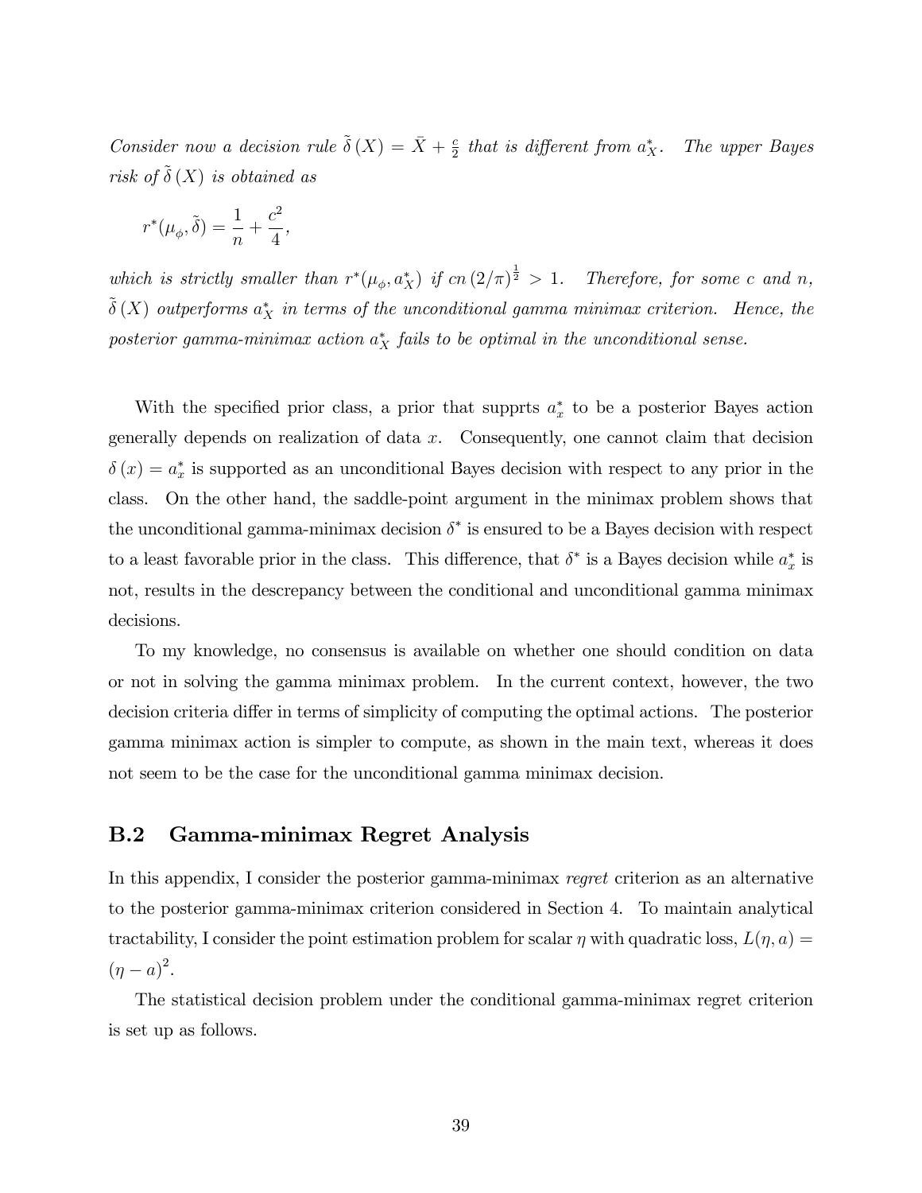*Consider now a decision rule $\tilde{\delta}(X) = \bar{X} + \frac{c}{2}$ that is different from $a_X^*$. The upper Bayes risk of $\tilde{\delta}(X)$ is obtained as*

$$r^*(\mu_\phi, \tilde{\delta}) = \frac{1}{n} + \frac{c^2}{4},$$

*which is strictly smaller than $r^*(\mu_\phi, a_X^*)$ if $cn(2/\pi)^{\frac{1}{2}} > 1$. Therefore, for some $c$ and $n$, $\tilde{\delta}(X)$ outperforms $a_X^*$ in terms of the unconditional gamma minimax criterion. Hence, the posterior gamma-minimax action $a_X^*$ fails to be optimal in the unconditional sense.*

With the specified prior class, a prior that supprts $a_x^*$ to be a posterior Bayes action generally depends on realization of data $x$. Consequently, one cannot claim that decision $\delta(x) = a_x^*$ is supported as an unconditional Bayes decision with respect to any prior in the class. On the other hand, the saddle-point argument in the minimax problem shows that the unconditional gamma-minimax decision $\delta^*$ is ensured to be a Bayes decision with respect to a least favorable prior in the class. This difference, that $\delta^*$ is a Bayes decision while $a_x^*$ is not, results in the descrepancy between the conditional and unconditional gamma minimax decisions.

To my knowledge, no consensus is available on whether one should condition on data or not in solving the gamma minimax problem. In the current context, however, the two decision criteria differ in terms of simplicity of computing the optimal actions. The posterior gamma minimax action is simpler to compute, as shown in the main text, whereas it does not seem to be the case for the unconditional gamma minimax decision.

## B.2 Gamma-minimax Regret Analysis

In this appendix, I consider the posterior gamma-minimax *regret* criterion as an alternative to the posterior gamma-minimax criterion considered in Section 4. To maintain analytical tractability, I consider the point estimation problem for scalar $\eta$ with quadratic loss, $L(\eta, a) = (\eta - a)^2$.

The statistical decision problem under the conditional gamma-minimax regret criterion is set up as follows.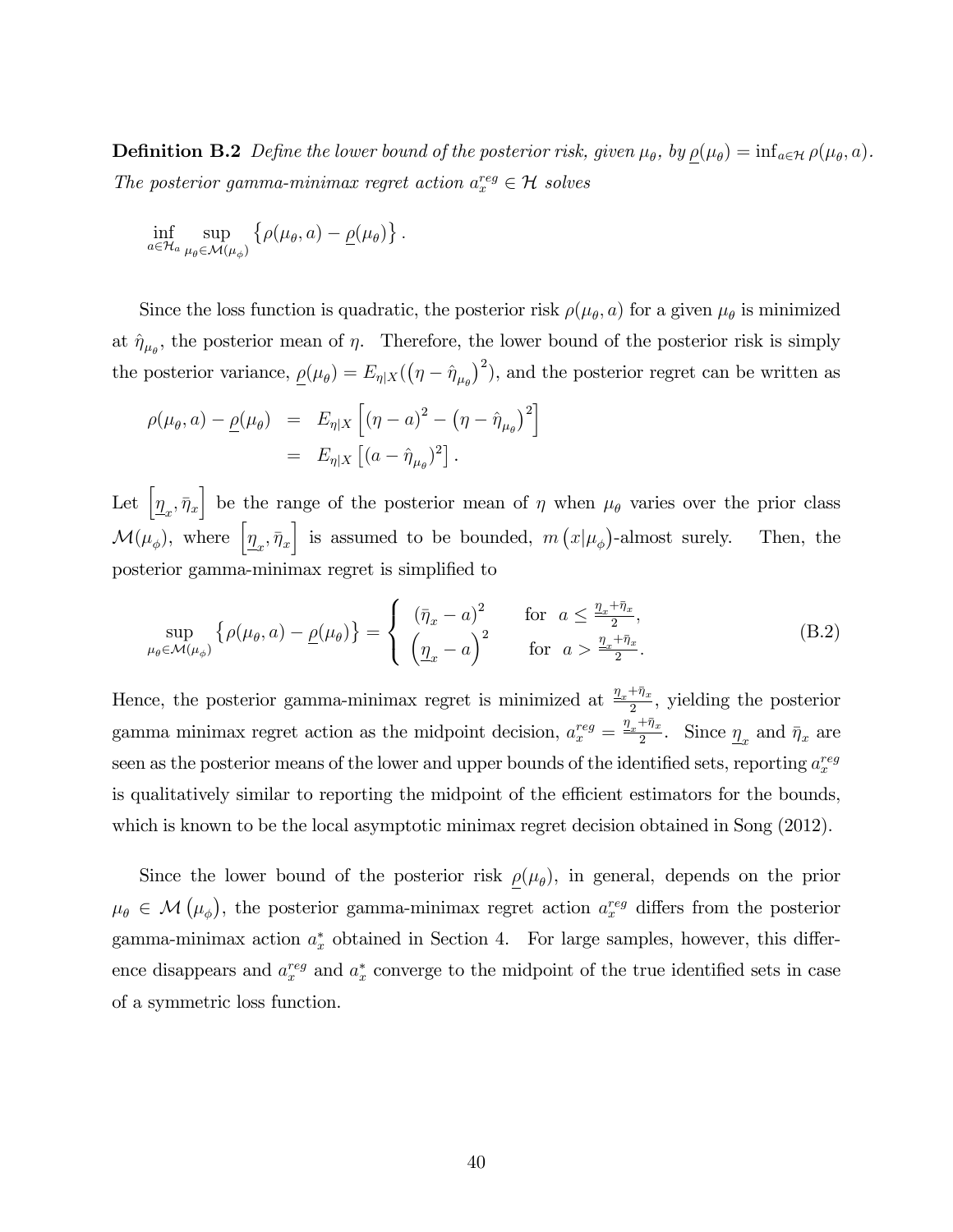**Definition B.2** *Define the lower bound of the posterior risk, given $\mu_\theta$, by $\underline{\rho}(\mu_\theta) = \inf_{a \in \mathcal{H}} \rho(\mu_\theta, a)$. The posterior gamma-minimax regret action $a_x^{reg} \in \mathcal{H}$ solves*

$$\inf_{a \in \mathcal{H}_a} \sup_{\mu_\theta \in \mathcal{M}(\mu_\phi)} \left\{ \rho(\mu_\theta, a) - \underline{\rho}(\mu_\theta) \right\}.$$

Since the loss function is quadratic, the posterior risk $\rho(\mu_\theta, a)$ for a given $\mu_\theta$ is minimized at $\hat{\eta}_{\mu_\theta}$, the posterior mean of $\eta$. Therefore, the lower bound of the posterior risk is simply the posterior variance, $\underline{\rho}(\mu_\theta) = E_{\eta|X}(\left(\eta - \hat{\eta}_{\mu_\theta}\right)^2)$, and the posterior regret can be written as

$$\begin{aligned}
\rho(\mu_\theta, a) - \underline{\rho}(\mu_\theta) &= E_{\eta|X}\left[ (\eta - a)^2 - \left(\eta - \hat{\eta}_{\mu_\theta}\right)^2 \right] \\
&= E_{\eta|X}\left[ (a - \hat{\eta}_{\mu_\theta})^2 \right].
\end{aligned}$$

Let $\left[\underline{\eta}_x, \bar{\eta}_x\right]$ be the range of the posterior mean of $\eta$ when $\mu_\theta$ varies over the prior class $\mathcal{M}(\mu_\phi)$, where $\left[\underline{\eta}_x, \bar{\eta}_x\right]$ is assumed to be bounded, $m\left(x|\mu_\phi\right)$-almost surely. Then, the posterior gamma-minimax regret is simplified to

$$\sup_{\mu_\theta \in \mathcal{M}(\mu_\phi)} \left\{ \rho(\mu_\theta, a) - \underline{\rho}(\mu_\theta) \right\} = \begin{cases} \left(\bar{\eta}_x - a\right)^2 & \text{for } \ a \leq \frac{\underline{\eta}_x + \bar{\eta}_x}{2}, \\ \left(\underline{\eta}_x - a\right)^2 & \text{for } \ a > \frac{\underline{\eta}_x + \bar{\eta}_x}{2}. \end{cases} \tag{B.2}$$

Hence, the posterior gamma-minimax regret is minimized at $\frac{\underline{\eta}_x + \bar{\eta}_x}{2}$, yielding the posterior gamma minimax regret action as the midpoint decision, $a_x^{reg} = \frac{\underline{\eta}_x + \bar{\eta}_x}{2}$. Since $\underline{\eta}_x$ and $\bar{\eta}_x$ are seen as the posterior means of the lower and upper bounds of the identified sets, reporting $a_x^{reg}$ is qualitatively similar to reporting the midpoint of the efficient estimators for the bounds, which is known to be the local asymptotic minimax regret decision obtained in Song (2012).

Since the lower bound of the posterior risk $\underline{\rho}(\mu_\theta)$, in general, depends on the prior $\mu_\theta \in \mathcal{M}\left(\mu_\phi\right)$, the posterior gamma-minimax regret action $a_x^{reg}$ differs from the posterior gamma-minimax action $a_x^*$ obtained in Section 4. For large samples, however, this difference disappears and $a_x^{reg}$ and $a_x^*$ converge to the midpoint of the true identified sets in case of a symmetric loss function.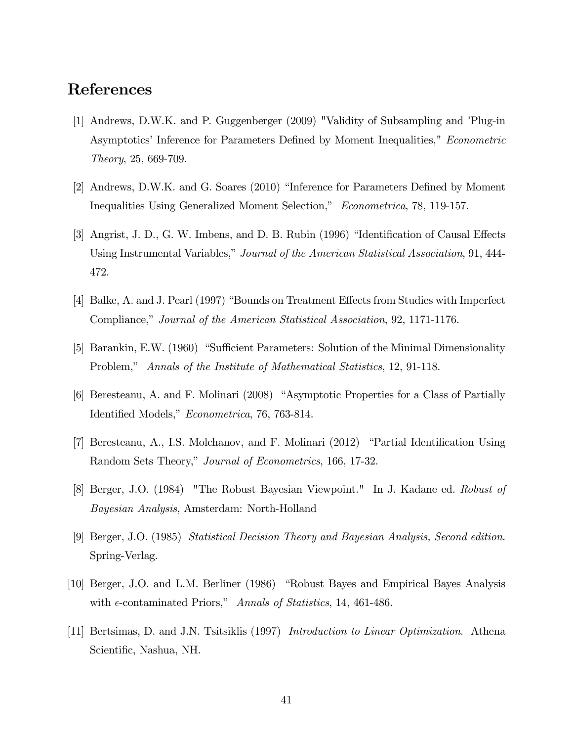## References

[1] Andrews, D.W.K. and P. Guggenberger (2009) "Validity of Subsampling and 'Plug-in Asymptotics' Inference for Parameters Defined by Moment Inequalities," *Econometric Theory*, 25, 669-709.

[2] Andrews, D.W.K. and G. Soares (2010) "Inference for Parameters Defined by Moment Inequalities Using Generalized Moment Selection," *Econometrica*, 78, 119-157.

[3] Angrist, J. D., G. W. Imbens, and D. B. Rubin (1996) "Identification of Causal Effects Using Instrumental Variables," *Journal of the American Statistical Association*, 91, 444-472.

[4] Balke, A. and J. Pearl (1997) "Bounds on Treatment Effects from Studies with Imperfect Compliance," *Journal of the American Statistical Association*, 92, 1171-1176.

[5] Barankin, E.W. (1960) "Sufficient Parameters: Solution of the Minimal Dimensionality Problem," *Annals of the Institute of Mathematical Statistics*, 12, 91-118.

[6] Beresteanu, A. and F. Molinari (2008) "Asymptotic Properties for a Class of Partially Identified Models," *Econometrica*, 76, 763-814.

[7] Beresteanu, A., I.S. Molchanov, and F. Molinari (2012) "Partial Identification Using Random Sets Theory," *Journal of Econometrics*, 166, 17-32.

[8] Berger, J.O. (1984) "The Robust Bayesian Viewpoint." In J. Kadane ed. *Robust of Bayesian Analysis*, Amsterdam: North-Holland

[9] Berger, J.O. (1985) *Statistical Decision Theory and Bayesian Analysis, Second edition*. Spring-Verlag.

[10] Berger, J.O. and L.M. Berliner (1986) "Robust Bayes and Empirical Bayes Analysis with $\epsilon$-contaminated Priors," *Annals of Statistics*, 14, 461-486.

[11] Bertsimas, D. and J.N. Tsitsiklis (1997) *Introduction to Linear Optimization*. Athena Scientific, Nashua, NH.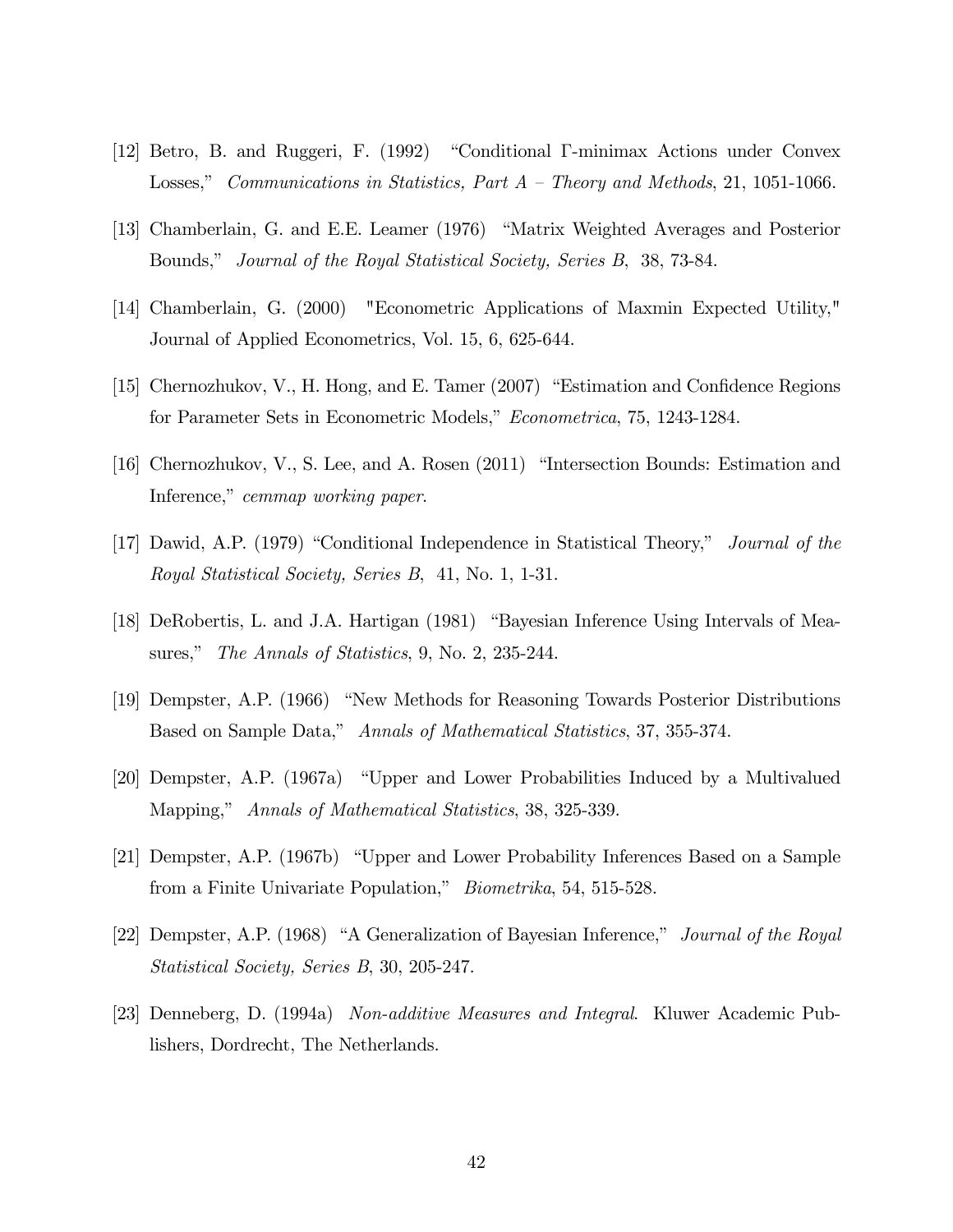[12] Betro, B. and Ruggeri, F. (1992) "Conditional $\Gamma$-minimax Actions under Convex Losses," *Communications in Statistics, Part A – Theory and Methods*, 21, 1051-1066.

[13] Chamberlain, G. and E.E. Leamer (1976) "Matrix Weighted Averages and Posterior Bounds," *Journal of the Royal Statistical Society, Series B*, 38, 73-84.

[14] Chamberlain, G. (2000) "Econometric Applications of Maxmin Expected Utility," Journal of Applied Econometrics, Vol. 15, 6, 625-644.

[15] Chernozhukov, V., H. Hong, and E. Tamer (2007) "Estimation and Confidence Regions for Parameter Sets in Econometric Models," *Econometrica*, 75, 1243-1284.

[16] Chernozhukov, V., S. Lee, and A. Rosen (2011) "Intersection Bounds: Estimation and Inference," *cemmap working paper*.

[17] Dawid, A.P. (1979) "Conditional Independence in Statistical Theory," *Journal of the Royal Statistical Society, Series B*, 41, No. 1, 1-31.

[18] DeRobertis, L. and J.A. Hartigan (1981) "Bayesian Inference Using Intervals of Measures," *The Annals of Statistics*, 9, No. 2, 235-244.

[19] Dempster, A.P. (1966) "New Methods for Reasoning Towards Posterior Distributions Based on Sample Data," *Annals of Mathematical Statistics*, 37, 355-374.

[20] Dempster, A.P. (1967a) "Upper and Lower Probabilities Induced by a Multivalued Mapping," *Annals of Mathematical Statistics*, 38, 325-339.

[21] Dempster, A.P. (1967b) "Upper and Lower Probability Inferences Based on a Sample from a Finite Univariate Population," *Biometrika*, 54, 515-528.

[22] Dempster, A.P. (1968) "A Generalization of Bayesian Inference," *Journal of the Royal Statistical Society, Series B*, 30, 205-247.

[23] Denneberg, D. (1994a) *Non-additive Measures and Integral*. Kluwer Academic Publishers, Dordrecht, The Netherlands.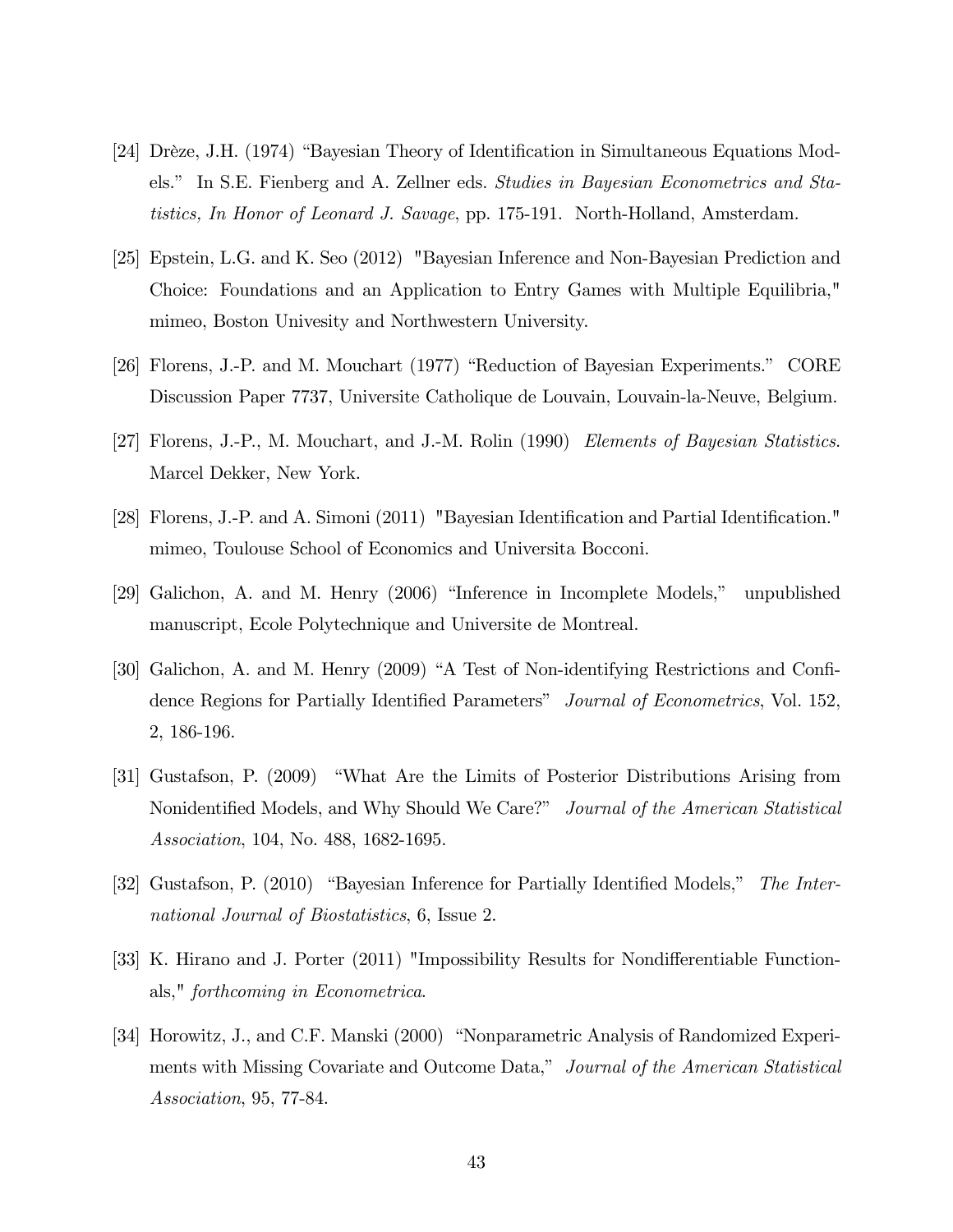[24] Drèze, J.H. (1974) "Bayesian Theory of Identification in Simultaneous Equations Models." In S.E. Fienberg and A. Zellner eds. *Studies in Bayesian Econometrics and Statistics, In Honor of Leonard J. Savage*, pp. 175-191. North-Holland, Amsterdam.

[25] Epstein, L.G. and K. Seo (2012) "Bayesian Inference and Non-Bayesian Prediction and Choice: Foundations and an Application to Entry Games with Multiple Equilibria," mimeo, Boston Univesity and Northwestern University.

[26] Florens, J.-P. and M. Mouchart (1977) "Reduction of Bayesian Experiments." CORE Discussion Paper 7737, Universite Catholique de Louvain, Louvain-la-Neuve, Belgium.

[27] Florens, J.-P., M. Mouchart, and J.-M. Rolin (1990) *Elements of Bayesian Statistics*. Marcel Dekker, New York.

[28] Florens, J.-P. and A. Simoni (2011) "Bayesian Identification and Partial Identification." mimeo, Toulouse School of Economics and Universita Bocconi.

[29] Galichon, A. and M. Henry (2006) "Inference in Incomplete Models," unpublished manuscript, Ecole Polytechnique and Universite de Montreal.

[30] Galichon, A. and M. Henry (2009) "A Test of Non-identifying Restrictions and Confidence Regions for Partially Identified Parameters" *Journal of Econometrics*, Vol. 152, 2, 186-196.

[31] Gustafson, P. (2009) "What Are the Limits of Posterior Distributions Arising from Nonidentified Models, and Why Should We Care?" *Journal of the American Statistical Association*, 104, No. 488, 1682-1695.

[32] Gustafson, P. (2010) "Bayesian Inference for Partially Identified Models," *The International Journal of Biostatistics*, 6, Issue 2.

[33] K. Hirano and J. Porter (2011) "Impossibility Results for Nondifferentiable Functionals," *forthcoming in Econometrica*.

[34] Horowitz, J., and C.F. Manski (2000) "Nonparametric Analysis of Randomized Experiments with Missing Covariate and Outcome Data," *Journal of the American Statistical Association*, 95, 77-84.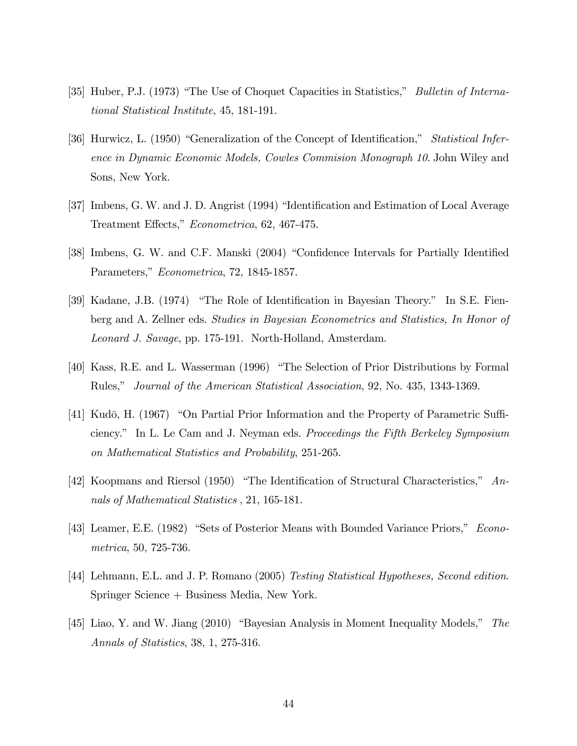[35] Huber, P.J. (1973) "The Use of Choquet Capacities in Statistics," *Bulletin of International Statistical Institute*, 45, 181-191.

[36] Hurwicz, L. (1950) "Generalization of the Concept of Identification," *Statistical Inference in Dynamic Economic Models, Cowles Commision Monograph 10*. John Wiley and Sons, New York.

[37] Imbens, G. W. and J. D. Angrist (1994) "Identification and Estimation of Local Average Treatment Effects," *Econometrica*, 62, 467-475.

[38] Imbens, G. W. and C.F. Manski (2004) "Confidence Intervals for Partially Identified Parameters," *Econometrica*, 72, 1845-1857.

[39] Kadane, J.B. (1974) "The Role of Identification in Bayesian Theory." In S.E. Fienberg and A. Zellner eds. *Studies in Bayesian Econometrics and Statistics, In Honor of Leonard J. Savage*, pp. 175-191. North-Holland, Amsterdam.

[40] Kass, R.E. and L. Wasserman (1996) "The Selection of Prior Distributions by Formal Rules," *Journal of the American Statistical Association*, 92, No. 435, 1343-1369.

[41] Kudō, H. (1967) "On Partial Prior Information and the Property of Parametric Sufficiency." In L. Le Cam and J. Neyman eds. *Proceedings the Fifth Berkeley Symposium on Mathematical Statistics and Probability*, 251-265.

[42] Koopmans and Riersol (1950) "The Identification of Structural Characteristics," *Annals of Mathematical Statistics* , 21, 165-181.

[43] Leamer, E.E. (1982) "Sets of Posterior Means with Bounded Variance Priors," *Econometrica*, 50, 725-736.

[44] Lehmann, E.L. and J. P. Romano (2005) *Testing Statistical Hypotheses, Second edition*. Springer Science + Business Media, New York.

[45] Liao, Y. and W. Jiang (2010) "Bayesian Analysis in Moment Inequality Models," *The Annals of Statistics*, 38, 1, 275-316.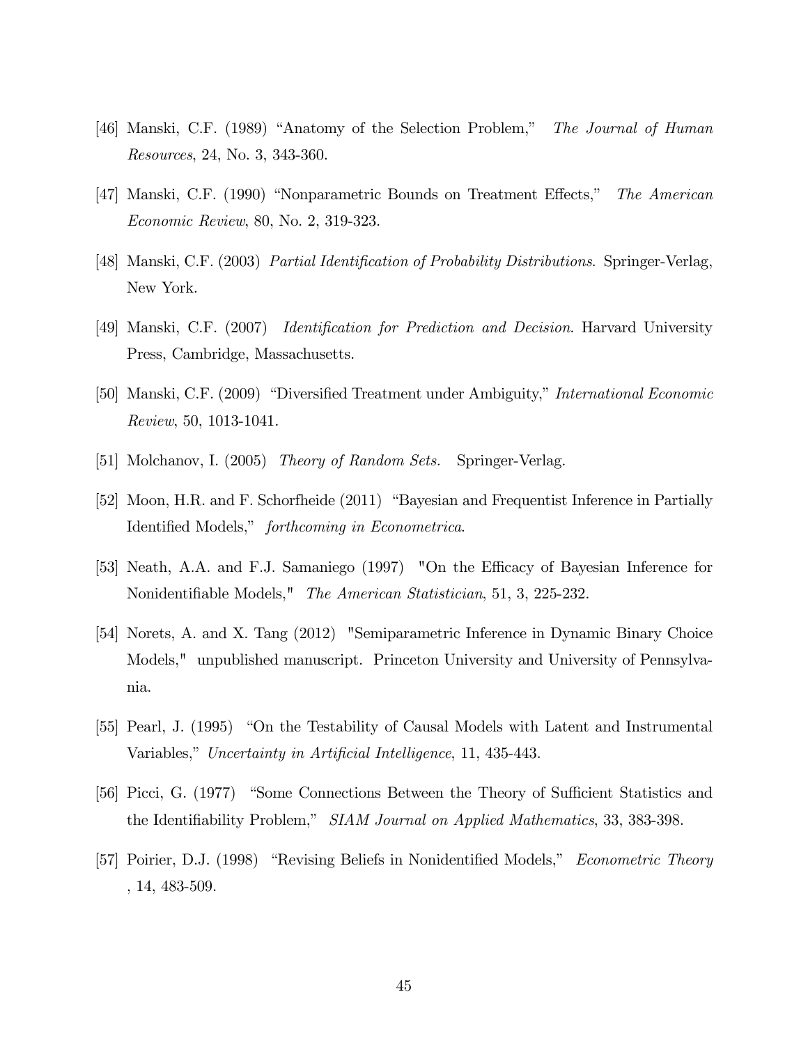[46] Manski, C.F. (1989) "Anatomy of the Selection Problem," *The Journal of Human Resources*, 24, No. 3, 343-360.

[47] Manski, C.F. (1990) "Nonparametric Bounds on Treatment Effects," *The American Economic Review*, 80, No. 2, 319-323.

[48] Manski, C.F. (2003) *Partial Identification of Probability Distributions*. Springer-Verlag, New York.

[49] Manski, C.F. (2007) *Identification for Prediction and Decision*. Harvard University Press, Cambridge, Massachusetts.

[50] Manski, C.F. (2009) "Diversified Treatment under Ambiguity," *International Economic Review*, 50, 1013-1041.

[51] Molchanov, I. (2005) *Theory of Random Sets.* Springer-Verlag.

[52] Moon, H.R. and F. Schorfheide (2011) "Bayesian and Frequentist Inference in Partially Identified Models," *forthcoming in Econometrica*.

[53] Neath, A.A. and F.J. Samaniego (1997) "On the Efficacy of Bayesian Inference for Nonidentifiable Models," *The American Statistician*, 51, 3, 225-232.

[54] Norets, A. and X. Tang (2012) "Semiparametric Inference in Dynamic Binary Choice Models," unpublished manuscript. Princeton University and University of Pennsylvania.

[55] Pearl, J. (1995) "On the Testability of Causal Models with Latent and Instrumental Variables," *Uncertainty in Artificial Intelligence*, 11, 435-443.

[56] Picci, G. (1977) "Some Connections Between the Theory of Sufficient Statistics and the Identifiability Problem," *SIAM Journal on Applied Mathematics*, 33, 383-398.

[57] Poirier, D.J. (1998) "Revising Beliefs in Nonidentified Models," *Econometric Theory* , 14, 483-509.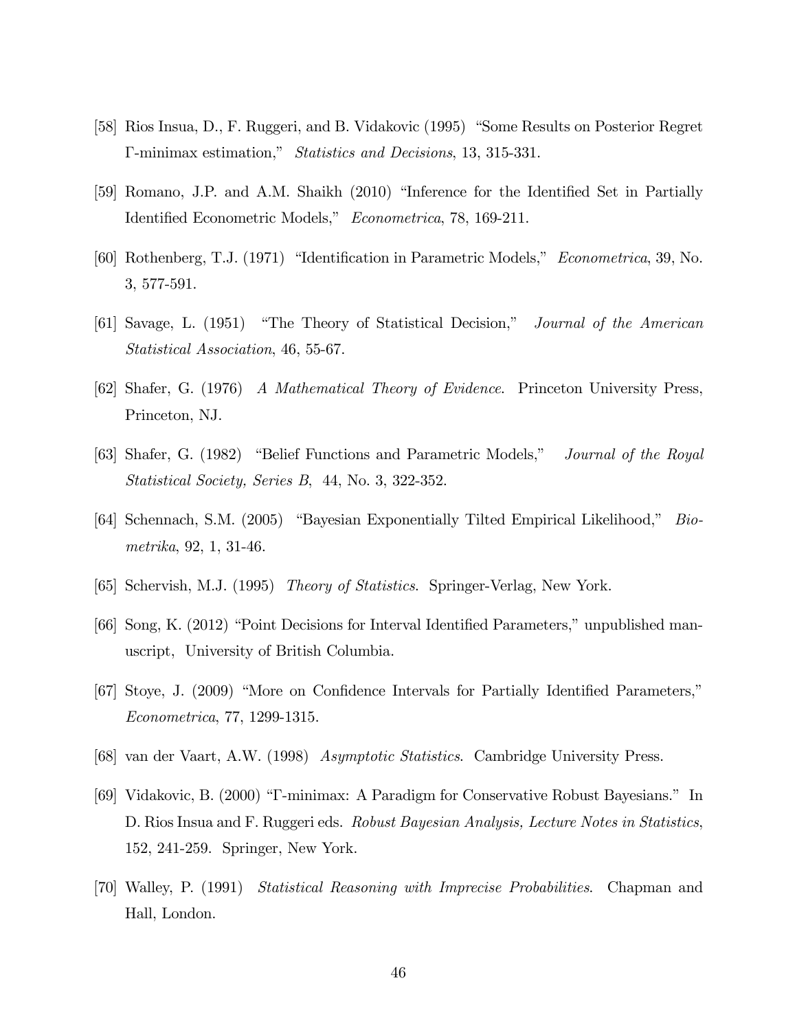[58] Rios Insua, D., F. Ruggeri, and B. Vidakovic (1995) "Some Results on Posterior Regret $\Gamma$-minimax estimation," *Statistics and Decisions*, 13, 315-331.

[59] Romano, J.P. and A.M. Shaikh (2010) "Inference for the Identified Set in Partially Identified Econometric Models," *Econometrica*, 78, 169-211.

[60] Rothenberg, T.J. (1971) "Identification in Parametric Models," *Econometrica*, 39, No. 3, 577-591.

[61] Savage, L. (1951) "The Theory of Statistical Decision," *Journal of the American Statistical Association*, 46, 55-67.

[62] Shafer, G. (1976) *A Mathematical Theory of Evidence*. Princeton University Press, Princeton, NJ.

[63] Shafer, G. (1982) "Belief Functions and Parametric Models," *Journal of the Royal Statistical Society, Series B*, 44, No. 3, 322-352.

[64] Schennach, S.M. (2005) "Bayesian Exponentially Tilted Empirical Likelihood," *Biometrika*, 92, 1, 31-46.

[65] Schervish, M.J. (1995) *Theory of Statistics*. Springer-Verlag, New York.

[66] Song, K. (2012) "Point Decisions for Interval Identified Parameters," unpublished manuscript, University of British Columbia.

[67] Stoye, J. (2009) "More on Confidence Intervals for Partially Identified Parameters," *Econometrica*, 77, 1299-1315.

[68] van der Vaart, A.W. (1998) *Asymptotic Statistics*. Cambridge University Press.

[69] Vidakovic, B. (2000) "$\Gamma$-minimax: A Paradigm for Conservative Robust Bayesians." In D. Rios Insua and F. Ruggeri eds. *Robust Bayesian Analysis, Lecture Notes in Statistics*, 152, 241-259. Springer, New York.

[70] Walley, P. (1991) *Statistical Reasoning with Imprecise Probabilities*. Chapman and Hall, London.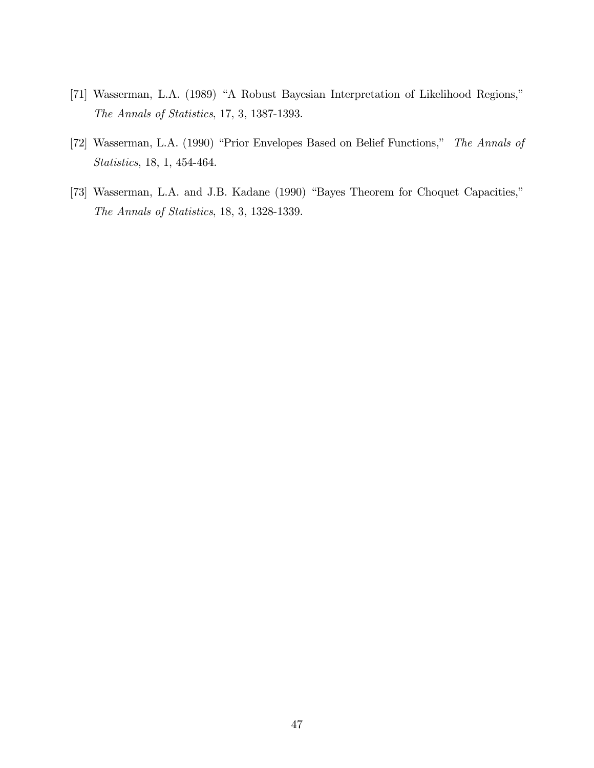[71] Wasserman, L.A. (1989) "A Robust Bayesian Interpretation of Likelihood Regions," *The Annals of Statistics*, 17, 3, 1387-1393.

[72] Wasserman, L.A. (1990) "Prior Envelopes Based on Belief Functions," *The Annals of Statistics*, 18, 1, 454-464.

[73] Wasserman, L.A. and J.B. Kadane (1990) "Bayes Theorem for Choquet Capacities," *The Annals of Statistics*, 18, 3, 1328-1339.